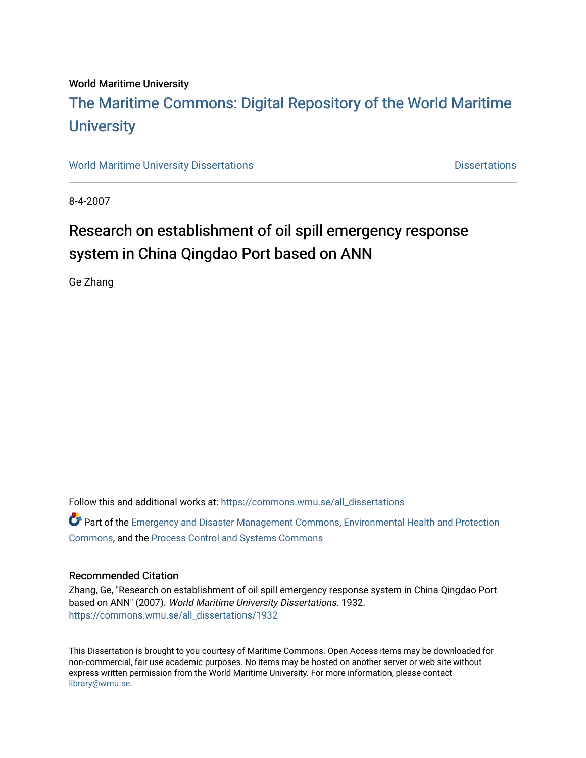World Maritime University

# The Maritime Commons: Digital Repository of the World Maritime University

World Maritime University Dissertations | Dissertations

8-4-2007

## Research on establishment of oil spill emergency response system in China Qingdao Port based on ANN

Ge Zhang

Follow this and additional works at: https://commons.wmu.se/all_dissertations

Part of the Emergency and Disaster Management Commons, Environmental Health and Protection Commons, and the Process Control and Systems Commons

### Recommended Citation

Zhang, Ge, "Research on establishment of oil spill emergency response system in China Qingdao Port based on ANN" (2007). *World Maritime University Dissertations*. 1932.
https://commons.wmu.se/all_dissertations/1932

This Dissertation is brought to you courtesy of Maritime Commons. Open Access items may be downloaded for non-commercial, fair use academic purposes. No items may be hosted on another server or web site without express written permission from the World Maritime University. For more information, please contact library@wmu.se.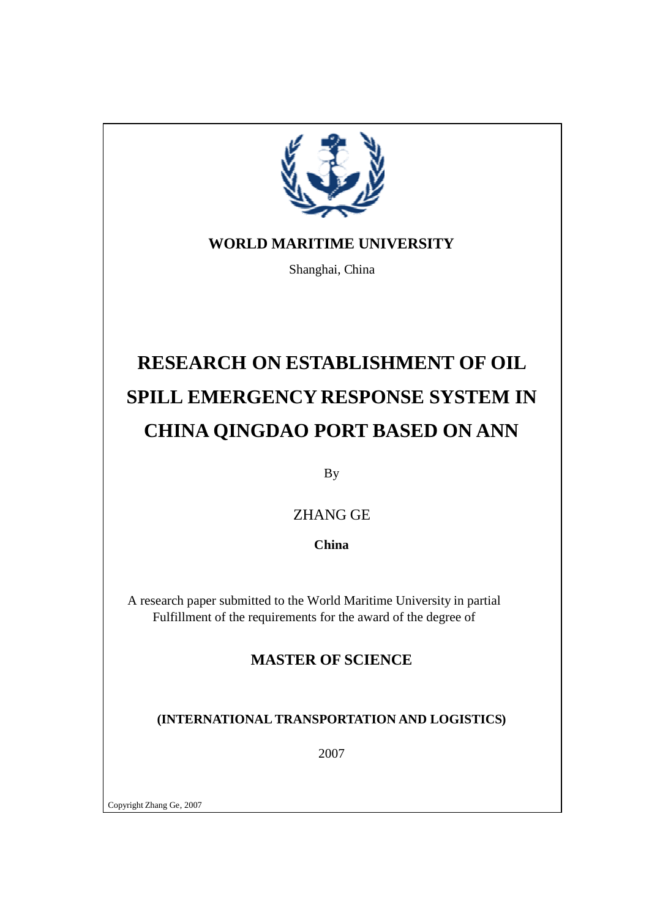**WORLD MARITIME UNIVERSITY**

Shanghai, China

# RESEARCH ON ESTABLISHMENT OF OIL SPILL EMERGENCY RESPONSE SYSTEM IN CHINA QINGDAO PORT BASED ON ANN

By

ZHANG GE

**China**

A research paper submitted to the World Maritime University in partial Fulfillment of the requirements for the award of the degree of

**MASTER OF SCIENCE**

**(INTERNATIONAL TRANSPORTATION AND LOGISTICS)**

2007

Copyright Zhang Ge, 2007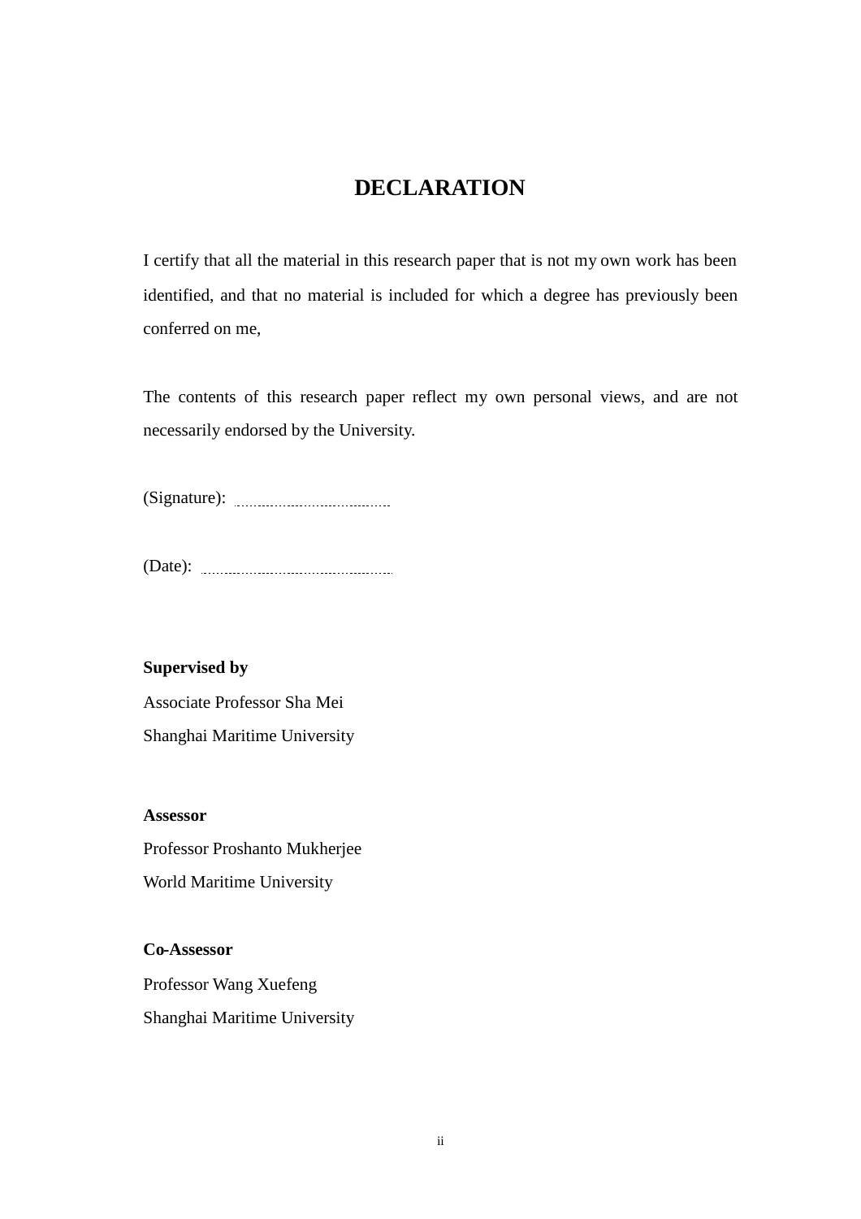# DECLARATION

I certify that all the material in this research paper that is not my own work has been identified, and that no material is included for which a degree has previously been conferred on me,

The contents of this research paper reflect my own personal views, and are not necessarily endorsed by the University.

(Signature): ............................................

(Date): ............................................

**Supervised by**

Associate Professor Sha Mei

Shanghai Maritime University

**Assessor**

Professor Proshanto Mukherjee

World Maritime University

**Co-Assessor**

Professor Wang Xuefeng

Shanghai Maritime University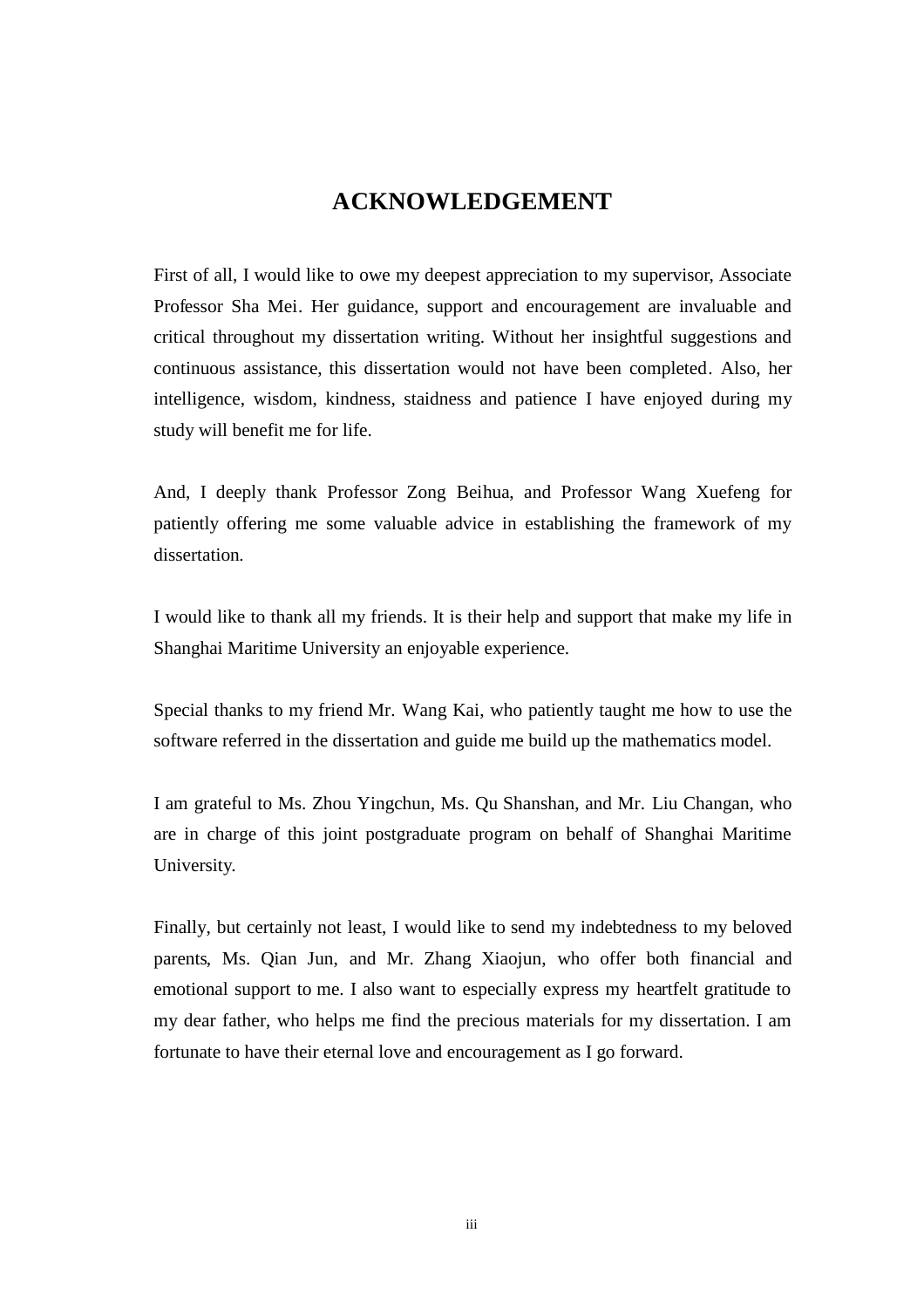# ACKNOWLEDGEMENT

First of all, I would like to owe my deepest appreciation to my supervisor, Associate Professor Sha Mei. Her guidance, support and encouragement are invaluable and critical throughout my dissertation writing. Without her insightful suggestions and continuous assistance, this dissertation would not have been completed. Also, her intelligence, wisdom, kindness, staidness and patience I have enjoyed during my study will benefit me for life.

And, I deeply thank Professor Zong Beihua, and Professor Wang Xuefeng for patiently offering me some valuable advice in establishing the framework of my dissertation.

I would like to thank all my friends. It is their help and support that make my life in Shanghai Maritime University an enjoyable experience.

Special thanks to my friend Mr. Wang Kai, who patiently taught me how to use the software referred in the dissertation and guide me build up the mathematics model.

I am grateful to Ms. Zhou Yingchun, Ms. Qu Shanshan, and Mr. Liu Changan, who are in charge of this joint postgraduate program on behalf of Shanghai Maritime University.

Finally, but certainly not least, I would like to send my indebtedness to my beloved parents, Ms. Qian Jun, and Mr. Zhang Xiaojun, who offer both financial and emotional support to me. I also want to especially express my heartfelt gratitude to my dear father, who helps me find the precious materials for my dissertation. I am fortunate to have their eternal love and encouragement as I go forward.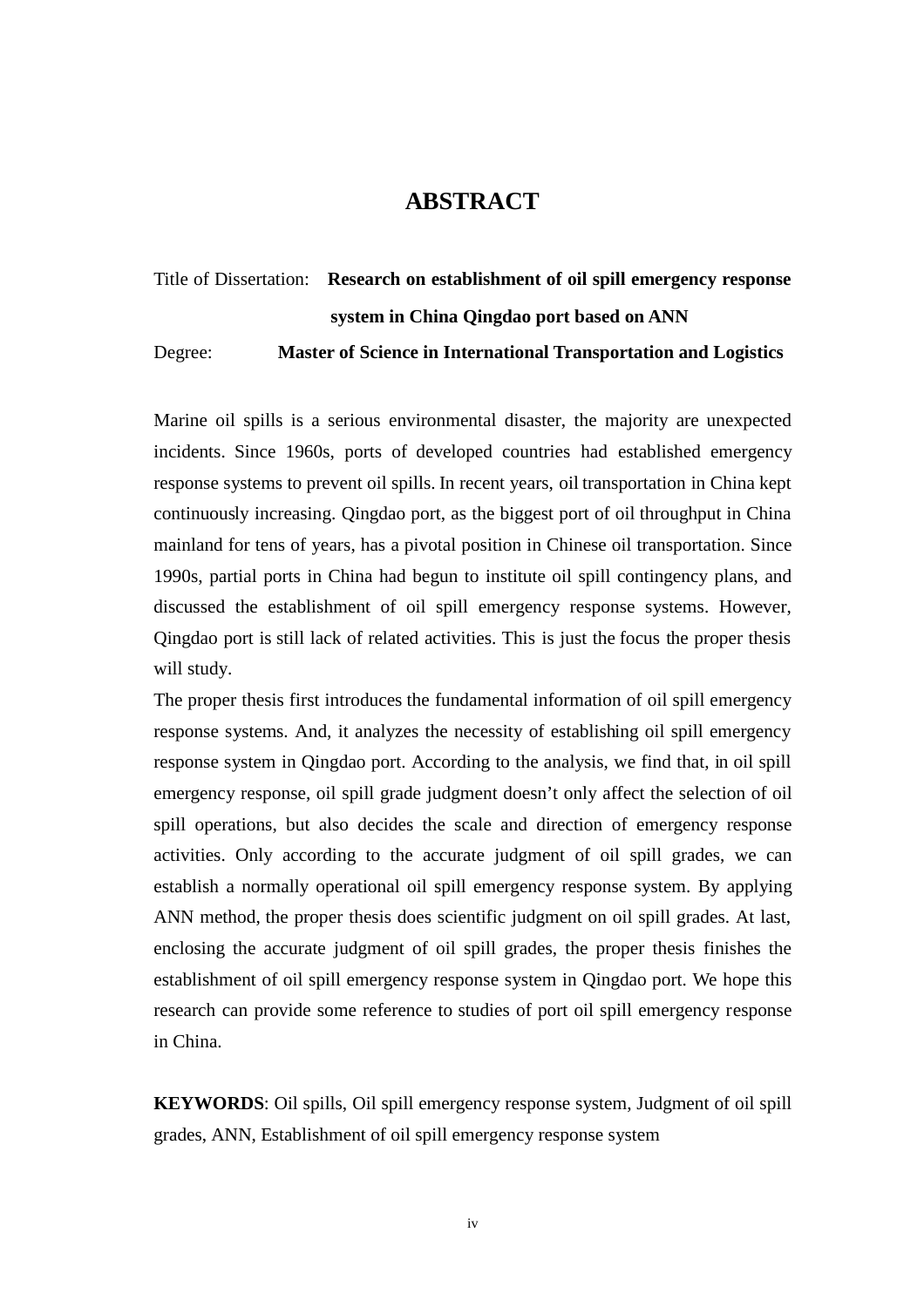# ABSTRACT

Title of Dissertation: **Research on establishment of oil spill emergency response system in China Qingdao port based on ANN**

Degree: **Master of Science in International Transportation and Logistics**

Marine oil spills is a serious environmental disaster, the majority are unexpected incidents. Since 1960s, ports of developed countries had established emergency response systems to prevent oil spills. In recent years, oil transportation in China kept continuously increasing. Qingdao port, as the biggest port of oil throughput in China mainland for tens of years, has a pivotal position in Chinese oil transportation. Since 1990s, partial ports in China had begun to institute oil spill contingency plans, and discussed the establishment of oil spill emergency response systems. However, Qingdao port is still lack of related activities. This is just the focus the proper thesis will study.

The proper thesis first introduces the fundamental information of oil spill emergency response systems. And, it analyzes the necessity of establishing oil spill emergency response system in Qingdao port. According to the analysis, we find that, in oil spill emergency response, oil spill grade judgment doesn't only affect the selection of oil spill operations, but also decides the scale and direction of emergency response activities. Only according to the accurate judgment of oil spill grades, we can establish a normally operational oil spill emergency response system. By applying ANN method, the proper thesis does scientific judgment on oil spill grades. At last, enclosing the accurate judgment of oil spill grades, the proper thesis finishes the establishment of oil spill emergency response system in Qingdao port. We hope this research can provide some reference to studies of port oil spill emergency response in China.

**KEYWORDS**: Oil spills, Oil spill emergency response system, Judgment of oil spill grades, ANN, Establishment of oil spill emergency response system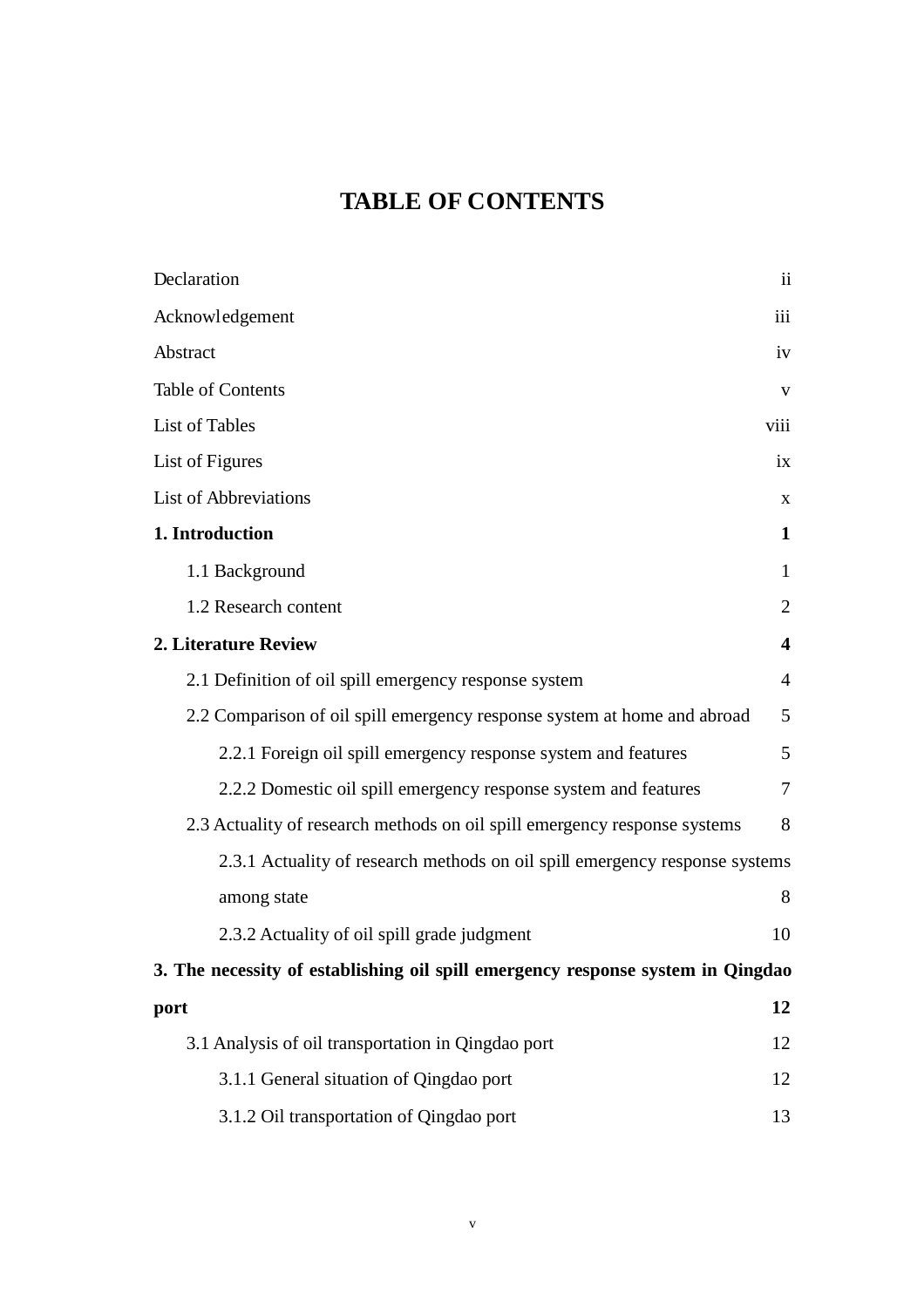# TABLE OF CONTENTS

| | |
|---|---|
| Declaration | ii |
| Acknowledgement | iii |
| Abstract | iv |
| Table of Contents | v |
| List of Tables | viii |
| List of Figures | ix |
| List of Abbreviations | x |
| **1. Introduction** | **1** |
| 1.1 Background | 1 |
| 1.2 Research content | 2 |
| **2. Literature Review** | **4** |
| 2.1 Definition of oil spill emergency response system | 4 |
| 2.2 Comparison of oil spill emergency response system at home and abroad | 5 |
| 2.2.1 Foreign oil spill emergency response system and features | 5 |
| 2.2.2 Domestic oil spill emergency response system and features | 7 |
| 2.3 Actuality of research methods on oil spill emergency response systems | 8 |
| 2.3.1 Actuality of research methods on oil spill emergency response systems among state | 8 |
| 2.3.2 Actuality of oil spill grade judgment | 10 |
| **3. The necessity of establishing oil spill emergency response system in Qingdao port** | **12** |
| 3.1 Analysis of oil transportation in Qingdao port | 12 |
| 3.1.1 General situation of Qingdao port | 12 |
| 3.1.2 Oil transportation of Qingdao port | 13 |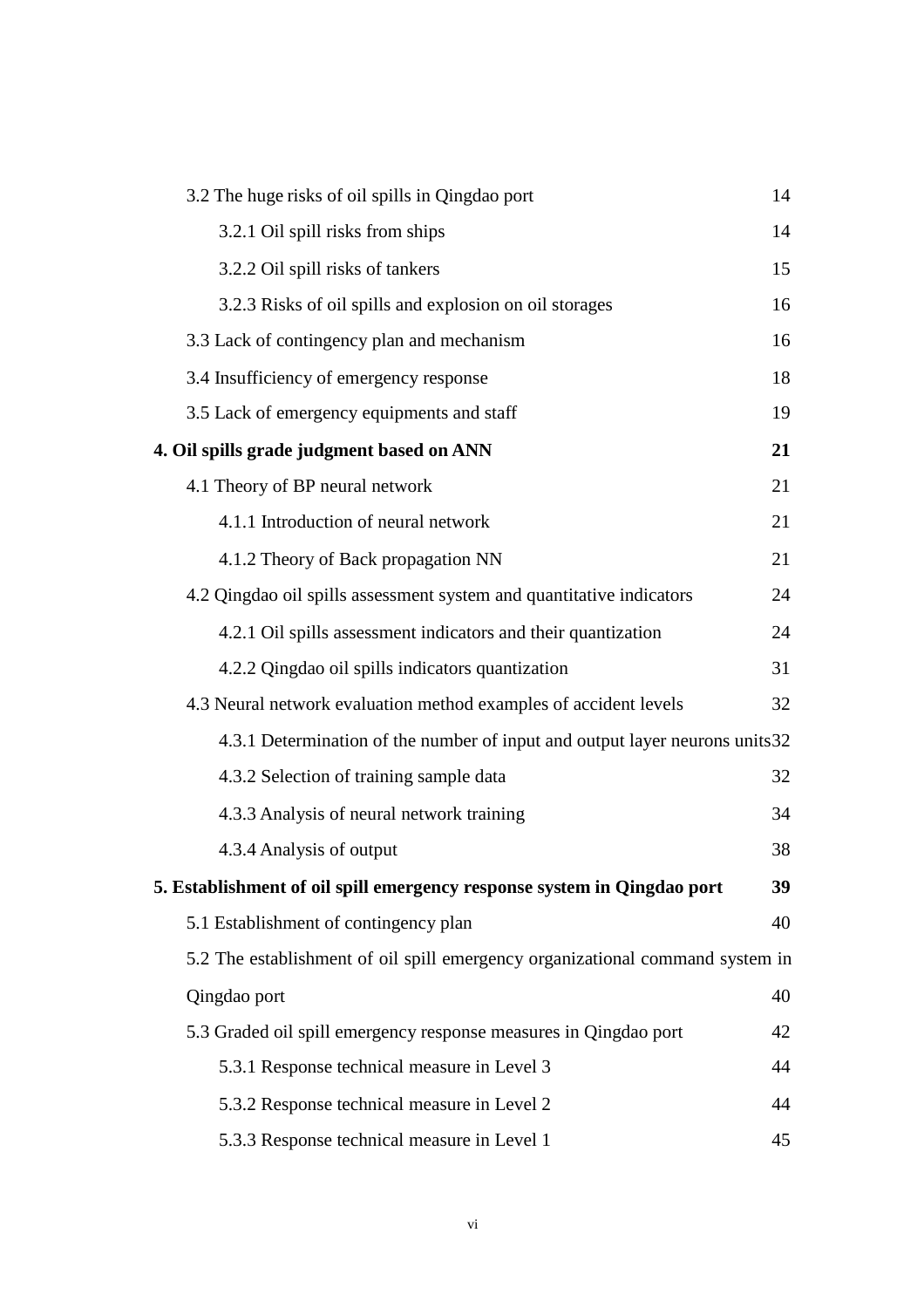3.2 The huge risks of oil spills in Qingdao port 14

3.2.1 Oil spill risks from ships 14

3.2.2 Oil spill risks of tankers 15

3.2.3 Risks of oil spills and explosion on oil storages 16

3.3 Lack of contingency plan and mechanism 16

3.4 Insufficiency of emergency response 18

3.5 Lack of emergency equipments and staff 19

**4. Oil spills grade judgment based on ANN 21**

4.1 Theory of BP neural network 21

4.1.1 Introduction of neural network 21

4.1.2 Theory of Back propagation NN 21

4.2 Qingdao oil spills assessment system and quantitative indicators 24

4.2.1 Oil spills assessment indicators and their quantization 24

4.2.2 Qingdao oil spills indicators quantization 31

4.3 Neural network evaluation method examples of accident levels 32

4.3.1 Determination of the number of input and output layer neurons units 32

4.3.2 Selection of training sample data 32

4.3.3 Analysis of neural network training 34

4.3.4 Analysis of output 38

**5. Establishment of oil spill emergency response system in Qingdao port 39**

5.1 Establishment of contingency plan 40

5.2 The establishment of oil spill emergency organizational command system in Qingdao port 40

5.3 Graded oil spill emergency response measures in Qingdao port 42

5.3.1 Response technical measure in Level 3 44

5.3.2 Response technical measure in Level 2 44

5.3.3 Response technical measure in Level 1 45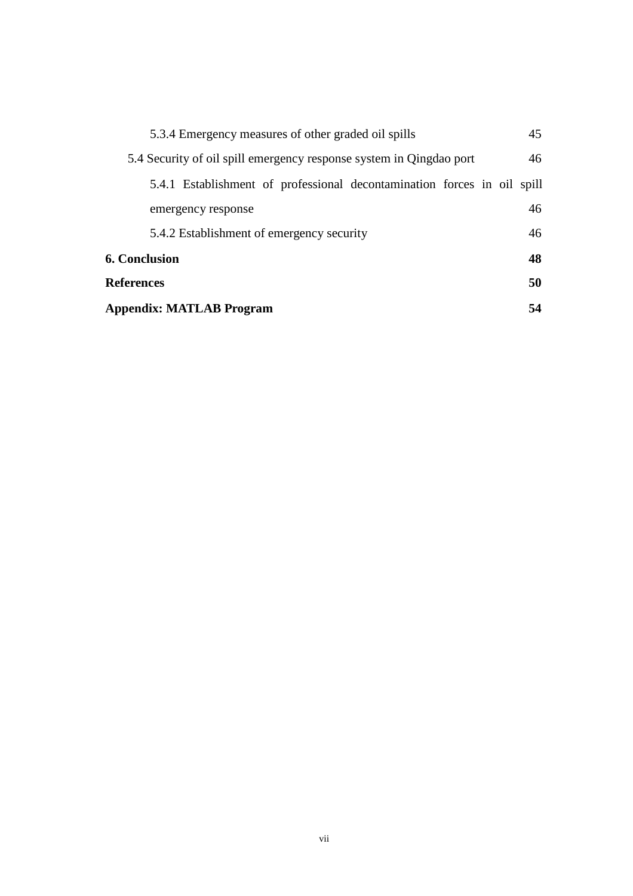5.3.4 Emergency measures of other graded oil spills 45

5.4 Security of oil spill emergency response system in Qingdao port 46

5.4.1 Establishment of professional decontamination forces in oil spill emergency response 46

5.4.2 Establishment of emergency security 46

**6. Conclusion 48**

**References 50**

**Appendix: MATLAB Program 54**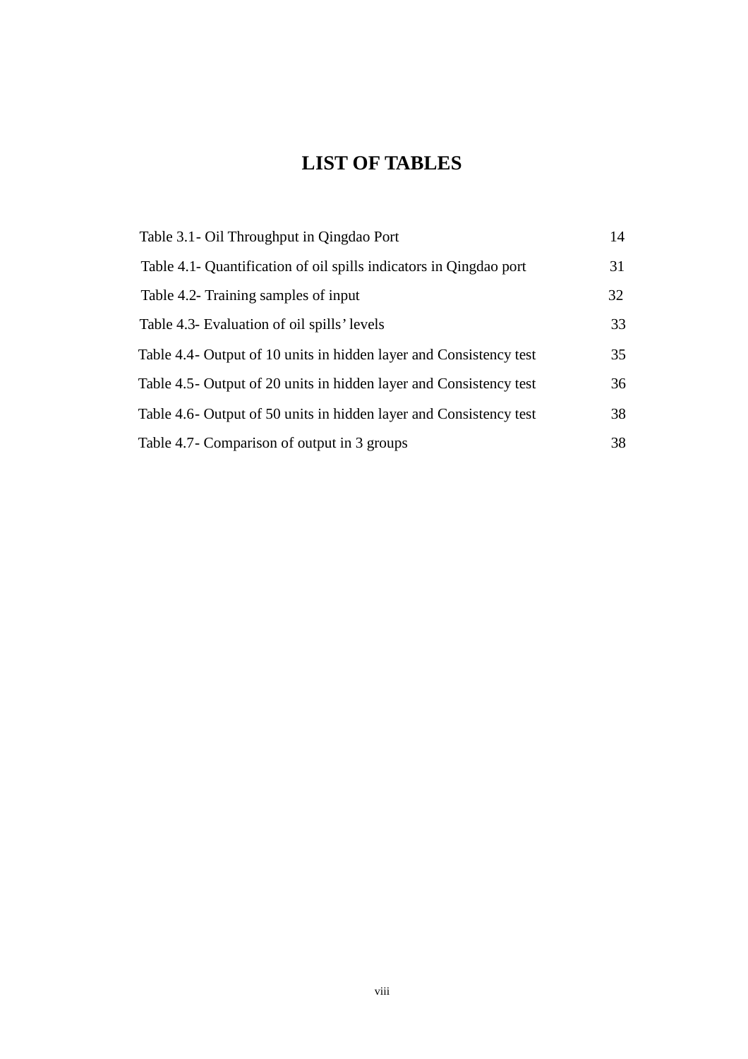# LIST OF TABLES

| | |
|---|---|
| Table 3.1- Oil Throughput in Qingdao Port | 14 |
| Table 4.1- Quantification of oil spills indicators in Qingdao port | 31 |
| Table 4.2- Training samples of input | 32 |
| Table 4.3- Evaluation of oil spills' levels | 33 |
| Table 4.4- Output of 10 units in hidden layer and Consistency test | 35 |
| Table 4.5- Output of 20 units in hidden layer and Consistency test | 36 |
| Table 4.6- Output of 50 units in hidden layer and Consistency test | 38 |
| Table 4.7- Comparison of output in 3 groups | 38 |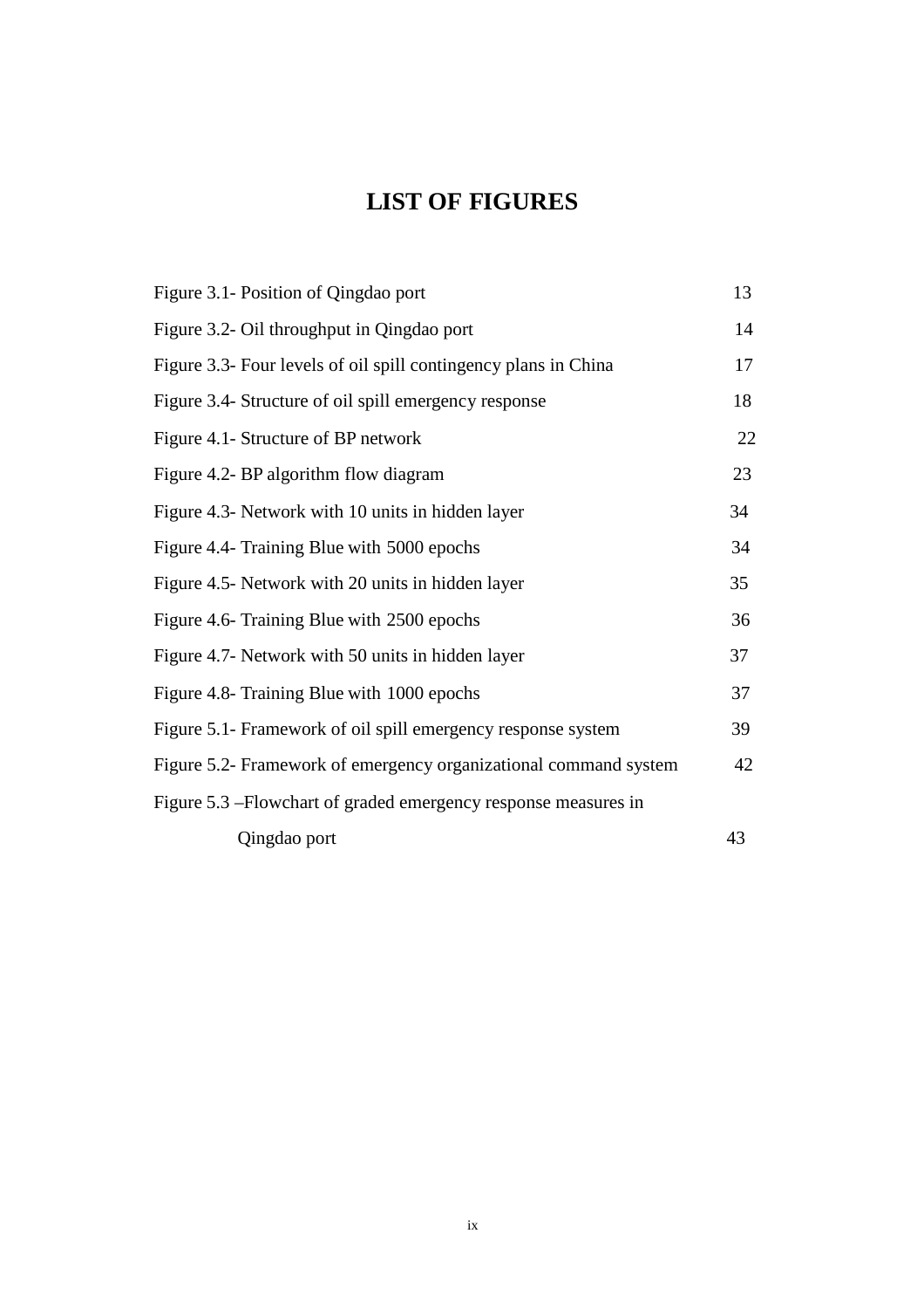# LIST OF FIGURES

| | |
|---|---|
| Figure 3.1- Position of Qingdao port | 13 |
| Figure 3.2- Oil throughput in Qingdao port | 14 |
| Figure 3.3- Four levels of oil spill contingency plans in China | 17 |
| Figure 3.4- Structure of oil spill emergency response | 18 |
| Figure 4.1- Structure of BP network | 22 |
| Figure 4.2- BP algorithm flow diagram | 23 |
| Figure 4.3- Network with 10 units in hidden layer | 34 |
| Figure 4.4- Training Blue with 5000 epochs | 34 |
| Figure 4.5- Network with 20 units in hidden layer | 35 |
| Figure 4.6- Training Blue with 2500 epochs | 36 |
| Figure 4.7- Network with 50 units in hidden layer | 37 |
| Figure 4.8- Training Blue with 1000 epochs | 37 |
| Figure 5.1- Framework of oil spill emergency response system | 39 |
| Figure 5.2- Framework of emergency organizational command system | 42 |
| Figure 5.3 –Flowchart of graded emergency response measures in Qingdao port | 43 |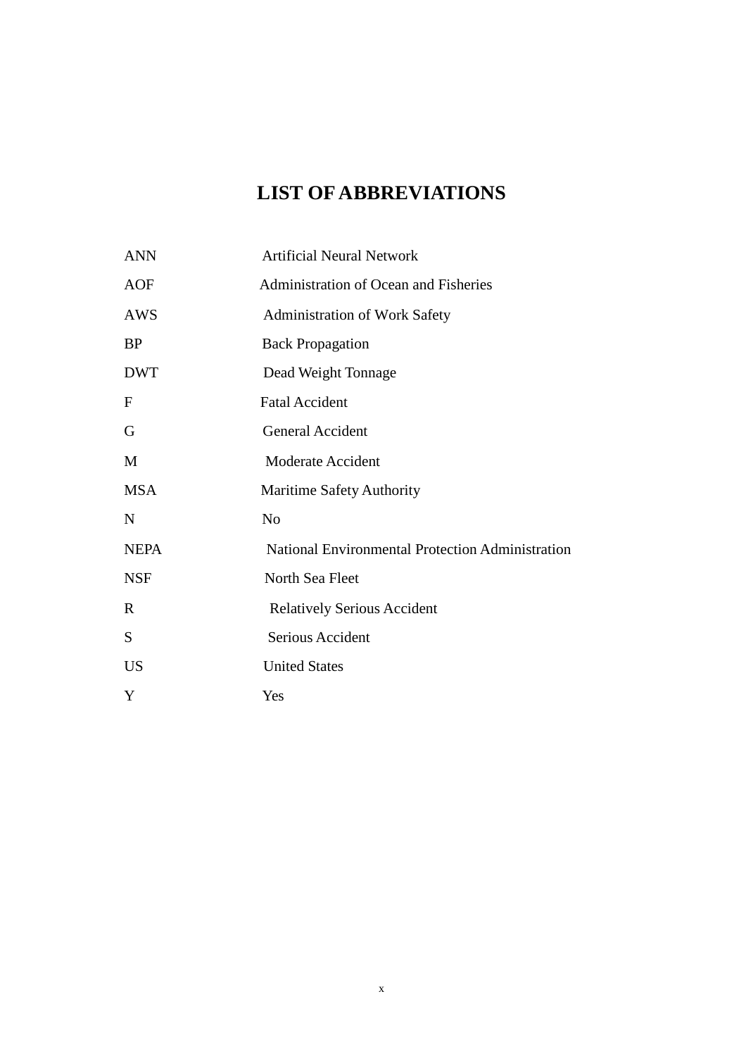# LIST OF ABBREVIATIONS

| | |
|---|---|
| ANN | Artificial Neural Network |
| AOF | Administration of Ocean and Fisheries |
| AWS | Administration of Work Safety |
| BP | Back Propagation |
| DWT | Dead Weight Tonnage |
| F | Fatal Accident |
| G | General Accident |
| M | Moderate Accident |
| MSA | Maritime Safety Authority |
| N | No |
| NEPA | National Environmental Protection Administration |
| NSF | North Sea Fleet |
| R | Relatively Serious Accident |
| S | Serious Accident |
| US | United States |
| Y | Yes |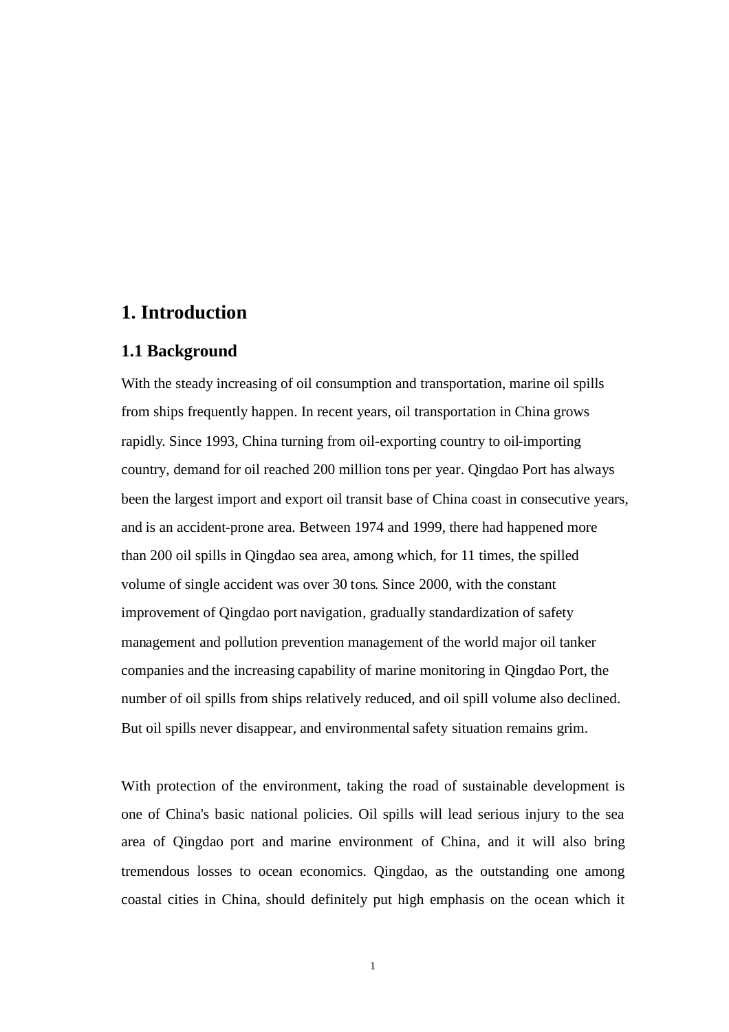# 1. Introduction

## 1.1 Background

With the steady increasing of oil consumption and transportation, marine oil spills from ships frequently happen. In recent years, oil transportation in China grows rapidly. Since 1993, China turning from oil-exporting country to oil-importing country, demand for oil reached 200 million tons per year. Qingdao Port has always been the largest import and export oil transit base of China coast in consecutive years, and is an accident-prone area. Between 1974 and 1999, there had happened more than 200 oil spills in Qingdao sea area, among which, for 11 times, the spilled volume of single accident was over 30 tons. Since 2000, with the constant improvement of Qingdao port navigation, gradually standardization of safety management and pollution prevention management of the world major oil tanker companies and the increasing capability of marine monitoring in Qingdao Port, the number of oil spills from ships relatively reduced, and oil spill volume also declined. But oil spills never disappear, and environmental safety situation remains grim.

With protection of the environment, taking the road of sustainable development is one of China's basic national policies. Oil spills will lead serious injury to the sea area of Qingdao port and marine environment of China, and it will also bring tremendous losses to ocean economics. Qingdao, as the outstanding one among coastal cities in China, should definitely put high emphasis on the ocean which it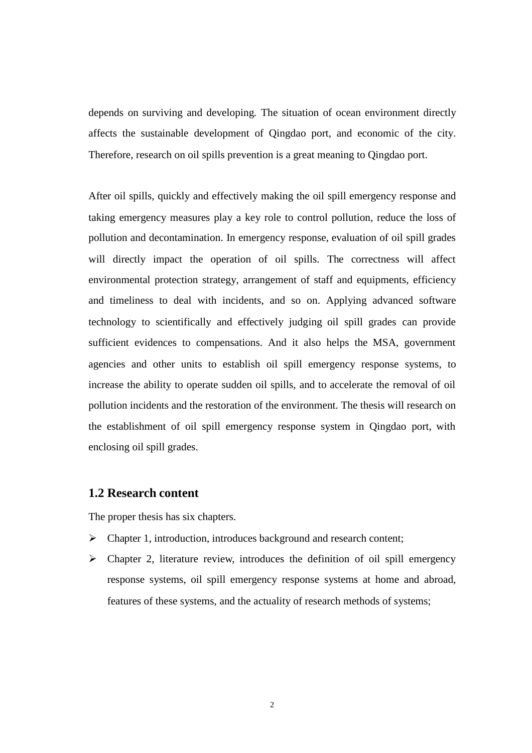depends on surviving and developing. The situation of ocean environment directly affects the sustainable development of Qingdao port, and economic of the city. Therefore, research on oil spills prevention is a great meaning to Qingdao port.

After oil spills, quickly and effectively making the oil spill emergency response and taking emergency measures play a key role to control pollution, reduce the loss of pollution and decontamination. In emergency response, evaluation of oil spill grades will directly impact the operation of oil spills. The correctness will affect environmental protection strategy, arrangement of staff and equipments, efficiency and timeliness to deal with incidents, and so on. Applying advanced software technology to scientifically and effectively judging oil spill grades can provide sufficient evidences to compensations. And it also helps the MSA, government agencies and other units to establish oil spill emergency response systems, to increase the ability to operate sudden oil spills, and to accelerate the removal of oil pollution incidents and the restoration of the environment. The thesis will research on the establishment of oil spill emergency response system in Qingdao port, with enclosing oil spill grades.

## 1.2 Research content

The proper thesis has six chapters.

- Chapter 1, introduction, introduces background and research content;
- Chapter 2, literature review, introduces the definition of oil spill emergency response systems, oil spill emergency response systems at home and abroad, features of these systems, and the actuality of research methods of systems;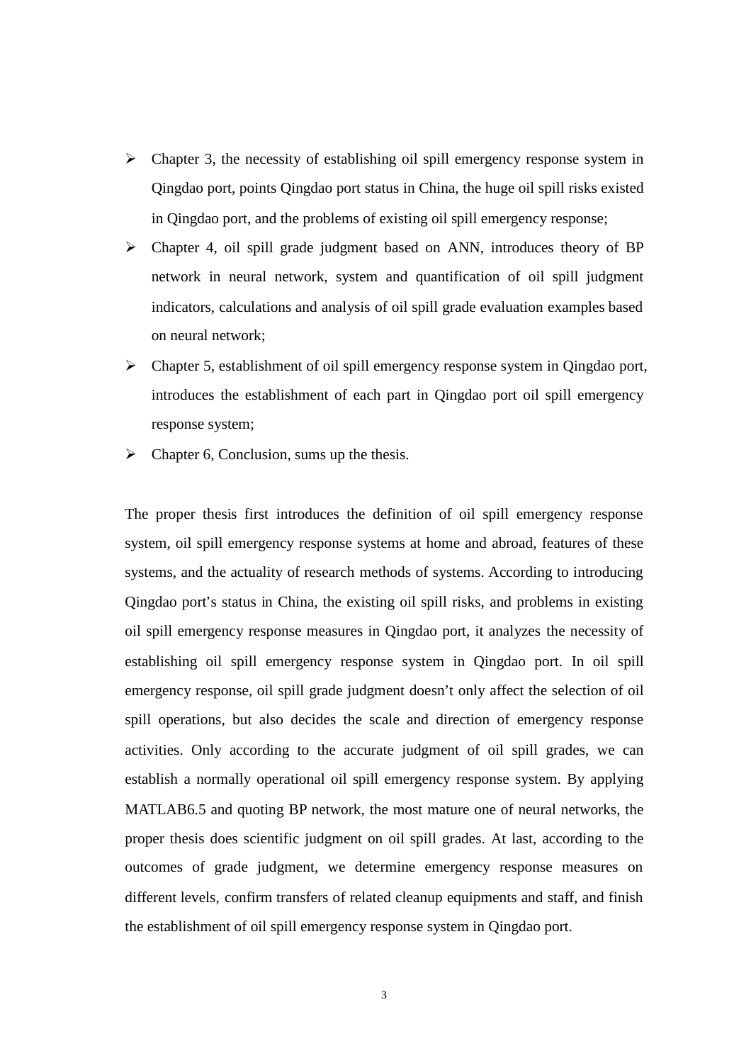- Chapter 3, the necessity of establishing oil spill emergency response system in Qingdao port, points Qingdao port status in China, the huge oil spill risks existed in Qingdao port, and the problems of existing oil spill emergency response;
- Chapter 4, oil spill grade judgment based on ANN, introduces theory of BP network in neural network, system and quantification of oil spill judgment indicators, calculations and analysis of oil spill grade evaluation examples based on neural network;
- Chapter 5, establishment of oil spill emergency response system in Qingdao port, introduces the establishment of each part in Qingdao port oil spill emergency response system;
- Chapter 6, Conclusion, sums up the thesis.

The proper thesis first introduces the definition of oil spill emergency response system, oil spill emergency response systems at home and abroad, features of these systems, and the actuality of research methods of systems. According to introducing Qingdao port's status in China, the existing oil spill risks, and problems in existing oil spill emergency response measures in Qingdao port, it analyzes the necessity of establishing oil spill emergency response system in Qingdao port. In oil spill emergency response, oil spill grade judgment doesn't only affect the selection of oil spill operations, but also decides the scale and direction of emergency response activities. Only according to the accurate judgment of oil spill grades, we can establish a normally operational oil spill emergency response system. By applying MATLAB6.5 and quoting BP network, the most mature one of neural networks, the proper thesis does scientific judgment on oil spill grades. At last, according to the outcomes of grade judgment, we determine emergency response measures on different levels, confirm transfers of related cleanup equipments and staff, and finish the establishment of oil spill emergency response system in Qingdao port.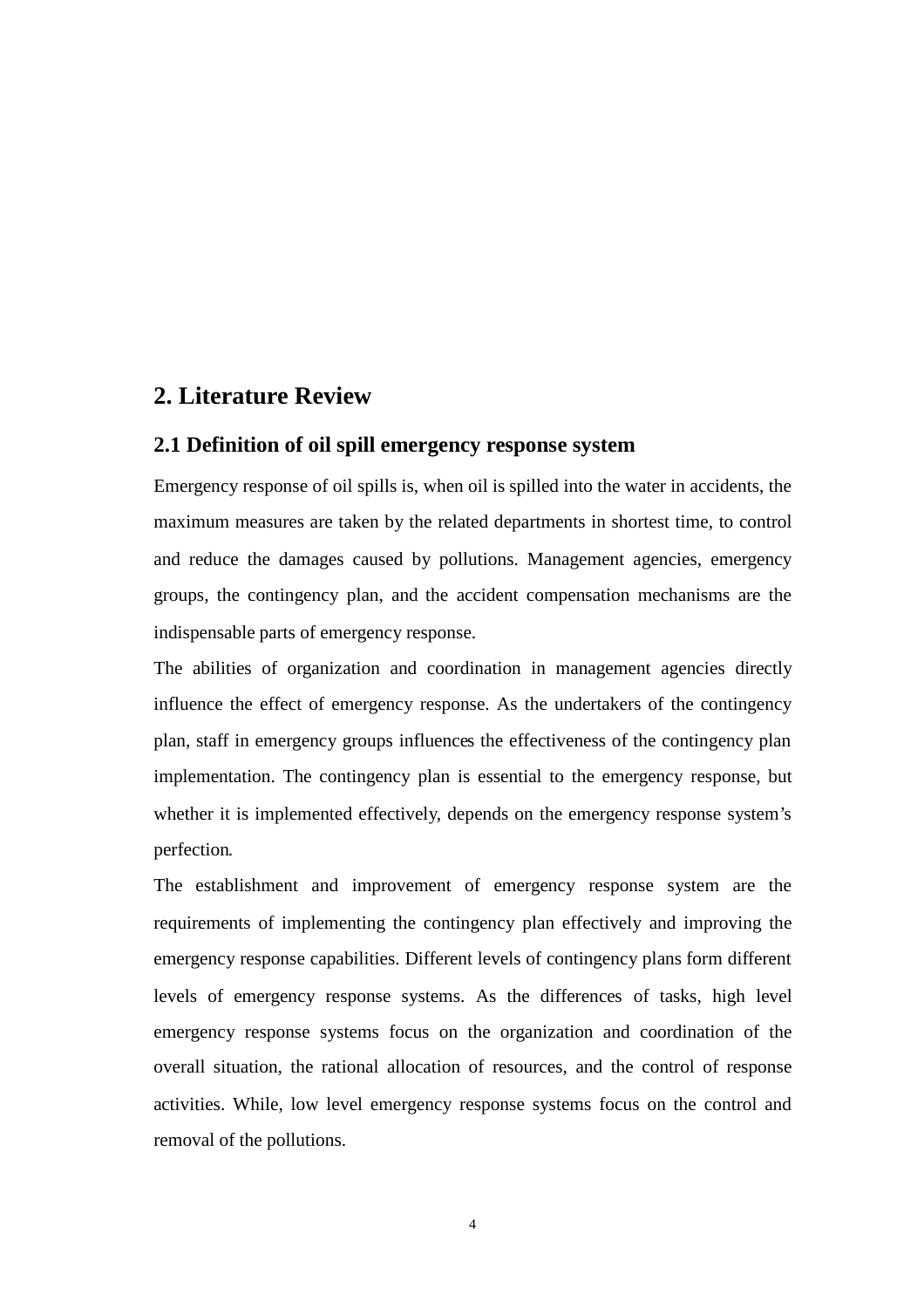# 2. Literature Review

## 2.1 Definition of oil spill emergency response system

Emergency response of oil spills is, when oil is spilled into the water in accidents, the maximum measures are taken by the related departments in shortest time, to control and reduce the damages caused by pollutions. Management agencies, emergency groups, the contingency plan, and the accident compensation mechanisms are the indispensable parts of emergency response.

The abilities of organization and coordination in management agencies directly influence the effect of emergency response. As the undertakers of the contingency plan, staff in emergency groups influences the effectiveness of the contingency plan implementation. The contingency plan is essential to the emergency response, but whether it is implemented effectively, depends on the emergency response system's perfection.

The establishment and improvement of emergency response system are the requirements of implementing the contingency plan effectively and improving the emergency response capabilities. Different levels of contingency plans form different levels of emergency response systems. As the differences of tasks, high level emergency response systems focus on the organization and coordination of the overall situation, the rational allocation of resources, and the control of response activities. While, low level emergency response systems focus on the control and removal of the pollutions.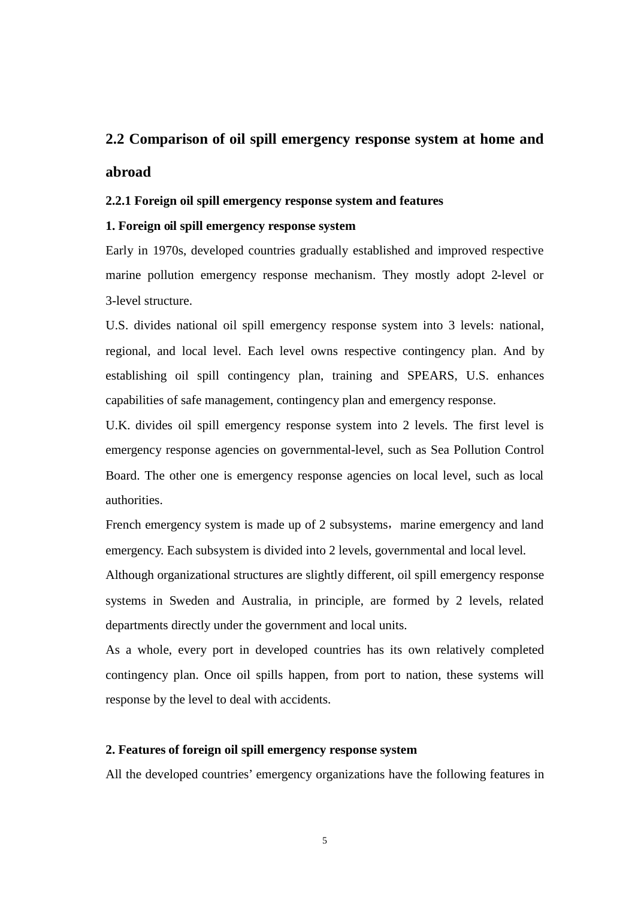## 2.2 Comparison of oil spill emergency response system at home and abroad

### 2.2.1 Foreign oil spill emergency response system and features

**1. Foreign oil spill emergency response system**

Early in 1970s, developed countries gradually established and improved respective marine pollution emergency response mechanism. They mostly adopt 2-level or 3-level structure.

U.S. divides national oil spill emergency response system into 3 levels: national, regional, and local level. Each level owns respective contingency plan. And by establishing oil spill contingency plan, training and SPEARS, U.S. enhances capabilities of safe management, contingency plan and emergency response.

U.K. divides oil spill emergency response system into 2 levels. The first level is emergency response agencies on governmental-level, such as Sea Pollution Control Board. The other one is emergency response agencies on local level, such as local authorities.

French emergency system is made up of 2 subsystems，marine emergency and land emergency. Each subsystem is divided into 2 levels, governmental and local level.

Although organizational structures are slightly different, oil spill emergency response systems in Sweden and Australia, in principle, are formed by 2 levels, related departments directly under the government and local units.

As a whole, every port in developed countries has its own relatively completed contingency plan. Once oil spills happen, from port to nation, these systems will response by the level to deal with accidents.

**2. Features of foreign oil spill emergency response system**

All the developed countries' emergency organizations have the following features in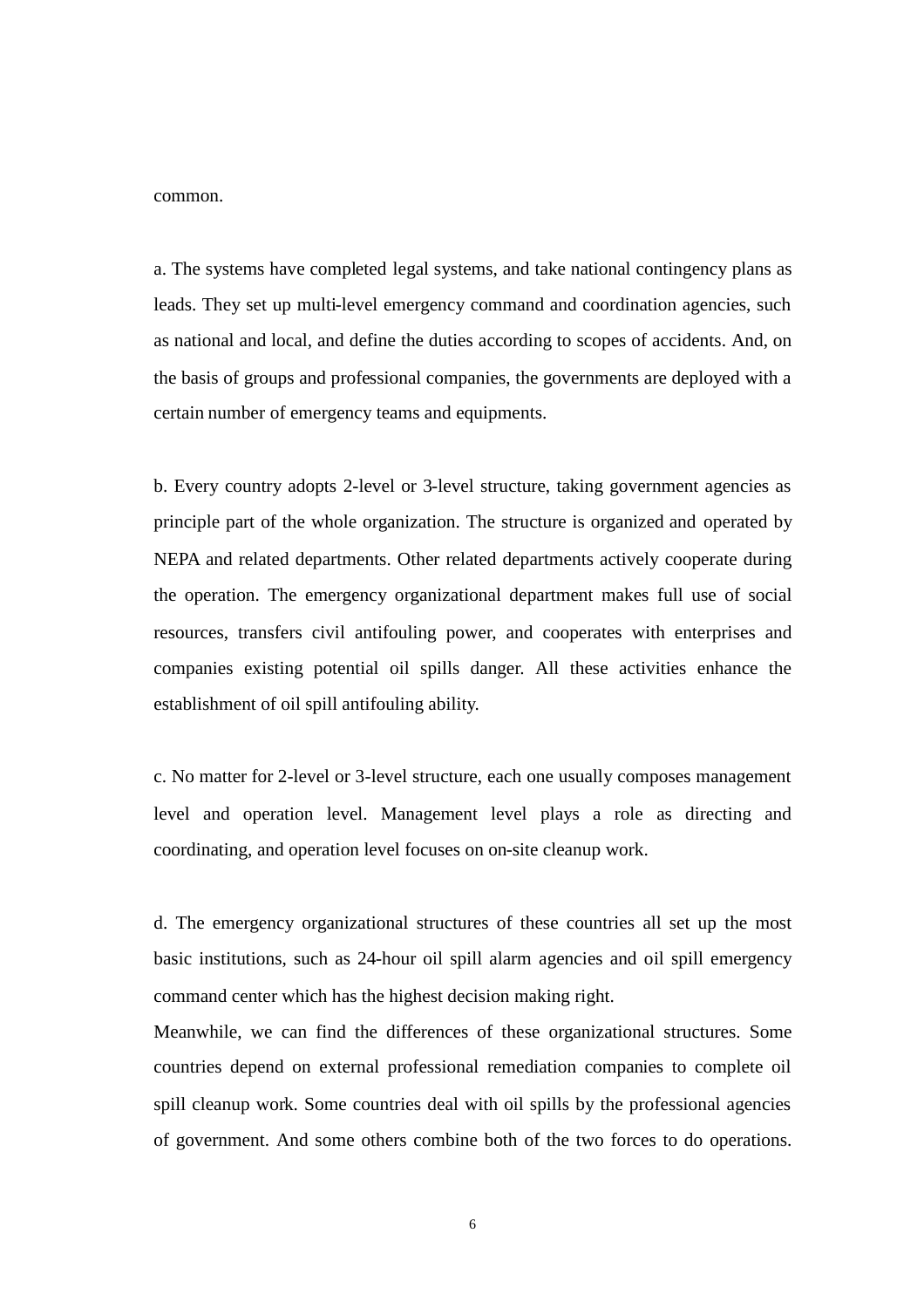common.

a. The systems have completed legal systems, and take national contingency plans as leads. They set up multi-level emergency command and coordination agencies, such as national and local, and define the duties according to scopes of accidents. And, on the basis of groups and professional companies, the governments are deployed with a certain number of emergency teams and equipments.

b. Every country adopts 2-level or 3-level structure, taking government agencies as principle part of the whole organization. The structure is organized and operated by NEPA and related departments. Other related departments actively cooperate during the operation. The emergency organizational department makes full use of social resources, transfers civil antifouling power, and cooperates with enterprises and companies existing potential oil spills danger. All these activities enhance the establishment of oil spill antifouling ability.

c. No matter for 2-level or 3-level structure, each one usually composes management level and operation level. Management level plays a role as directing and coordinating, and operation level focuses on on-site cleanup work.

d. The emergency organizational structures of these countries all set up the most basic institutions, such as 24-hour oil spill alarm agencies and oil spill emergency command center which has the highest decision making right.

Meanwhile, we can find the differences of these organizational structures. Some countries depend on external professional remediation companies to complete oil spill cleanup work. Some countries deal with oil spills by the professional agencies of government. And some others combine both of the two forces to do operations.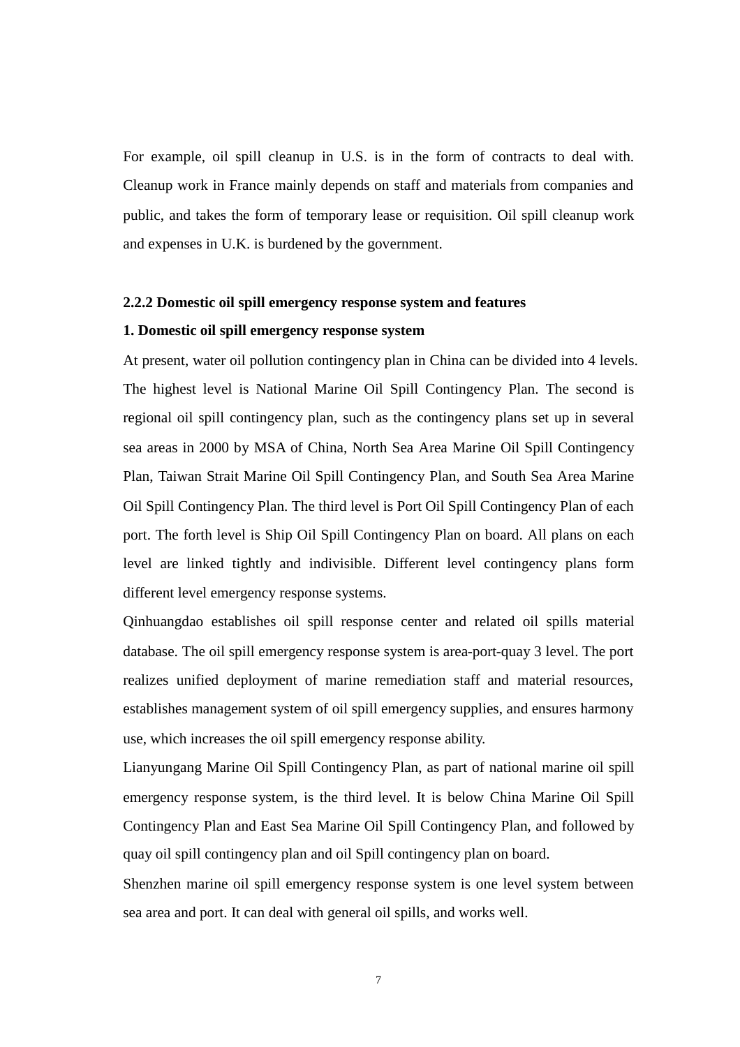For example, oil spill cleanup in U.S. is in the form of contracts to deal with. Cleanup work in France mainly depends on staff and materials from companies and public, and takes the form of temporary lease or requisition. Oil spill cleanup work and expenses in U.K. is burdened by the government.

### 2.2.2 Domestic oil spill emergency response system and features

#### 1. Domestic oil spill emergency response system

At present, water oil pollution contingency plan in China can be divided into 4 levels. The highest level is National Marine Oil Spill Contingency Plan. The second is regional oil spill contingency plan, such as the contingency plans set up in several sea areas in 2000 by MSA of China, North Sea Area Marine Oil Spill Contingency Plan, Taiwan Strait Marine Oil Spill Contingency Plan, and South Sea Area Marine Oil Spill Contingency Plan. The third level is Port Oil Spill Contingency Plan of each port. The forth level is Ship Oil Spill Contingency Plan on board. All plans on each level are linked tightly and indivisible. Different level contingency plans form different level emergency response systems.

Qinhuangdao establishes oil spill response center and related oil spills material database. The oil spill emergency response system is area-port-quay 3 level. The port realizes unified deployment of marine remediation staff and material resources, establishes management system of oil spill emergency supplies, and ensures harmony use, which increases the oil spill emergency response ability.

Lianyungang Marine Oil Spill Contingency Plan, as part of national marine oil spill emergency response system, is the third level. It is below China Marine Oil Spill Contingency Plan and East Sea Marine Oil Spill Contingency Plan, and followed by quay oil spill contingency plan and oil Spill contingency plan on board.

Shenzhen marine oil spill emergency response system is one level system between sea area and port. It can deal with general oil spills, and works well.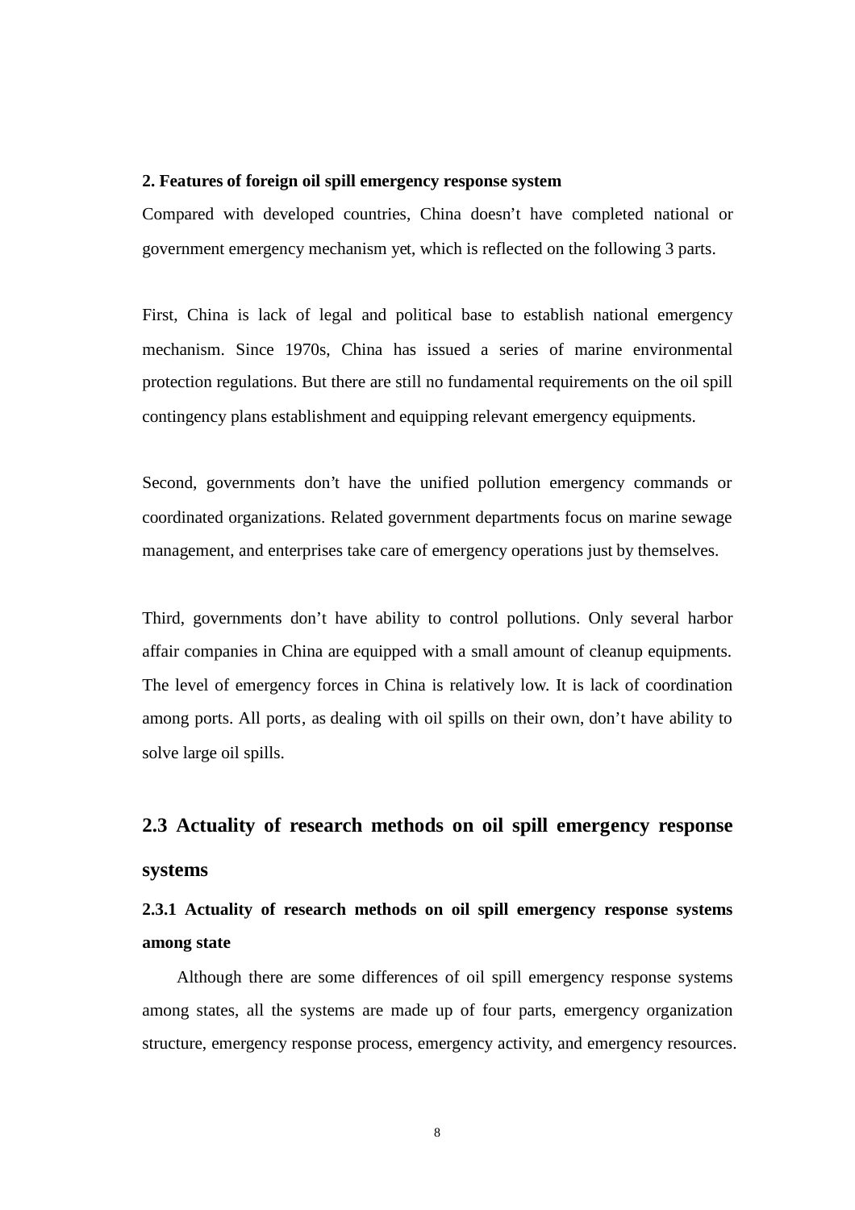**2. Features of foreign oil spill emergency response system**

Compared with developed countries, China doesn't have completed national or government emergency mechanism yet, which is reflected on the following 3 parts.

First, China is lack of legal and political base to establish national emergency mechanism. Since 1970s, China has issued a series of marine environmental protection regulations. But there are still no fundamental requirements on the oil spill contingency plans establishment and equipping relevant emergency equipments.

Second, governments don't have the unified pollution emergency commands or coordinated organizations. Related government departments focus on marine sewage management, and enterprises take care of emergency operations just by themselves.

Third, governments don't have ability to control pollutions. Only several harbor affair companies in China are equipped with a small amount of cleanup equipments. The level of emergency forces in China is relatively low. It is lack of coordination among ports. All ports, as dealing with oil spills on their own, don't have ability to solve large oil spills.

## 2.3 Actuality of research methods on oil spill emergency response systems

### 2.3.1 Actuality of research methods on oil spill emergency response systems among state

Although there are some differences of oil spill emergency response systems among states, all the systems are made up of four parts, emergency organization structure, emergency response process, emergency activity, and emergency resources.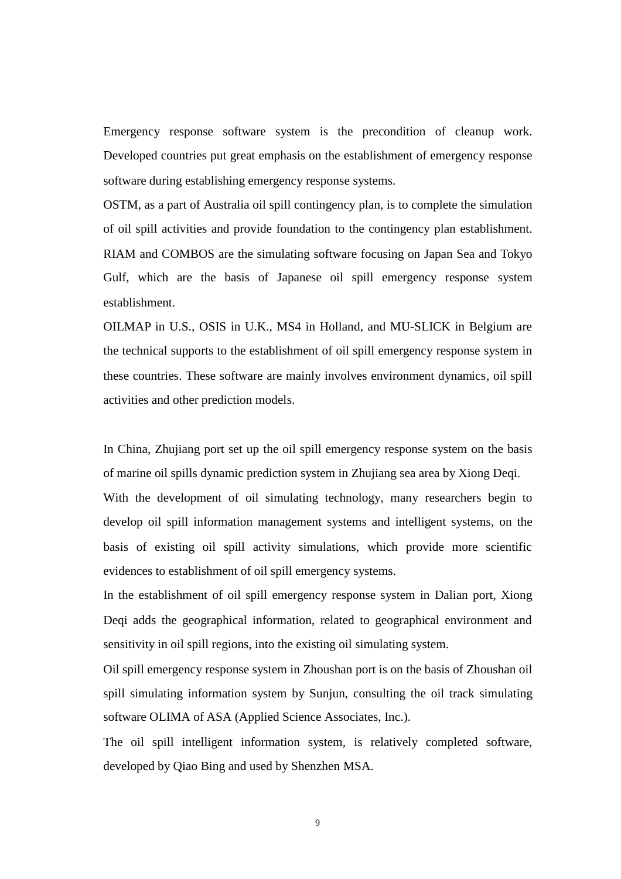Emergency response software system is the precondition of cleanup work. Developed countries put great emphasis on the establishment of emergency response software during establishing emergency response systems.

OSTM, as a part of Australia oil spill contingency plan, is to complete the simulation of oil spill activities and provide foundation to the contingency plan establishment. RIAM and COMBOS are the simulating software focusing on Japan Sea and Tokyo Gulf, which are the basis of Japanese oil spill emergency response system establishment.

OILMAP in U.S., OSIS in U.K., MS4 in Holland, and MU-SLICK in Belgium are the technical supports to the establishment of oil spill emergency response system in these countries. These software are mainly involves environment dynamics, oil spill activities and other prediction models.

In China, Zhujiang port set up the oil spill emergency response system on the basis of marine oil spills dynamic prediction system in Zhujiang sea area by Xiong Deqi.

With the development of oil simulating technology, many researchers begin to develop oil spill information management systems and intelligent systems, on the basis of existing oil spill activity simulations, which provide more scientific evidences to establishment of oil spill emergency systems.

In the establishment of oil spill emergency response system in Dalian port, Xiong Deqi adds the geographical information, related to geographical environment and sensitivity in oil spill regions, into the existing oil simulating system.

Oil spill emergency response system in Zhoushan port is on the basis of Zhoushan oil spill simulating information system by Sunjun, consulting the oil track simulating software OLIMA of ASA (Applied Science Associates, Inc.).

The oil spill intelligent information system, is relatively completed software, developed by Qiao Bing and used by Shenzhen MSA.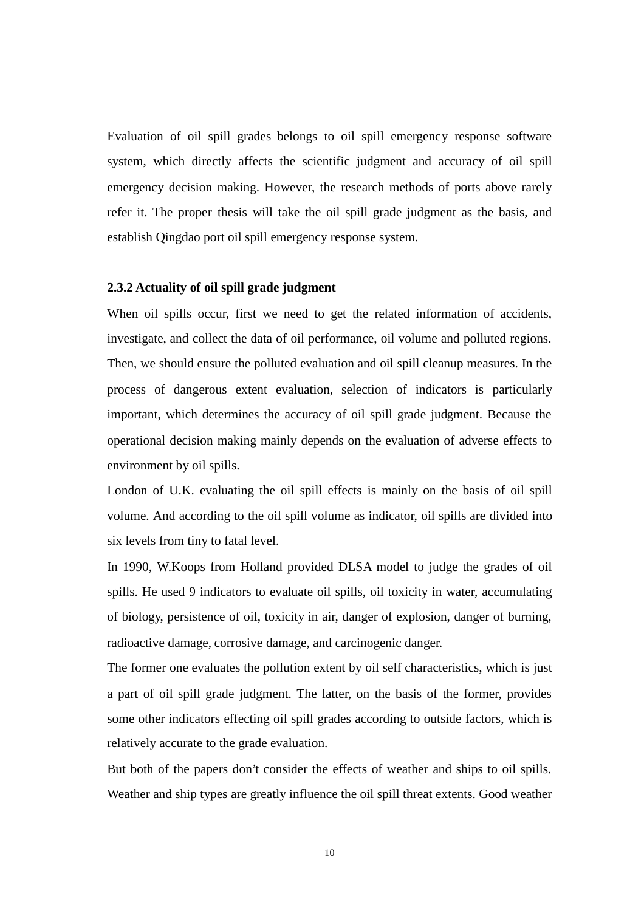Evaluation of oil spill grades belongs to oil spill emergency response software system, which directly affects the scientific judgment and accuracy of oil spill emergency decision making. However, the research methods of ports above rarely refer it. The proper thesis will take the oil spill grade judgment as the basis, and establish Qingdao port oil spill emergency response system.

### 2.3.2 Actuality of oil spill grade judgment

When oil spills occur, first we need to get the related information of accidents, investigate, and collect the data of oil performance, oil volume and polluted regions. Then, we should ensure the polluted evaluation and oil spill cleanup measures. In the process of dangerous extent evaluation, selection of indicators is particularly important, which determines the accuracy of oil spill grade judgment. Because the operational decision making mainly depends on the evaluation of adverse effects to environment by oil spills.

London of U.K. evaluating the oil spill effects is mainly on the basis of oil spill volume. And according to the oil spill volume as indicator, oil spills are divided into six levels from tiny to fatal level.

In 1990, W.Koops from Holland provided DLSA model to judge the grades of oil spills. He used 9 indicators to evaluate oil spills, oil toxicity in water, accumulating of biology, persistence of oil, toxicity in air, danger of explosion, danger of burning, radioactive damage, corrosive damage, and carcinogenic danger.

The former one evaluates the pollution extent by oil self characteristics, which is just a part of oil spill grade judgment. The latter, on the basis of the former, provides some other indicators effecting oil spill grades according to outside factors, which is relatively accurate to the grade evaluation.

But both of the papers don't consider the effects of weather and ships to oil spills. Weather and ship types are greatly influence the oil spill threat extents. Good weather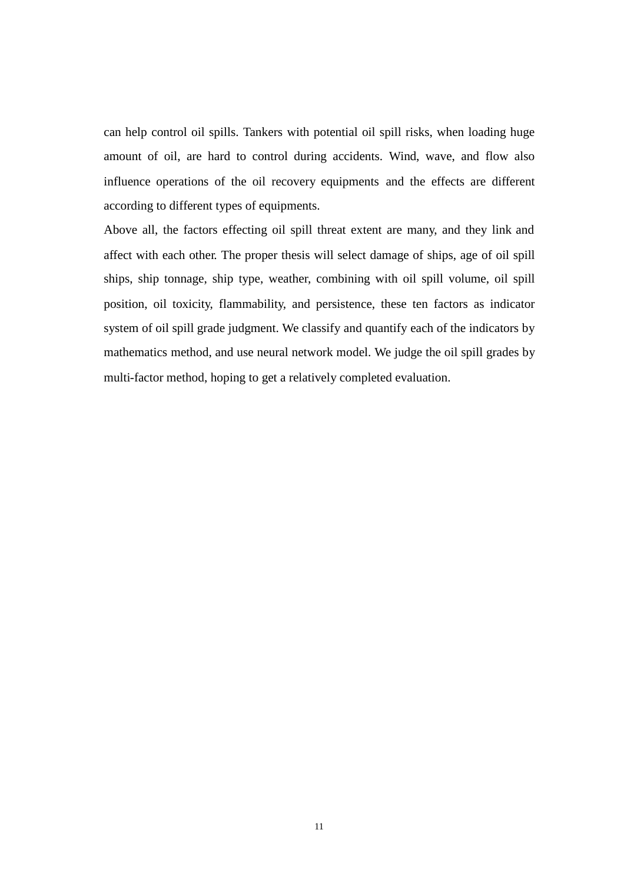can help control oil spills. Tankers with potential oil spill risks, when loading huge amount of oil, are hard to control during accidents. Wind, wave, and flow also influence operations of the oil recovery equipments and the effects are different according to different types of equipments.

Above all, the factors effecting oil spill threat extent are many, and they link and affect with each other. The proper thesis will select damage of ships, age of oil spill ships, ship tonnage, ship type, weather, combining with oil spill volume, oil spill position, oil toxicity, flammability, and persistence, these ten factors as indicator system of oil spill grade judgment. We classify and quantify each of the indicators by mathematics method, and use neural network model. We judge the oil spill grades by multi-factor method, hoping to get a relatively completed evaluation.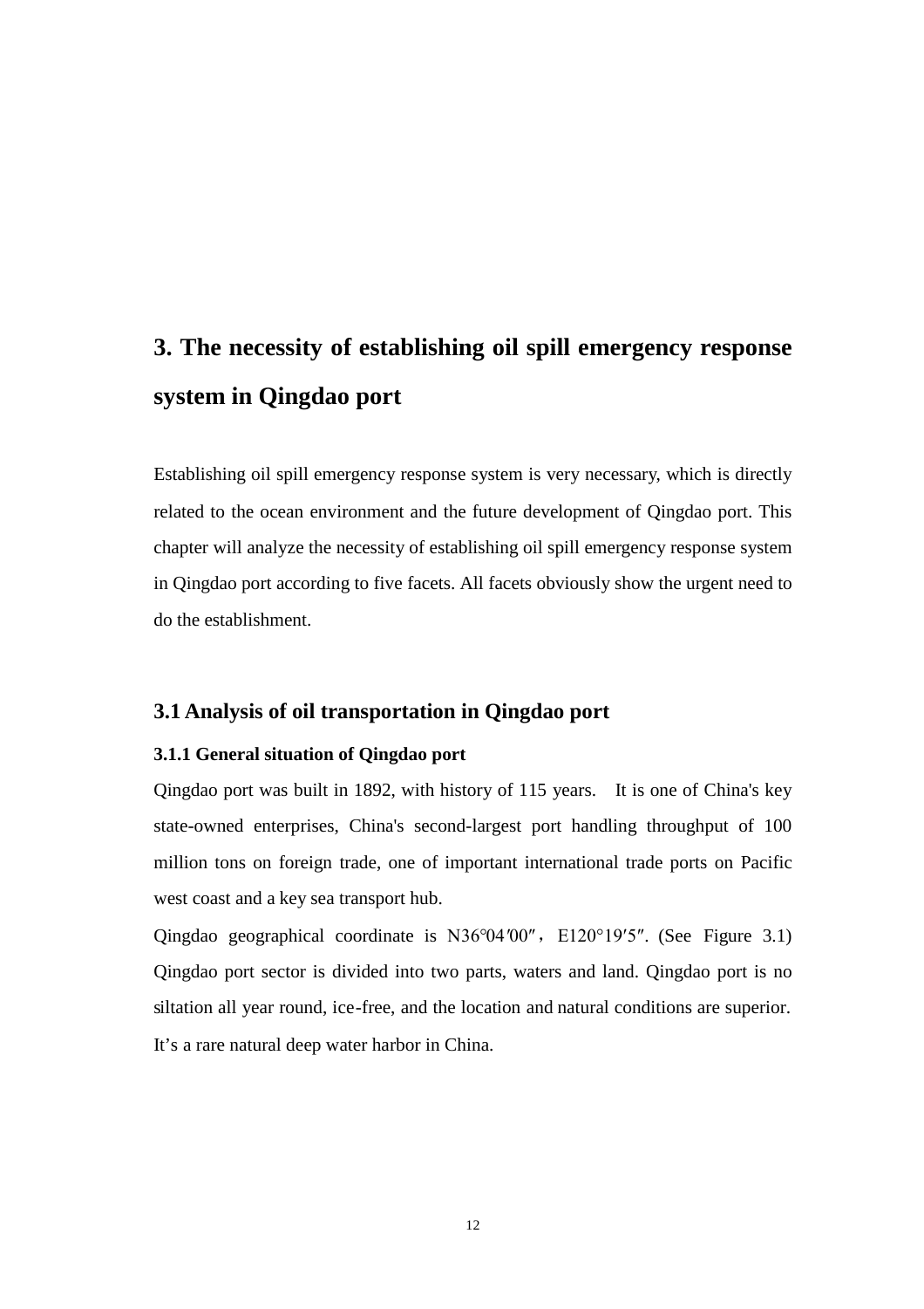# 3. The necessity of establishing oil spill emergency response system in Qingdao port

Establishing oil spill emergency response system is very necessary, which is directly related to the ocean environment and the future development of Qingdao port. This chapter will analyze the necessity of establishing oil spill emergency response system in Qingdao port according to five facets. All facets obviously show the urgent need to do the establishment.

## 3.1 Analysis of oil transportation in Qingdao port

### 3.1.1 General situation of Qingdao port

Qingdao port was built in 1892, with history of 115 years. It is one of China's key state-owned enterprises, China's second-largest port handling throughput of 100 million tons on foreign trade, one of important international trade ports on Pacific west coast and a key sea transport hub.

Qingdao geographical coordinate is N36°04′00″，E120°19′5″. (See Figure 3.1) Qingdao port sector is divided into two parts, waters and land. Qingdao port is no siltation all year round, ice-free, and the location and natural conditions are superior. It’s a rare natural deep water harbor in China.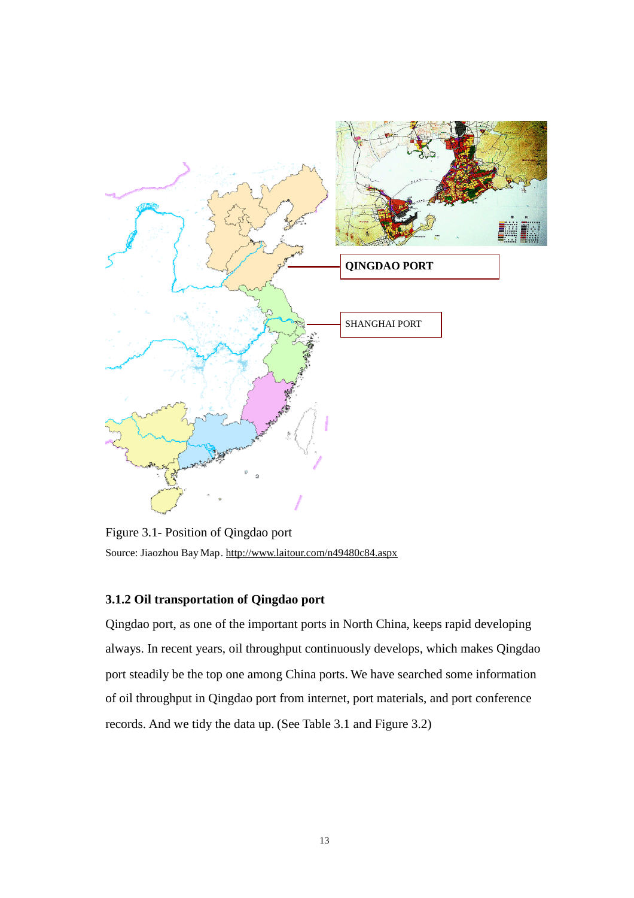QINGDAO PORT

SHANGHAI PORT

Figure 3.1- Position of Qingdao port

Source: Jiaozhou Bay Map. http://www.laitour.com/n49480c84.aspx

### 3.1.2 Oil transportation of Qingdao port

Qingdao port, as one of the important ports in North China, keeps rapid developing always. In recent years, oil throughput continuously develops, which makes Qingdao port steadily be the top one among China ports. We have searched some information of oil throughput in Qingdao port from internet, port materials, and port conference records. And we tidy the data up. (See Table 3.1 and Figure 3.2)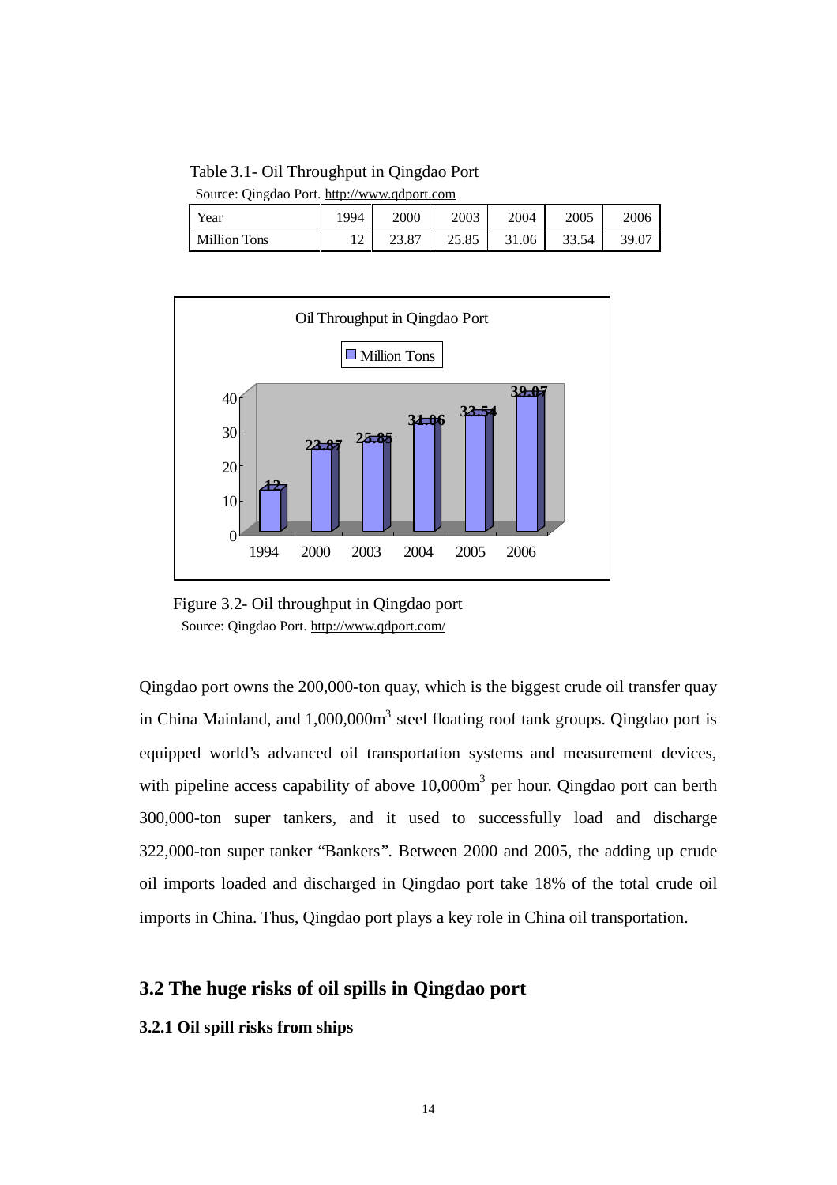Table 3.1- Oil Throughput in Qingdao Port

Source: Qingdao Port. http://www.qdport.com

| Year | 1994 | 2000 | 2003 | 2004 | 2005 | 2006 |
|---|---|---|---|---|---|---|
| Million Tons | 12 | 23.87 | 25.85 | 31.06 | 33.54 | 39.07 |

Oil Throughput in Qingdao Port

Million Tons

0
10
20
30
40

12
23.87
25.85
31.06
33.54
39.07

1994
2000
2003
2004
2005
2006

Figure 3.2- Oil throughput in Qingdao port

Source: Qingdao Port. http://www.qdport.com/

Qingdao port owns the 200,000-ton quay, which is the biggest crude oil transfer quay in China Mainland, and 1,000,000m$^3$ steel floating roof tank groups. Qingdao port is equipped world's advanced oil transportation systems and measurement devices, with pipeline access capability of above 10,000m$^3$ per hour. Qingdao port can berth 300,000-ton super tankers, and it used to successfully load and discharge 322,000-ton super tanker "Bankers". Between 2000 and 2005, the adding up crude oil imports loaded and discharged in Qingdao port take 18% of the total crude oil imports in China. Thus, Qingdao port plays a key role in China oil transportation.

## 3.2 The huge risks of oil spills in Qingdao port

### 3.2.1 Oil spill risks from ships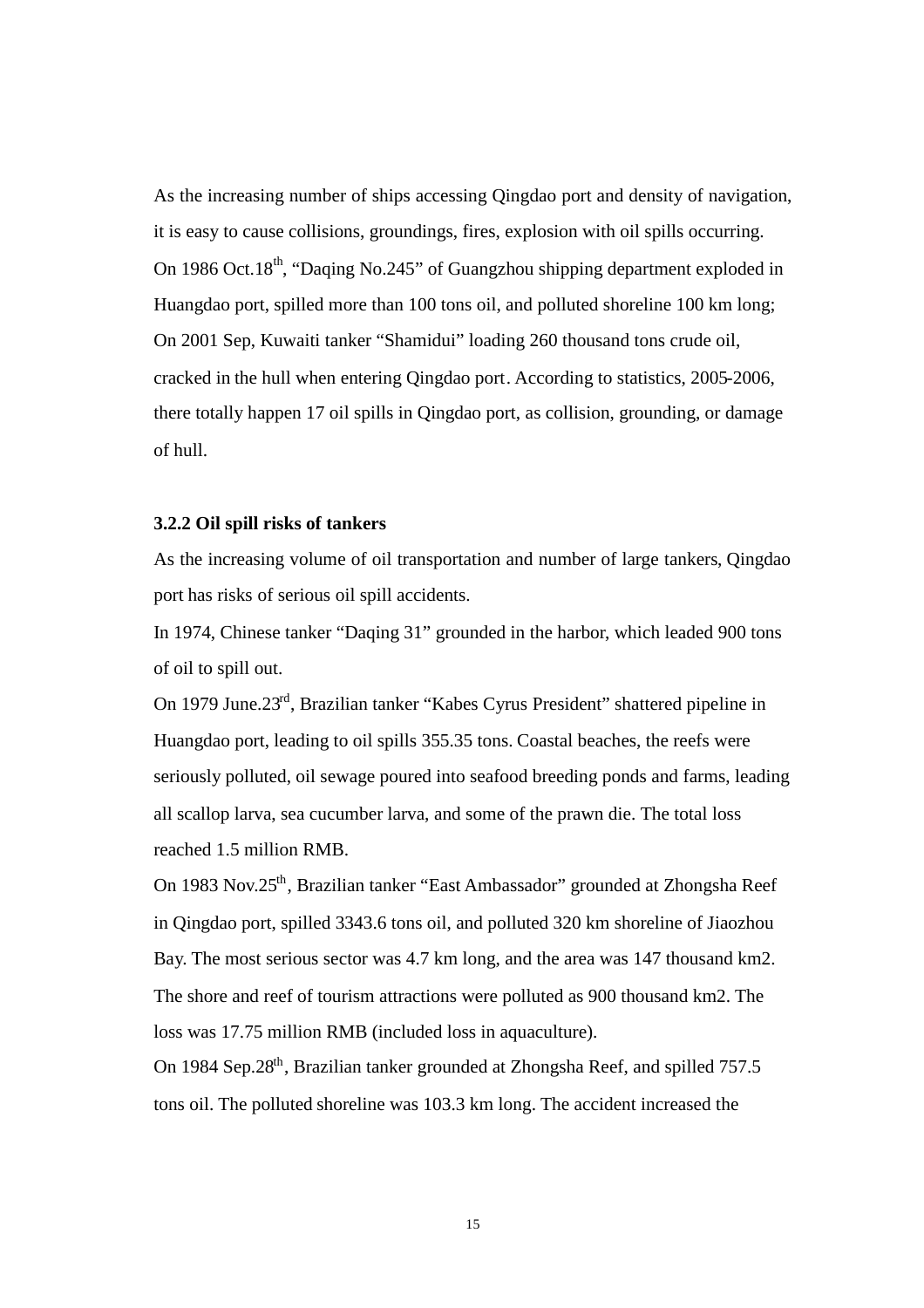As the increasing number of ships accessing Qingdao port and density of navigation, it is easy to cause collisions, groundings, fires, explosion with oil spills occurring. On 1986 Oct.18th, "Daqing No.245" of Guangzhou shipping department exploded in Huangdao port, spilled more than 100 tons oil, and polluted shoreline 100 km long; On 2001 Sep, Kuwaiti tanker "Shamidui" loading 260 thousand tons crude oil, cracked in the hull when entering Qingdao port. According to statistics, 2005-2006, there totally happen 17 oil spills in Qingdao port, as collision, grounding, or damage of hull.

### 3.2.2 Oil spill risks of tankers

As the increasing volume of oil transportation and number of large tankers, Qingdao port has risks of serious oil spill accidents.

In 1974, Chinese tanker "Daqing 31" grounded in the harbor, which leaded 900 tons of oil to spill out.

On 1979 June.23rd, Brazilian tanker "Kabes Cyrus President" shattered pipeline in Huangdao port, leading to oil spills 355.35 tons. Coastal beaches, the reefs were seriously polluted, oil sewage poured into seafood breeding ponds and farms, leading all scallop larva, sea cucumber larva, and some of the prawn die. The total loss reached 1.5 million RMB.

On 1983 Nov.25th, Brazilian tanker "East Ambassador" grounded at Zhongsha Reef in Qingdao port, spilled 3343.6 tons oil, and polluted 320 km shoreline of Jiaozhou Bay. The most serious sector was 4.7 km long, and the area was 147 thousand km2. The shore and reef of tourism attractions were polluted as 900 thousand km2. The loss was 17.75 million RMB (included loss in aquaculture).

On 1984 Sep.28th, Brazilian tanker grounded at Zhongsha Reef, and spilled 757.5 tons oil. The polluted shoreline was 103.3 km long. The accident increased the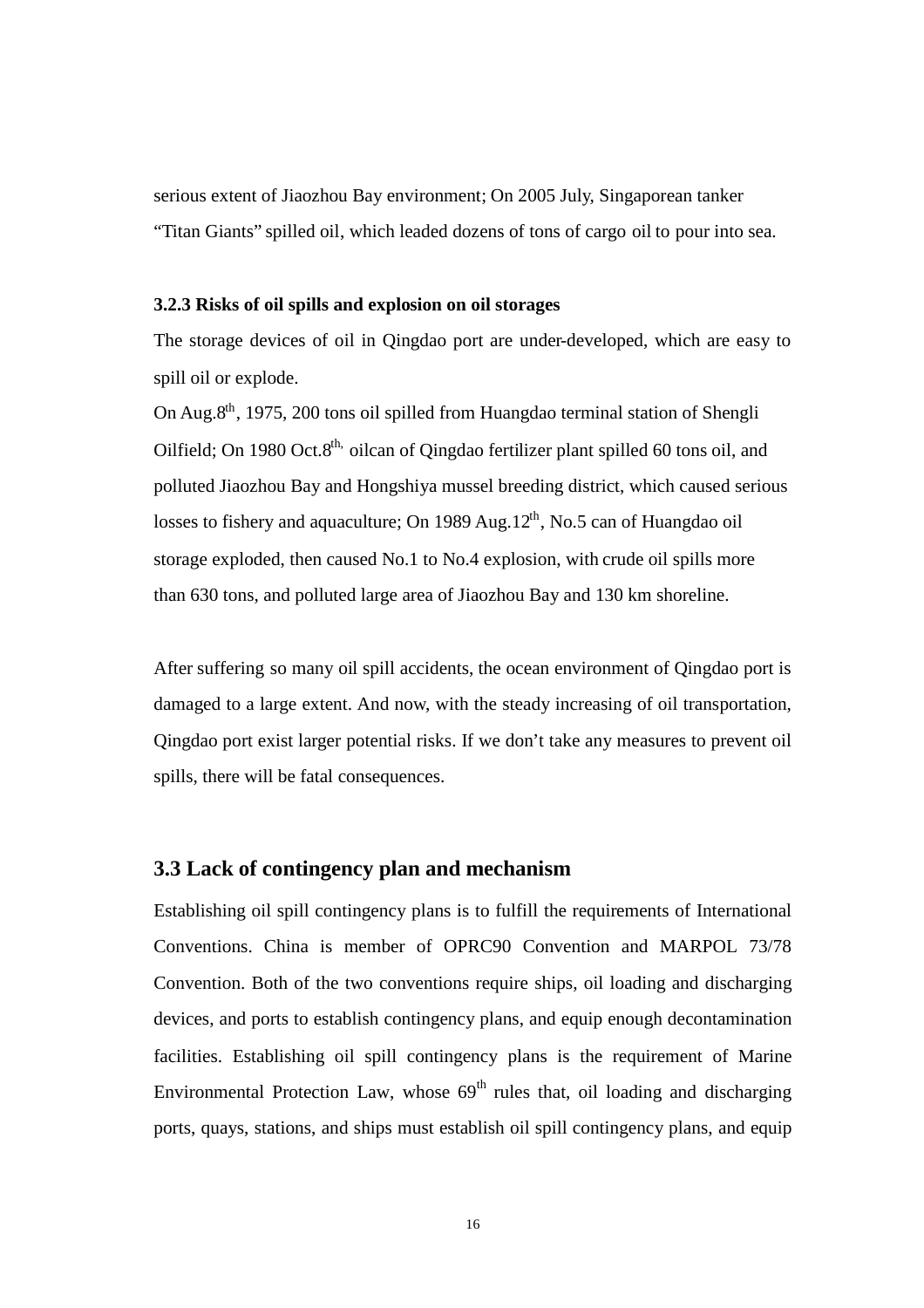serious extent of Jiaozhou Bay environment; On 2005 July, Singaporean tanker "Titan Giants" spilled oil, which leaded dozens of tons of cargo oil to pour into sea.

### 3.2.3 Risks of oil spills and explosion on oil storages

The storage devices of oil in Qingdao port are under-developed, which are easy to spill oil or explode.

On Aug.8th, 1975, 200 tons oil spilled from Huangdao terminal station of Shengli Oilfield; On 1980 Oct.8th, oilcan of Qingdao fertilizer plant spilled 60 tons oil, and polluted Jiaozhou Bay and Hongshiya mussel breeding district, which caused serious losses to fishery and aquaculture; On 1989 Aug.12th, No.5 can of Huangdao oil storage exploded, then caused No.1 to No.4 explosion, with crude oil spills more than 630 tons, and polluted large area of Jiaozhou Bay and 130 km shoreline.

After suffering so many oil spill accidents, the ocean environment of Qingdao port is damaged to a large extent. And now, with the steady increasing of oil transportation, Qingdao port exist larger potential risks. If we don't take any measures to prevent oil spills, there will be fatal consequences.

## 3.3 Lack of contingency plan and mechanism

Establishing oil spill contingency plans is to fulfill the requirements of International Conventions. China is member of OPRC90 Convention and MARPOL 73/78 Convention. Both of the two conventions require ships, oil loading and discharging devices, and ports to establish contingency plans, and equip enough decontamination facilities. Establishing oil spill contingency plans is the requirement of Marine Environmental Protection Law, whose 69th rules that, oil loading and discharging ports, quays, stations, and ships must establish oil spill contingency plans, and equip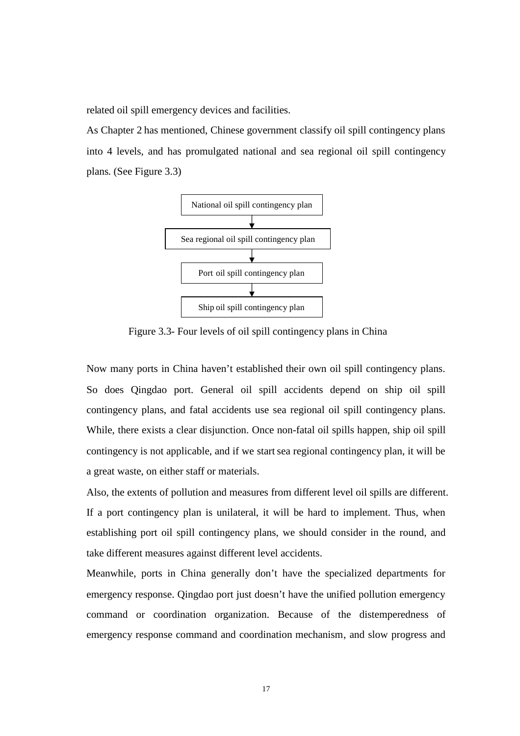related oil spill emergency devices and facilities.

As Chapter 2 has mentioned, Chinese government classify oil spill contingency plans into 4 levels, and has promulgated national and sea regional oil spill contingency plans. (See Figure 3.3)

National oil spill contingency plan

Sea regional oil spill contingency plan

Port oil spill contingency plan

Ship oil spill contingency plan

Figure 3.3- Four levels of oil spill contingency plans in China

Now many ports in China haven't established their own oil spill contingency plans. So does Qingdao port. General oil spill accidents depend on ship oil spill contingency plans, and fatal accidents use sea regional oil spill contingency plans. While, there exists a clear disjunction. Once non-fatal oil spills happen, ship oil spill contingency is not applicable, and if we start sea regional contingency plan, it will be a great waste, on either staff or materials.

Also, the extents of pollution and measures from different level oil spills are different. If a port contingency plan is unilateral, it will be hard to implement. Thus, when establishing port oil spill contingency plans, we should consider in the round, and take different measures against different level accidents.

Meanwhile, ports in China generally don't have the specialized departments for emergency response. Qingdao port just doesn't have the unified pollution emergency command or coordination organization. Because of the distemperedness of emergency response command and coordination mechanism, and slow progress and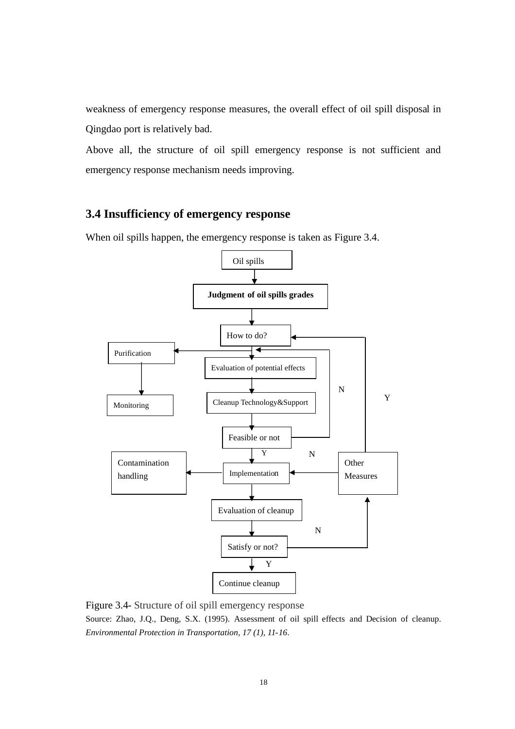weakness of emergency response measures, the overall effect of oil spill disposal in Qingdao port is relatively bad.

Above all, the structure of oil spill emergency response is not sufficient and emergency response mechanism needs improving.

## 3.4 Insufficiency of emergency response

When oil spills happen, the emergency response is taken as Figure 3.4.

Oil spills

**Judgment of oil spills grades**

How to do?

Purification

Evaluation of potential effects

N

Y

Monitoring

Cleanup Technology&Support

Feasible or not

Y

N

Contamination handling

Implementation

Other Measures

Evaluation of cleanup

N

Satisfy or not?

Y

Continue cleanup

Figure 3.4- Structure of oil spill emergency response

Source: Zhao, J.Q., Deng, S.X. (1995). Assessment of oil spill effects and Decision of cleanup. *Environmental Protection in Transportation, 17 (1), 11-16.*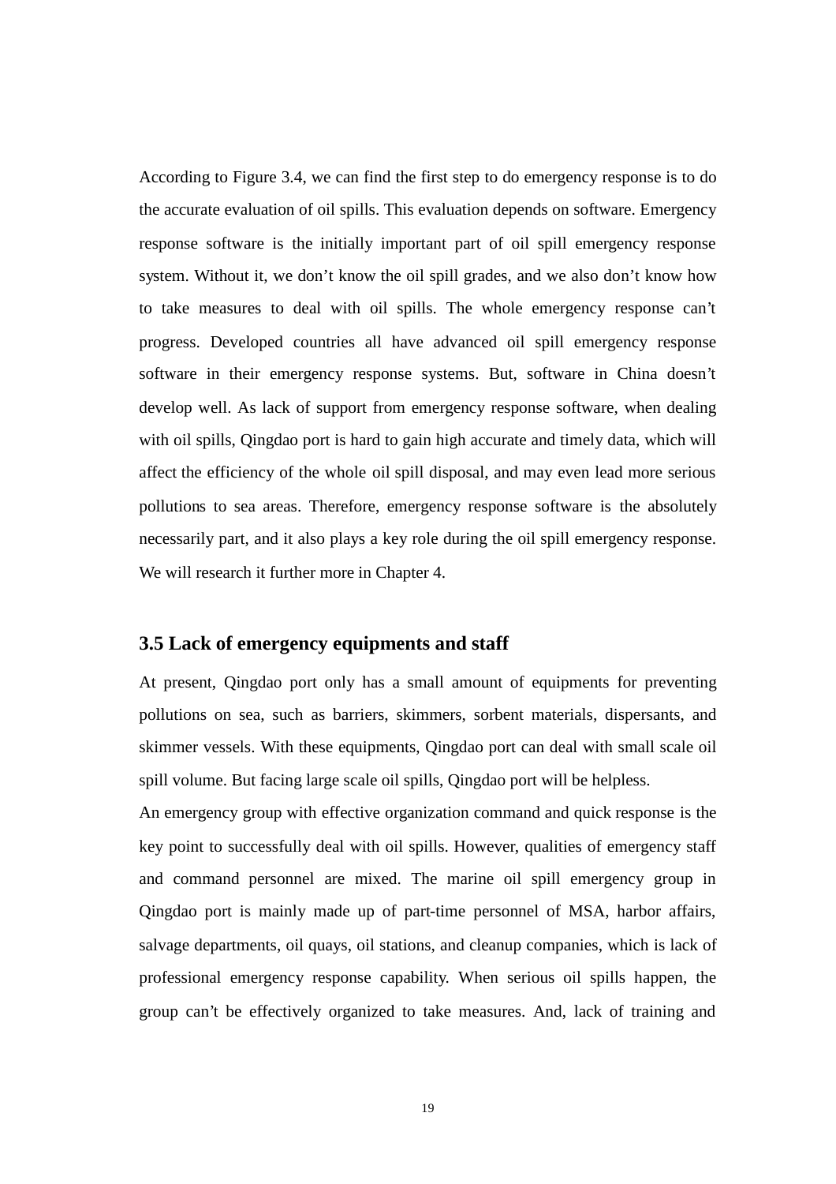According to Figure 3.4, we can find the first step to do emergency response is to do the accurate evaluation of oil spills. This evaluation depends on software. Emergency response software is the initially important part of oil spill emergency response system. Without it, we don't know the oil spill grades, and we also don't know how to take measures to deal with oil spills. The whole emergency response can't progress. Developed countries all have advanced oil spill emergency response software in their emergency response systems. But, software in China doesn't develop well. As lack of support from emergency response software, when dealing with oil spills, Qingdao port is hard to gain high accurate and timely data, which will affect the efficiency of the whole oil spill disposal, and may even lead more serious pollutions to sea areas. Therefore, emergency response software is the absolutely necessarily part, and it also plays a key role during the oil spill emergency response. We will research it further more in Chapter 4.

## 3.5 Lack of emergency equipments and staff

At present, Qingdao port only has a small amount of equipments for preventing pollutions on sea, such as barriers, skimmers, sorbent materials, dispersants, and skimmer vessels. With these equipments, Qingdao port can deal with small scale oil spill volume. But facing large scale oil spills, Qingdao port will be helpless.

An emergency group with effective organization command and quick response is the key point to successfully deal with oil spills. However, qualities of emergency staff and command personnel are mixed. The marine oil spill emergency group in Qingdao port is mainly made up of part-time personnel of MSA, harbor affairs, salvage departments, oil quays, oil stations, and cleanup companies, which is lack of professional emergency response capability. When serious oil spills happen, the group can't be effectively organized to take measures. And, lack of training and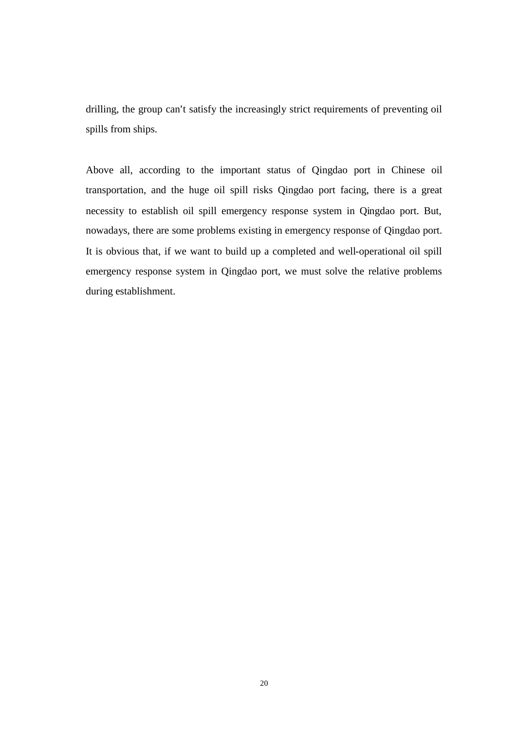drilling, the group can’t satisfy the increasingly strict requirements of preventing oil spills from ships.

Above all, according to the important status of Qingdao port in Chinese oil transportation, and the huge oil spill risks Qingdao port facing, there is a great necessity to establish oil spill emergency response system in Qingdao port. But, nowadays, there are some problems existing in emergency response of Qingdao port. It is obvious that, if we want to build up a completed and well-operational oil spill emergency response system in Qingdao port, we must solve the relative problems during establishment.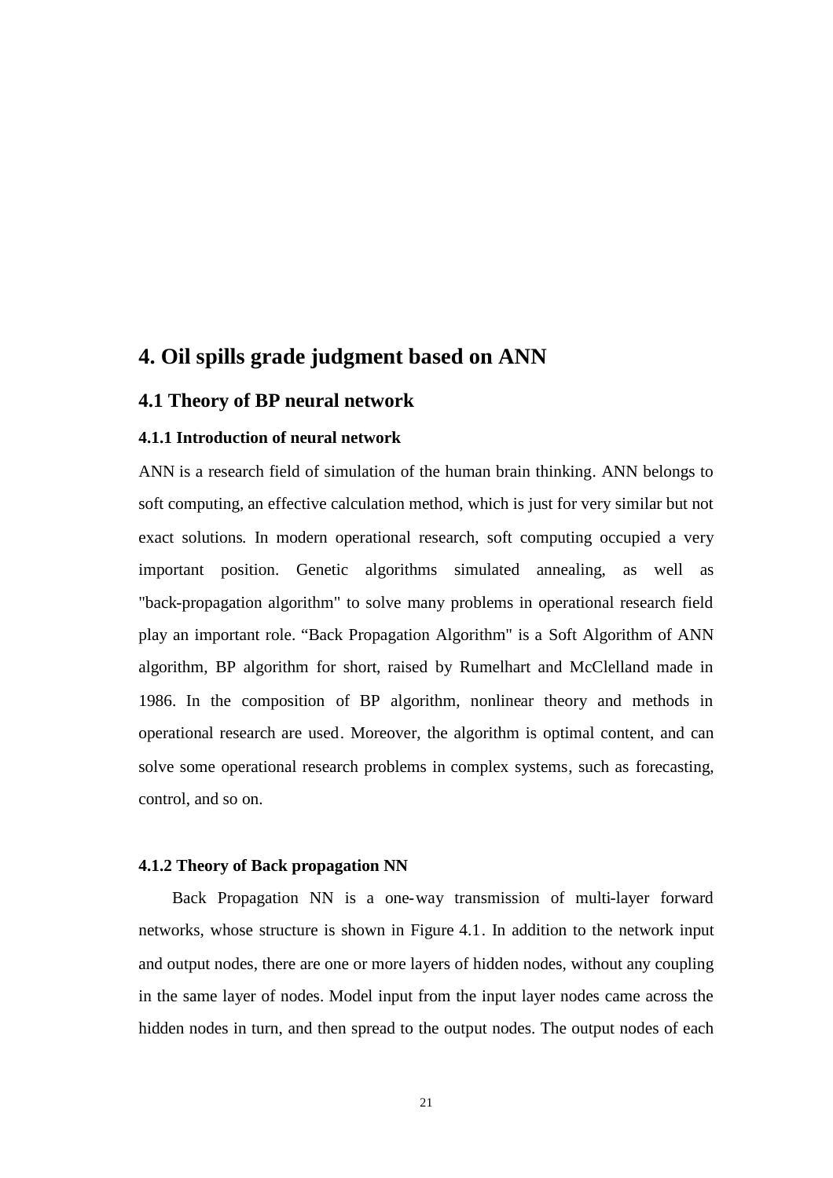# 4. Oil spills grade judgment based on ANN

## 4.1 Theory of BP neural network

### 4.1.1 Introduction of neural network

ANN is a research field of simulation of the human brain thinking. ANN belongs to soft computing, an effective calculation method, which is just for very similar but not exact solutions. In modern operational research, soft computing occupied a very important position. Genetic algorithms simulated annealing, as well as "back-propagation algorithm" to solve many problems in operational research field play an important role. “Back Propagation Algorithm" is a Soft Algorithm of ANN algorithm, BP algorithm for short, raised by Rumelhart and McClelland made in 1986. In the composition of BP algorithm, nonlinear theory and methods in operational research are used. Moreover, the algorithm is optimal content, and can solve some operational research problems in complex systems, such as forecasting, control, and so on.

### 4.1.2 Theory of Back propagation NN

Back Propagation NN is a one-way transmission of multi-layer forward networks, whose structure is shown in Figure 4.1. In addition to the network input and output nodes, there are one or more layers of hidden nodes, without any coupling in the same layer of nodes. Model input from the input layer nodes came across the hidden nodes in turn, and then spread to the output nodes. The output nodes of each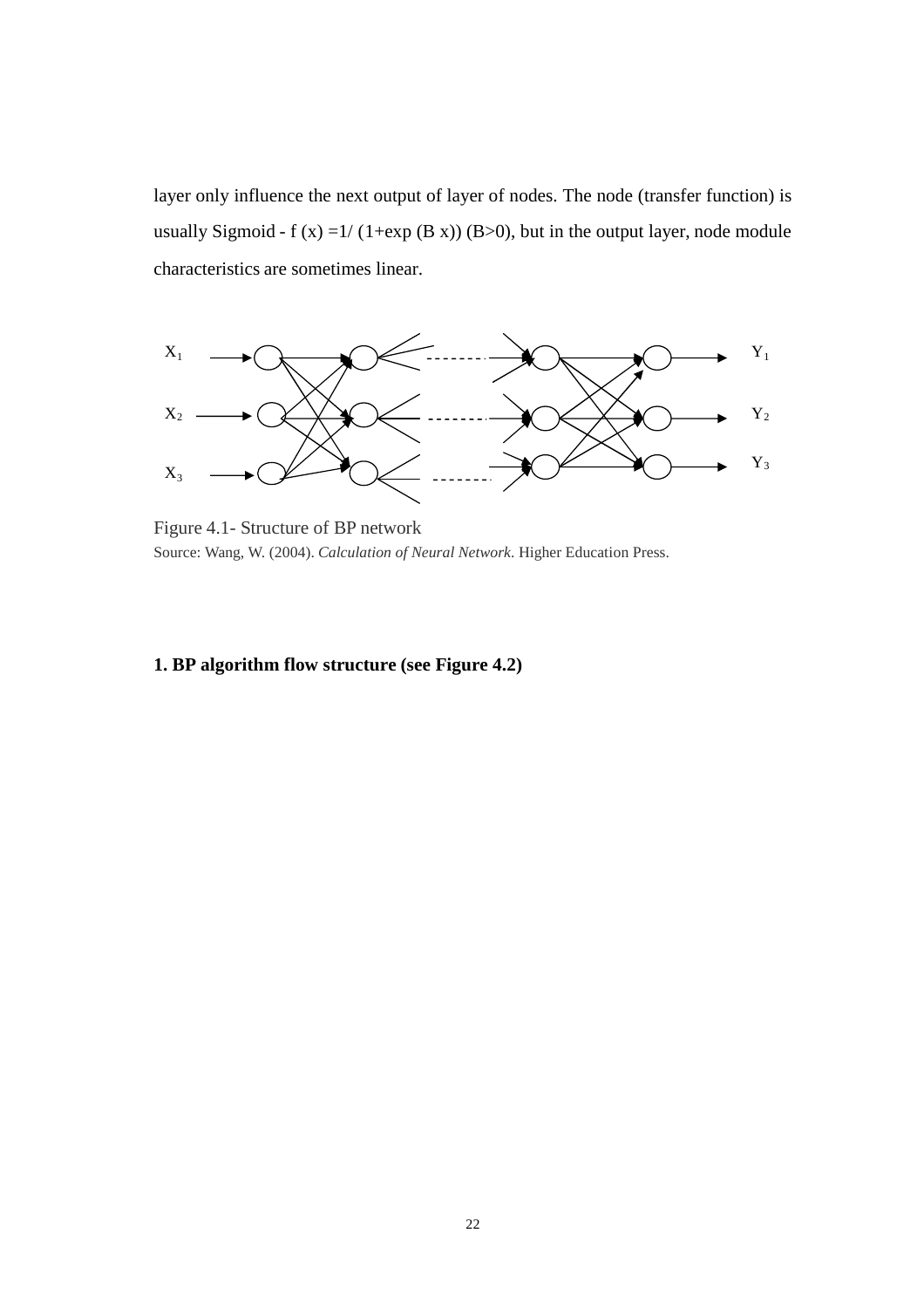layer only influence the next output of layer of nodes. The node (transfer function) is usually Sigmoid - f (x) =1/ (1+exp (B x)) (B>0), but in the output layer, node module characteristics are sometimes linear.

$X_1$

$X_2$

$X_3$

$Y_1$

$Y_2$

$Y_3$

Figure 4.1- Structure of BP network

Source: Wang, W. (2004). *Calculation of Neural Network*. Higher Education Press.

**1. BP algorithm flow structure (see Figure 4.2)**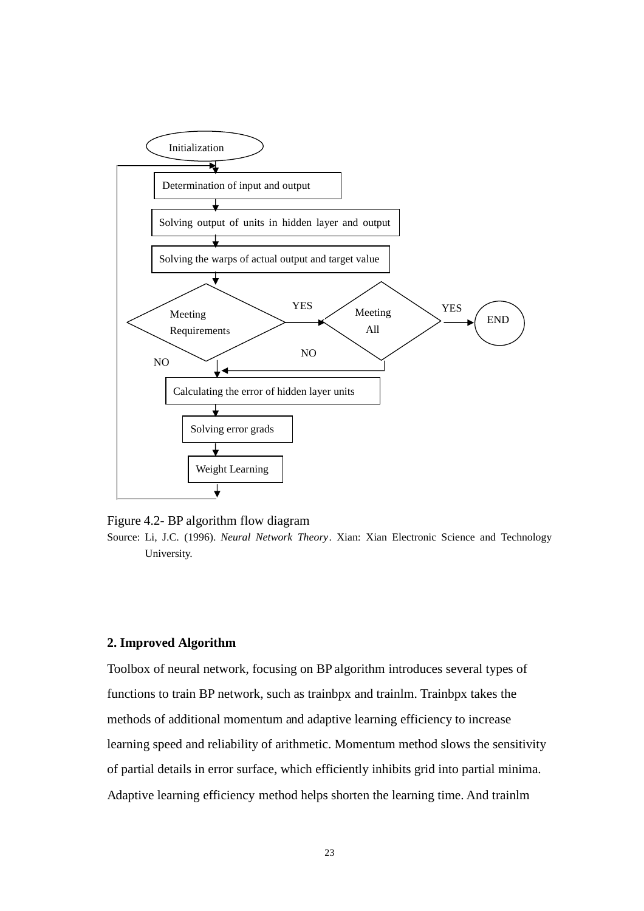Initialization

Determination of input and output

Solving output of units in hidden layer and output

Solving the warps of actual output and target value

Meeting Requirements

YES

Meeting All

YES

END

NO

NO

Calculating the error of hidden layer units

Solving error grads

Weight Learning

Figure 4.2- BP algorithm flow diagram

Source: Li, J.C. (1996). *Neural Network Theory*. Xian: Xian Electronic Science and Technology University.

**2. Improved Algorithm**

Toolbox of neural network, focusing on BP algorithm introduces several types of functions to train BP network, such as trainbpx and trainlm. Trainbpx takes the methods of additional momentum and adaptive learning efficiency to increase learning speed and reliability of arithmetic. Momentum method slows the sensitivity of partial details in error surface, which efficiently inhibits grid into partial minima. Adaptive learning efficiency method helps shorten the learning time. And trainlm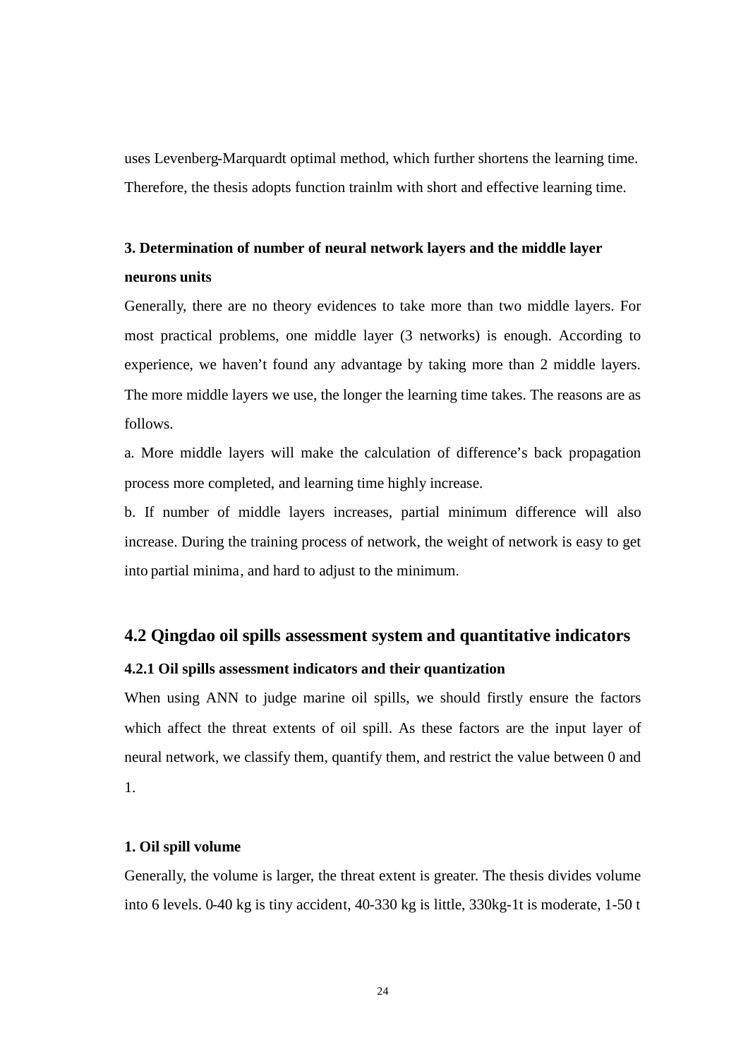uses Levenberg-Marquardt optimal method, which further shortens the learning time. Therefore, the thesis adopts function trainlm with short and effective learning time.

**3. Determination of number of neural network layers and the middle layer neurons units**

Generally, there are no theory evidences to take more than two middle layers. For most practical problems, one middle layer (3 networks) is enough. According to experience, we haven't found any advantage by taking more than 2 middle layers. The more middle layers we use, the longer the learning time takes. The reasons are as follows.

a. More middle layers will make the calculation of difference's back propagation process more completed, and learning time highly increase.

b. If number of middle layers increases, partial minimum difference will also increase. During the training process of network, the weight of network is easy to get into partial minima, and hard to adjust to the minimum.

## 4.2 Qingdao oil spills assessment system and quantitative indicators

### 4.2.1 Oil spills assessment indicators and their quantization

When using ANN to judge marine oil spills, we should firstly ensure the factors which affect the threat extents of oil spill. As these factors are the input layer of neural network, we classify them, quantify them, and restrict the value between 0 and 1.

**1. Oil spill volume**

Generally, the volume is larger, the threat extent is greater. The thesis divides volume into 6 levels. 0-40 kg is tiny accident, 40-330 kg is little, 330kg-1t is moderate, 1-50 t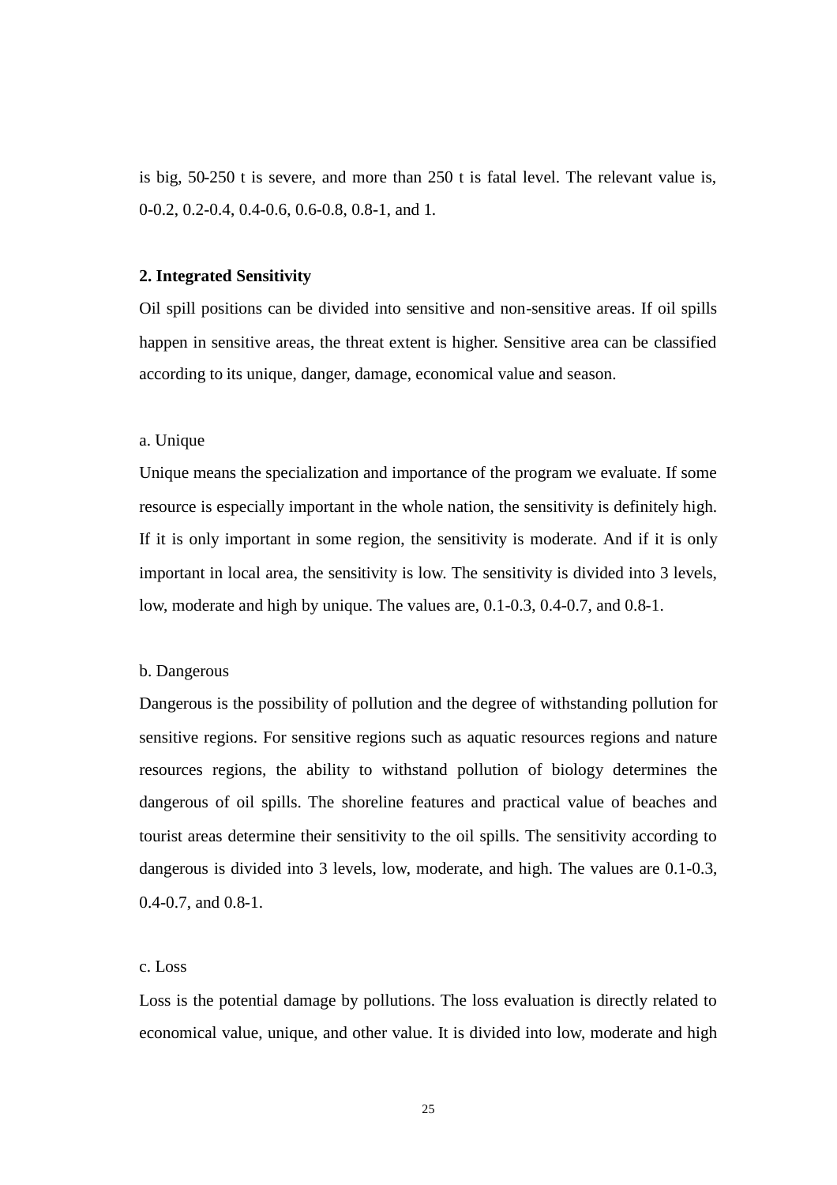is big, 50-250 t is severe, and more than 250 t is fatal level. The relevant value is, 0-0.2, 0.2-0.4, 0.4-0.6, 0.6-0.8, 0.8-1, and 1.

**2. Integrated Sensitivity**

Oil spill positions can be divided into sensitive and non-sensitive areas. If oil spills happen in sensitive areas, the threat extent is higher. Sensitive area can be classified according to its unique, danger, damage, economical value and season.

a. Unique

Unique means the specialization and importance of the program we evaluate. If some resource is especially important in the whole nation, the sensitivity is definitely high. If it is only important in some region, the sensitivity is moderate. And if it is only important in local area, the sensitivity is low. The sensitivity is divided into 3 levels, low, moderate and high by unique. The values are, 0.1-0.3, 0.4-0.7, and 0.8-1.

b. Dangerous

Dangerous is the possibility of pollution and the degree of withstanding pollution for sensitive regions. For sensitive regions such as aquatic resources regions and nature resources regions, the ability to withstand pollution of biology determines the dangerous of oil spills. The shoreline features and practical value of beaches and tourist areas determine their sensitivity to the oil spills. The sensitivity according to dangerous is divided into 3 levels, low, moderate, and high. The values are 0.1-0.3, 0.4-0.7, and 0.8-1.

c. Loss

Loss is the potential damage by pollutions. The loss evaluation is directly related to economical value, unique, and other value. It is divided into low, moderate and high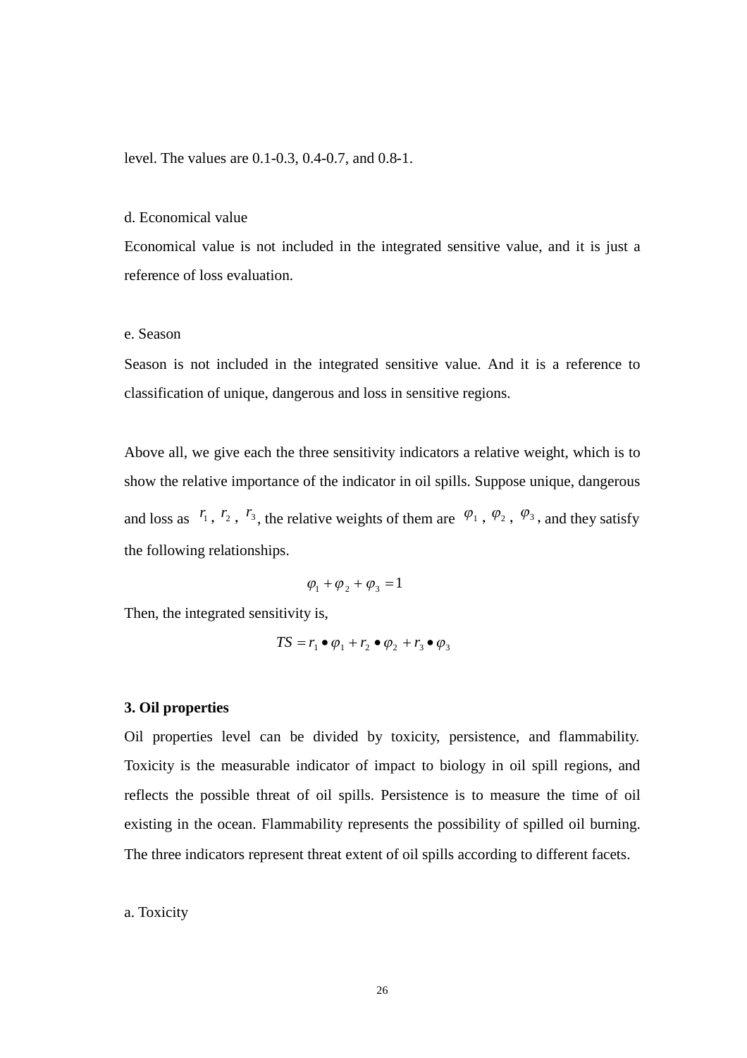level. The values are 0.1-0.3, 0.4-0.7, and 0.8-1.

d. Economical value

Economical value is not included in the integrated sensitive value, and it is just a reference of loss evaluation.

e. Season

Season is not included in the integrated sensitive value. And it is a reference to classification of unique, dangerous and loss in sensitive regions.

Above all, we give each the three sensitivity indicators a relative weight, which is to show the relative importance of the indicator in oil spills. Suppose unique, dangerous and loss as $r_1$, $r_2$, $r_3$, the relative weights of them are $\varphi_1$, $\varphi_2$, $\varphi_3$, and they satisfy the following relationships.

$$\varphi_1 + \varphi_2 + \varphi_3 = 1$$

Then, the integrated sensitivity is,

$$TS = r_1 \bullet \varphi_1 + r_2 \bullet \varphi_2 + r_3 \bullet \varphi_3$$

**3. Oil properties**

Oil properties level can be divided by toxicity, persistence, and flammability. Toxicity is the measurable indicator of impact to biology in oil spill regions, and reflects the possible threat of oil spills. Persistence is to measure the time of oil existing in the ocean. Flammability represents the possibility of spilled oil burning. The three indicators represent threat extent of oil spills according to different facets.

a. Toxicity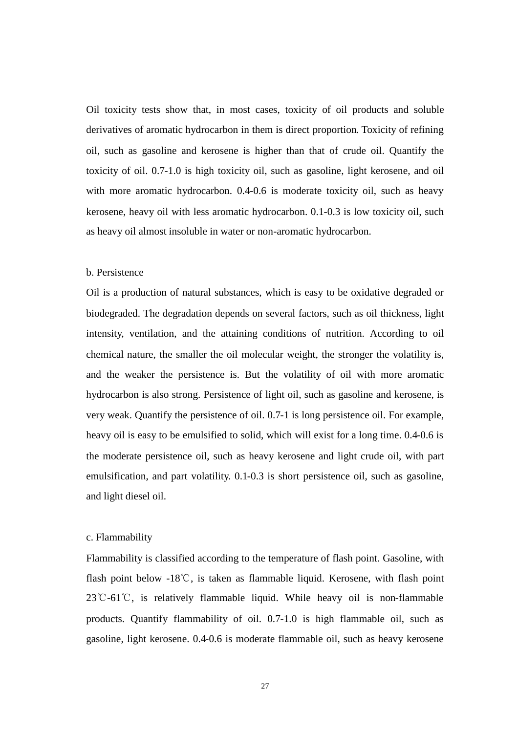Oil toxicity tests show that, in most cases, toxicity of oil products and soluble derivatives of aromatic hydrocarbon in them is direct proportion. Toxicity of refining oil, such as gasoline and kerosene is higher than that of crude oil. Quantify the toxicity of oil. 0.7-1.0 is high toxicity oil, such as gasoline, light kerosene, and oil with more aromatic hydrocarbon. 0.4-0.6 is moderate toxicity oil, such as heavy kerosene, heavy oil with less aromatic hydrocarbon. 0.1-0.3 is low toxicity oil, such as heavy oil almost insoluble in water or non-aromatic hydrocarbon.

b. Persistence

Oil is a production of natural substances, which is easy to be oxidative degraded or biodegraded. The degradation depends on several factors, such as oil thickness, light intensity, ventilation, and the attaining conditions of nutrition. According to oil chemical nature, the smaller the oil molecular weight, the stronger the volatility is, and the weaker the persistence is. But the volatility of oil with more aromatic hydrocarbon is also strong. Persistence of light oil, such as gasoline and kerosene, is very weak. Quantify the persistence of oil. 0.7-1 is long persistence oil. For example, heavy oil is easy to be emulsified to solid, which will exist for a long time. 0.4-0.6 is the moderate persistence oil, such as heavy kerosene and light crude oil, with part emulsification, and part volatility. 0.1-0.3 is short persistence oil, such as gasoline, and light diesel oil.

c. Flammability

Flammability is classified according to the temperature of flash point. Gasoline, with flash point below -18℃, is taken as flammable liquid. Kerosene, with flash point 23℃-61℃, is relatively flammable liquid. While heavy oil is non-flammable products. Quantify flammability of oil. 0.7-1.0 is high flammable oil, such as gasoline, light kerosene. 0.4-0.6 is moderate flammable oil, such as heavy kerosene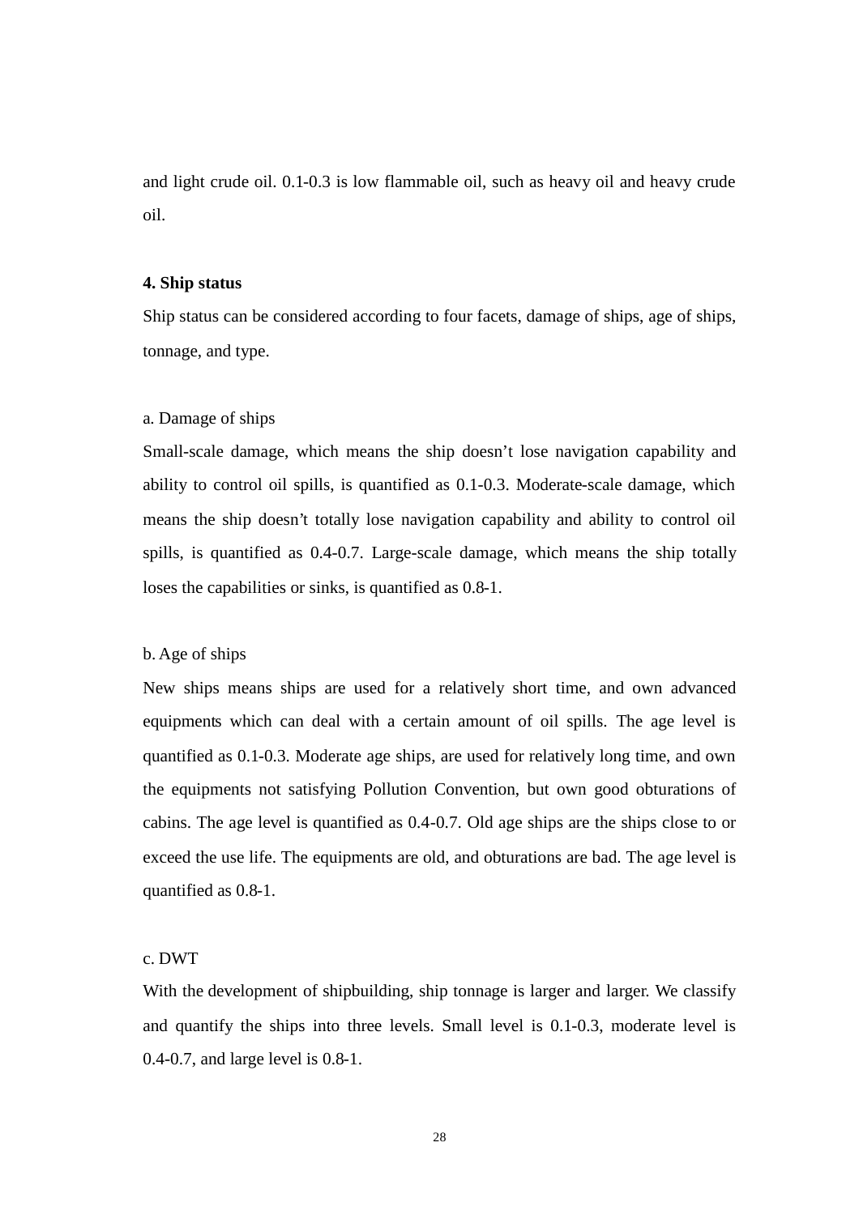and light crude oil. 0.1-0.3 is low flammable oil, such as heavy oil and heavy crude oil.

**4. Ship status**

Ship status can be considered according to four facets, damage of ships, age of ships, tonnage, and type.

a. Damage of ships

Small-scale damage, which means the ship doesn't lose navigation capability and ability to control oil spills, is quantified as 0.1-0.3. Moderate-scale damage, which means the ship doesn't totally lose navigation capability and ability to control oil spills, is quantified as 0.4-0.7. Large-scale damage, which means the ship totally loses the capabilities or sinks, is quantified as 0.8-1.

b. Age of ships

New ships means ships are used for a relatively short time, and own advanced equipments which can deal with a certain amount of oil spills. The age level is quantified as 0.1-0.3. Moderate age ships, are used for relatively long time, and own the equipments not satisfying Pollution Convention, but own good obturations of cabins. The age level is quantified as 0.4-0.7. Old age ships are the ships close to or exceed the use life. The equipments are old, and obturations are bad. The age level is quantified as 0.8-1.

c. DWT

With the development of shipbuilding, ship tonnage is larger and larger. We classify and quantify the ships into three levels. Small level is 0.1-0.3, moderate level is 0.4-0.7, and large level is 0.8-1.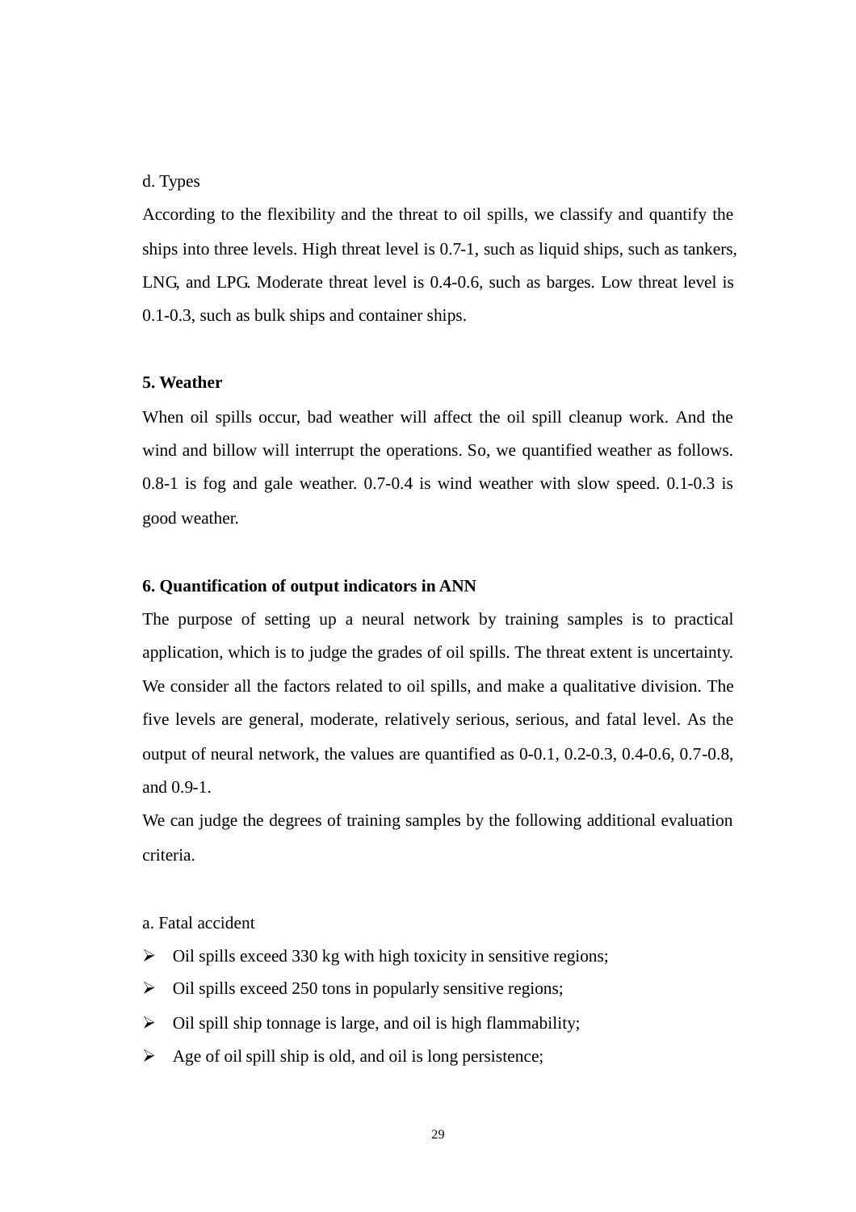d. Types

According to the flexibility and the threat to oil spills, we classify and quantify the ships into three levels. High threat level is 0.7-1, such as liquid ships, such as tankers, LNG, and LPG. Moderate threat level is 0.4-0.6, such as barges. Low threat level is 0.1-0.3, such as bulk ships and container ships.

**5. Weather**

When oil spills occur, bad weather will affect the oil spill cleanup work. And the wind and billow will interrupt the operations. So, we quantified weather as follows. 0.8-1 is fog and gale weather. 0.7-0.4 is wind weather with slow speed. 0.1-0.3 is good weather.

**6. Quantification of output indicators in ANN**

The purpose of setting up a neural network by training samples is to practical application, which is to judge the grades of oil spills. The threat extent is uncertainty. We consider all the factors related to oil spills, and make a qualitative division. The five levels are general, moderate, relatively serious, serious, and fatal level. As the output of neural network, the values are quantified as 0-0.1, 0.2-0.3, 0.4-0.6, 0.7-0.8, and 0.9-1.

We can judge the degrees of training samples by the following additional evaluation criteria.

a. Fatal accident

- Oil spills exceed 330 kg with high toxicity in sensitive regions;
- Oil spills exceed 250 tons in popularly sensitive regions;
- Oil spill ship tonnage is large, and oil is high flammability;
- Age of oil spill ship is old, and oil is long persistence;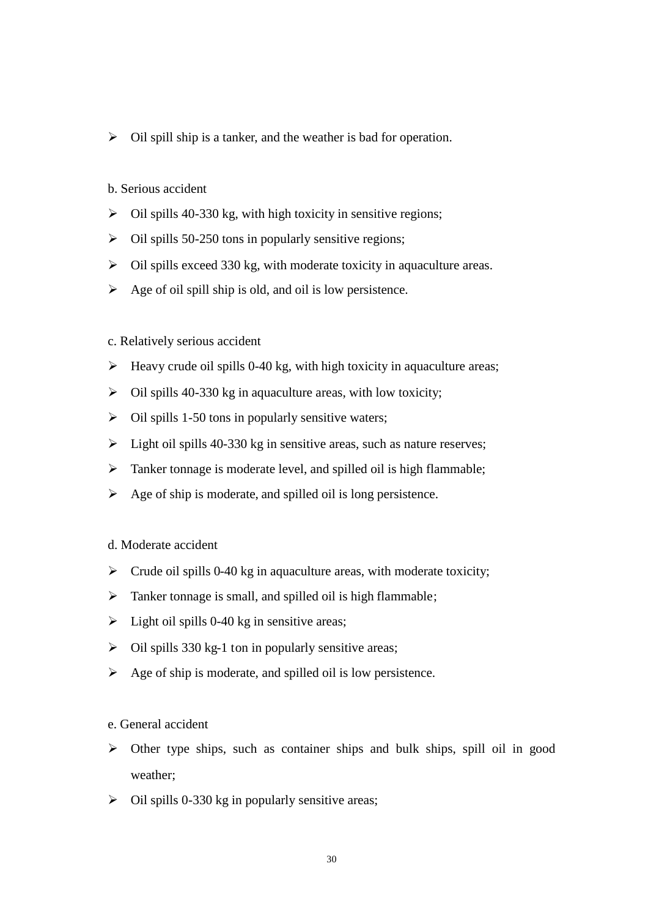- Oil spill ship is a tanker, and the weather is bad for operation.

b. Serious accident

- Oil spills 40-330 kg, with high toxicity in sensitive regions;
- Oil spills 50-250 tons in popularly sensitive regions;
- Oil spills exceed 330 kg, with moderate toxicity in aquaculture areas.
- Age of oil spill ship is old, and oil is low persistence.

c. Relatively serious accident

- Heavy crude oil spills 0-40 kg, with high toxicity in aquaculture areas;
- Oil spills 40-330 kg in aquaculture areas, with low toxicity;
- Oil spills 1-50 tons in popularly sensitive waters;
- Light oil spills 40-330 kg in sensitive areas, such as nature reserves;
- Tanker tonnage is moderate level, and spilled oil is high flammable;
- Age of ship is moderate, and spilled oil is long persistence.

d. Moderate accident

- Crude oil spills 0-40 kg in aquaculture areas, with moderate toxicity;
- Tanker tonnage is small, and spilled oil is high flammable；
- Light oil spills 0-40 kg in sensitive areas;
- Oil spills 330 kg-1 ton in popularly sensitive areas;
- Age of ship is moderate, and spilled oil is low persistence.

e. General accident

- Other type ships, such as container ships and bulk ships, spill oil in good weather;
- Oil spills 0-330 kg in popularly sensitive areas;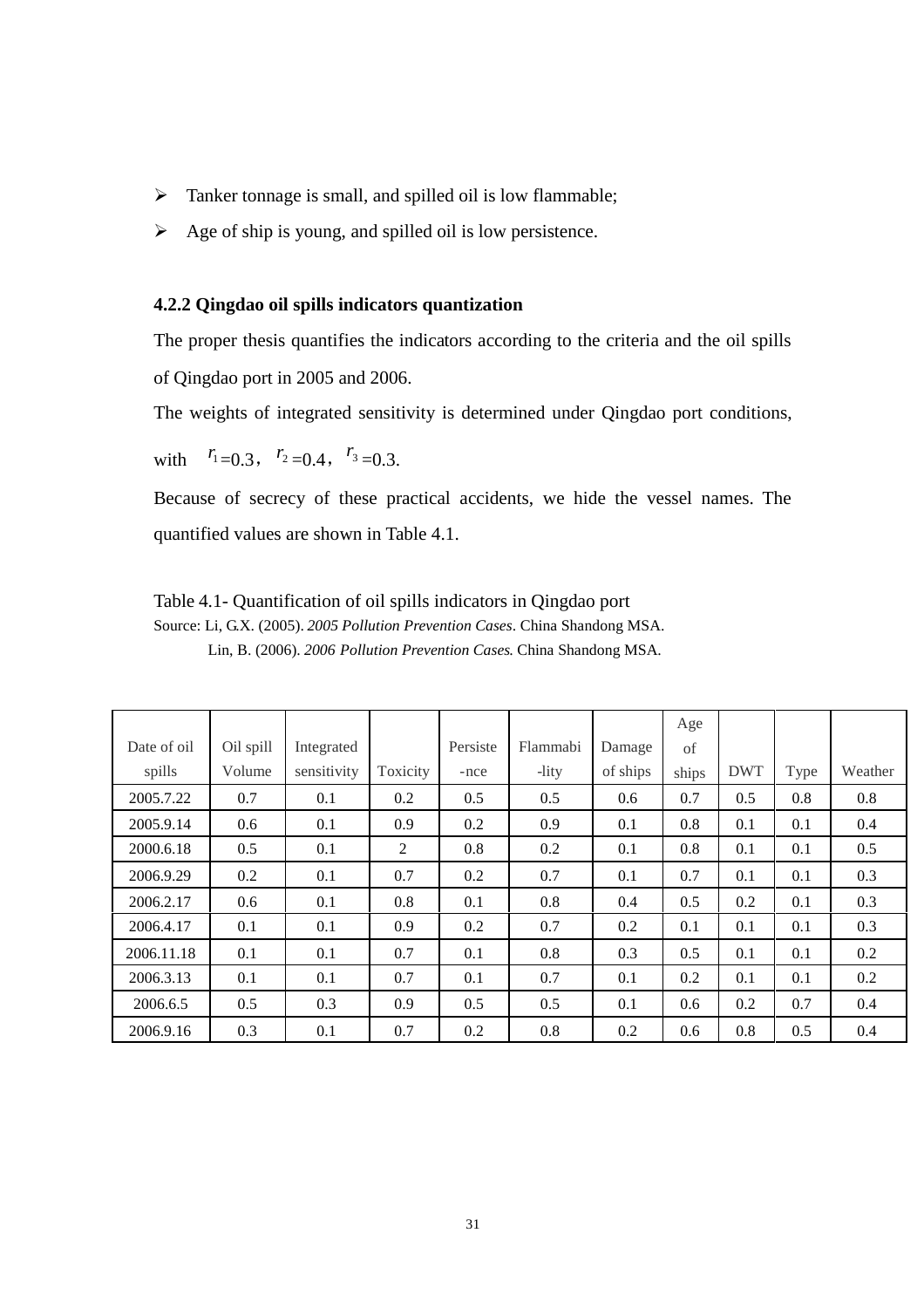- Tanker tonnage is small, and spilled oil is low flammable;
- Age of ship is young, and spilled oil is low persistence.

### 4.2.2 Qingdao oil spills indicators quantization

The proper thesis quantifies the indicators according to the criteria and the oil spills of Qingdao port in 2005 and 2006.

The weights of integrated sensitivity is determined under Qingdao port conditions, with $r_1$=0.3, $r_2$=0.4, $r_3$=0.3.

Because of secrecy of these practical accidents, we hide the vessel names. The quantified values are shown in Table 4.1.

Table 4.1- Quantification of oil spills indicators in Qingdao port

Source: Li, G.X. (2005). *2005 Pollution Prevention Cases*. China Shandong MSA.

Lin, B. (2006). *2006 Pollution Prevention Cases*. China Shandong MSA.

| Date of oil spills | Oil spill Volume | Integrated sensitivity | Toxicity | Persiste-nce | Flammabi-lity | Damage of ships | Age of ships | DWT | Type | Weather |
|---|---|---|---|---|---|---|---|---|---|---|
| 2005.7.22 | 0.7 | 0.1 | 0.2 | 0.5 | 0.5 | 0.6 | 0.7 | 0.5 | 0.8 | 0.8 |
| 2005.9.14 | 0.6 | 0.1 | 0.9 | 0.2 | 0.9 | 0.1 | 0.8 | 0.1 | 0.1 | 0.4 |
| 2000.6.18 | 0.5 | 0.1 | 2 | 0.8 | 0.2 | 0.1 | 0.8 | 0.1 | 0.1 | 0.5 |
| 2006.9.29 | 0.2 | 0.1 | 0.7 | 0.2 | 0.7 | 0.1 | 0.7 | 0.1 | 0.1 | 0.3 |
| 2006.2.17 | 0.6 | 0.1 | 0.8 | 0.1 | 0.8 | 0.4 | 0.5 | 0.2 | 0.1 | 0.3 |
| 2006.4.17 | 0.1 | 0.1 | 0.9 | 0.2 | 0.7 | 0.2 | 0.1 | 0.1 | 0.1 | 0.3 |
| 2006.11.18 | 0.1 | 0.1 | 0.7 | 0.1 | 0.8 | 0.3 | 0.5 | 0.1 | 0.1 | 0.2 |
| 2006.3.13 | 0.1 | 0.1 | 0.7 | 0.1 | 0.7 | 0.1 | 0.2 | 0.1 | 0.1 | 0.2 |
| 2006.6.5 | 0.5 | 0.3 | 0.9 | 0.5 | 0.5 | 0.1 | 0.6 | 0.2 | 0.7 | 0.4 |
| 2006.9.16 | 0.3 | 0.1 | 0.7 | 0.2 | 0.8 | 0.2 | 0.6 | 0.8 | 0.5 | 0.4 |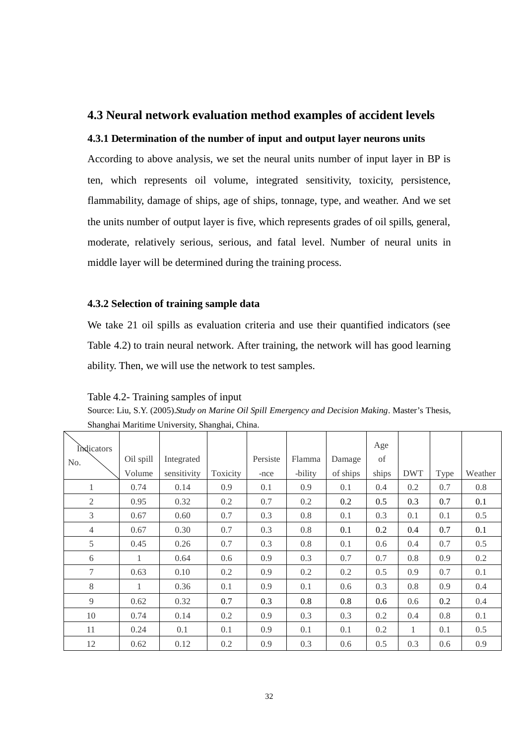## 4.3 Neural network evaluation method examples of accident levels

### 4.3.1 Determination of the number of input and output layer neurons units

According to above analysis, we set the neural units number of input layer in BP is ten, which represents oil volume, integrated sensitivity, toxicity, persistence, flammability, damage of ships, age of ships, tonnage, type, and weather. And we set the units number of output layer is five, which represents grades of oil spills, general, moderate, relatively serious, serious, and fatal level. Number of neural units in middle layer will be determined during the training process.

### 4.3.2 Selection of training sample data

We take 21 oil spills as evaluation criteria and use their quantified indicators (see Table 4.2) to train neural network. After training, the network will has good learning ability. Then, we will use the network to test samples.

Table 4.2- Training samples of input

Source: Liu, S.Y. (2005).*Study on Marine Oil Spill Emergency and Decision Making*. Master's Thesis, Shanghai Maritime University, Shanghai, China.

| Indicators / No. | Oil spill Volume | Integrated sensitivity | Toxicity | Persiste -nce | Flamma -bility | Damage of ships | Age of ships | DWT | Type | Weather |
|---|---|---|---|---|---|---|---|---|---|---|
| 1 | 0.74 | 0.14 | 0.9 | 0.1 | 0.9 | 0.1 | 0.4 | 0.2 | 0.7 | 0.8 |
| 2 | 0.95 | 0.32 | 0.2 | 0.7 | 0.2 | 0.2 | 0.5 | 0.3 | 0.7 | 0.1 |
| 3 | 0.67 | 0.60 | 0.7 | 0.3 | 0.8 | 0.1 | 0.3 | 0.1 | 0.1 | 0.5 |
| 4 | 0.67 | 0.30 | 0.7 | 0.3 | 0.8 | 0.1 | 0.2 | 0.4 | 0.7 | 0.1 |
| 5 | 0.45 | 0.26 | 0.7 | 0.3 | 0.8 | 0.1 | 0.6 | 0.4 | 0.7 | 0.5 |
| 6 | 1 | 0.64 | 0.6 | 0.9 | 0.3 | 0.7 | 0.7 | 0.8 | 0.9 | 0.2 |
| 7 | 0.63 | 0.10 | 0.2 | 0.9 | 0.2 | 0.2 | 0.5 | 0.9 | 0.7 | 0.1 |
| 8 | 1 | 0.36 | 0.1 | 0.9 | 0.1 | 0.6 | 0.3 | 0.8 | 0.9 | 0.4 |
| 9 | 0.62 | 0.32 | 0.7 | 0.3 | 0.8 | 0.8 | 0.6 | 0.6 | 0.2 | 0.4 |
| 10 | 0.74 | 0.14 | 0.2 | 0.9 | 0.3 | 0.3 | 0.2 | 0.4 | 0.8 | 0.1 |
| 11 | 0.24 | 0.1 | 0.1 | 0.9 | 0.1 | 0.1 | 0.2 | 1 | 0.1 | 0.5 |
| 12 | 0.62 | 0.12 | 0.2 | 0.9 | 0.3 | 0.6 | 0.5 | 0.3 | 0.6 | 0.9 |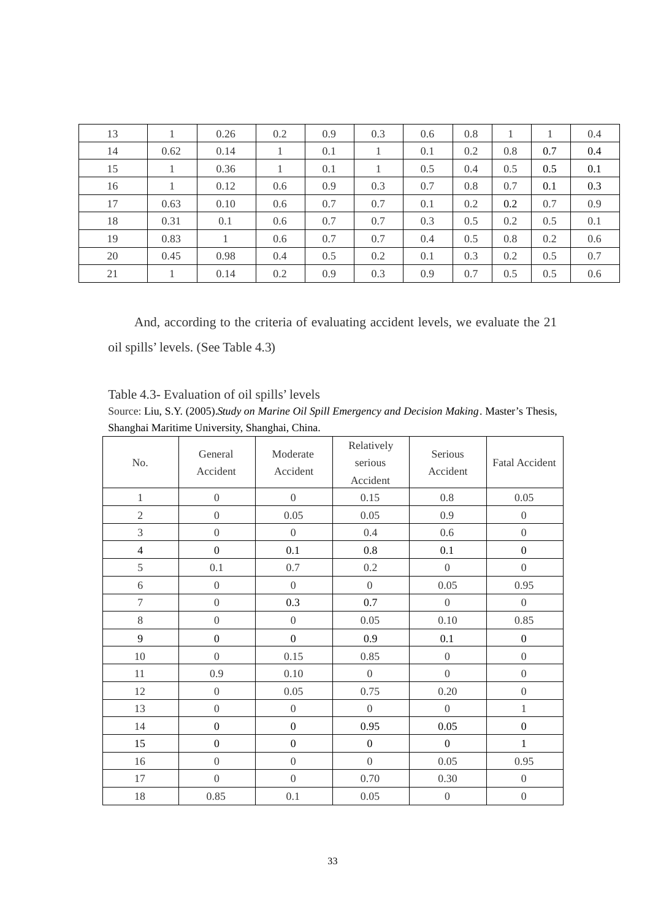| | | | | | | | | | | |
|---|---|---|---|---|---|---|---|---|---|---|
| 13 | 1 | 0.26 | 0.2 | 0.9 | 0.3 | 0.6 | 0.8 | 1 | 1 | 0.4 |
| 14 | 0.62 | 0.14 | 1 | 0.1 | 1 | 0.1 | 0.2 | 0.8 | 0.7 | 0.4 |
| 15 | 1 | 0.36 | 1 | 0.1 | 1 | 0.5 | 0.4 | 0.5 | 0.5 | 0.1 |
| 16 | 1 | 0.12 | 0.6 | 0.9 | 0.3 | 0.7 | 0.8 | 0.7 | 0.1 | 0.3 |
| 17 | 0.63 | 0.10 | 0.6 | 0.7 | 0.7 | 0.1 | 0.2 | 0.2 | 0.7 | 0.9 |
| 18 | 0.31 | 0.1 | 0.6 | 0.7 | 0.7 | 0.3 | 0.5 | 0.2 | 0.5 | 0.1 |
| 19 | 0.83 | 1 | 0.6 | 0.7 | 0.7 | 0.4 | 0.5 | 0.8 | 0.2 | 0.6 |
| 20 | 0.45 | 0.98 | 0.4 | 0.5 | 0.2 | 0.1 | 0.3 | 0.2 | 0.5 | 0.7 |
| 21 | 1 | 0.14 | 0.2 | 0.9 | 0.3 | 0.9 | 0.7 | 0.5 | 0.5 | 0.6 |

And, according to the criteria of evaluating accident levels, we evaluate the 21 oil spills' levels. (See Table 4.3)

Table 4.3- Evaluation of oil spills' levels

Source: Liu, S.Y. (2005).*Study on Marine Oil Spill Emergency and Decision Making*. Master's Thesis, Shanghai Maritime University, Shanghai, China.

| No. | General Accident | Moderate Accident | Relatively serious Accident | Serious Accident | Fatal Accident |
|---|---|---|---|---|---|
| 1 | 0 | 0 | 0.15 | 0.8 | 0.05 |
| 2 | 0 | 0.05 | 0.05 | 0.9 | 0 |
| 3 | 0 | 0 | 0.4 | 0.6 | 0 |
| 4 | 0 | 0.1 | 0.8 | 0.1 | 0 |
| 5 | 0.1 | 0.7 | 0.2 | 0 | 0 |
| 6 | 0 | 0 | 0 | 0.05 | 0.95 |
| 7 | 0 | 0.3 | 0.7 | 0 | 0 |
| 8 | 0 | 0 | 0.05 | 0.10 | 0.85 |
| 9 | 0 | 0 | 0.9 | 0.1 | 0 |
| 10 | 0 | 0.15 | 0.85 | 0 | 0 |
| 11 | 0.9 | 0.10 | 0 | 0 | 0 |
| 12 | 0 | 0.05 | 0.75 | 0.20 | 0 |
| 13 | 0 | 0 | 0 | 0 | 1 |
| 14 | 0 | 0 | 0.95 | 0.05 | 0 |
| 15 | 0 | 0 | 0 | 0 | 1 |
| 16 | 0 | 0 | 0 | 0.05 | 0.95 |
| 17 | 0 | 0 | 0.70 | 0.30 | 0 |
| 18 | 0.85 | 0.1 | 0.05 | 0 | 0 |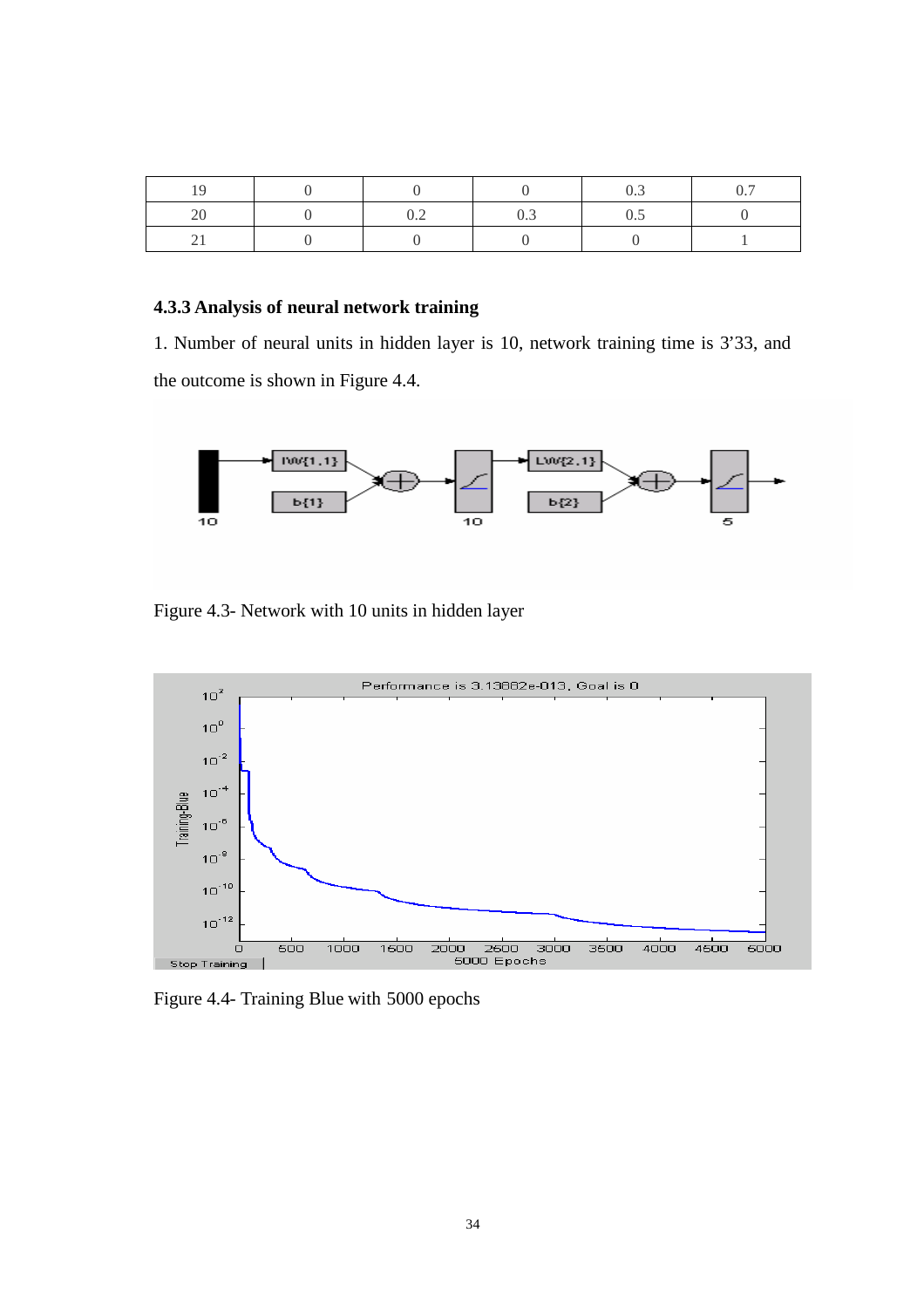| | | | | | |
|---|---|---|---|---|---|
| 19 | 0 | 0 | 0 | 0.3 | 0.7 |
| 20 | 0 | 0.2 | 0.3 | 0.5 | 0 |
| 21 | 0 | 0 | 0 | 0 | 1 |

### 4.3.3 Analysis of neural network training

1. Number of neural units in hidden layer is 10, network training time is 3'33, and the outcome is shown in Figure 4.4.

IW{1,1}
b{1}
10
10
LW{2,1}
b{2}
5

Figure 4.3- Network with 10 units in hidden layer

Performance is 3.13882e-013, Goal is 0
Training-Blue
5000 Epochs
Stop Training

Figure 4.4- Training Blue with 5000 epochs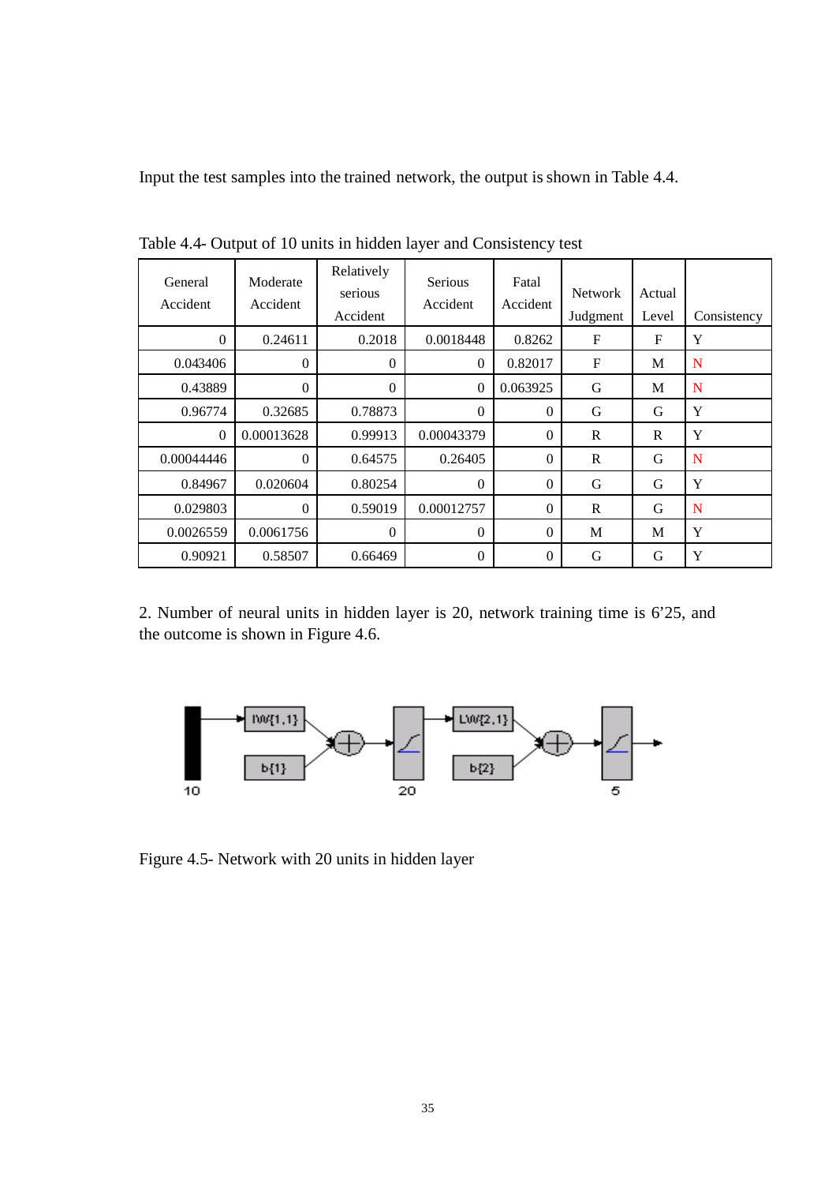Input the test samples into the trained network, the output is shown in Table 4.4.

Table 4.4- Output of 10 units in hidden layer and Consistency test

| General Accident | Moderate Accident | Relatively serious Accident | Serious Accident | Fatal Accident | Network Judgment | Actual Level | Consistency |
|---|---|---|---|---|---|---|---|
| 0 | 0.24611 | 0.2018 | 0.0018448 | 0.8262 | F | F | Y |
| 0.043406 | 0 | 0 | 0 | 0.82017 | F | M | N |
| 0.43889 | 0 | 0 | 0 | 0.063925 | G | M | N |
| 0.96774 | 0.32685 | 0.78873 | 0 | 0 | G | G | Y |
| 0 | 0.00013628 | 0.99913 | 0.00043379 | 0 | R | R | Y |
| 0.00044446 | 0 | 0.64575 | 0.26405 | 0 | R | G | N |
| 0.84967 | 0.020604 | 0.80254 | 0 | 0 | G | G | Y |
| 0.029803 | 0 | 0.59019 | 0.00012757 | 0 | R | G | N |
| 0.0026559 | 0.0061756 | 0 | 0 | 0 | M | M | Y |
| 0.90921 | 0.58507 | 0.66469 | 0 | 0 | G | G | Y |

2. Number of neural units in hidden layer is 20, network training time is 6'25, and the outcome is shown in Figure 4.6.

Figure 4.5- Network with 20 units in hidden layer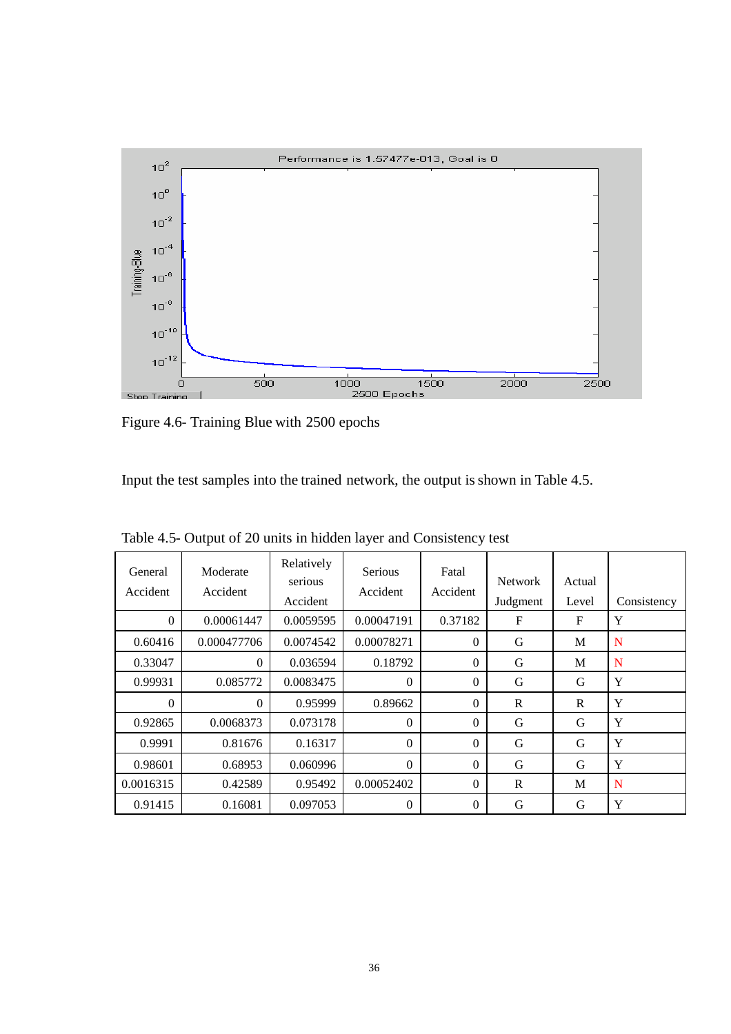Figure 4.6- Training Blue with 2500 epochs

Input the test samples into the trained network, the output is shown in Table 4.5.

Table 4.5- Output of 20 units in hidden layer and Consistency test

| General Accident | Moderate Accident | Relatively serious Accident | Serious Accident | Fatal Accident | Network Judgment | Actual Level | Consistency |
|---|---|---|---|---|---|---|---|
| 0 | 0.00061447 | 0.0059595 | 0.00047191 | 0.37182 | F | F | Y |
| 0.60416 | 0.000477706 | 0.0074542 | 0.00078271 | 0 | G | M | N |
| 0.33047 | 0 | 0.036594 | 0.18792 | 0 | G | M | N |
| 0.99931 | 0.085772 | 0.0083475 | 0 | 0 | G | G | Y |
| 0 | 0 | 0.95999 | 0.89662 | 0 | R | R | Y |
| 0.92865 | 0.0068373 | 0.073178 | 0 | 0 | G | G | Y |
| 0.9991 | 0.81676 | 0.16317 | 0 | 0 | G | G | Y |
| 0.98601 | 0.68953 | 0.060996 | 0 | 0 | G | G | Y |
| 0.0016315 | 0.42589 | 0.95492 | 0.00052402 | 0 | R | M | N |
| 0.91415 | 0.16081 | 0.097053 | 0 | 0 | G | G | Y |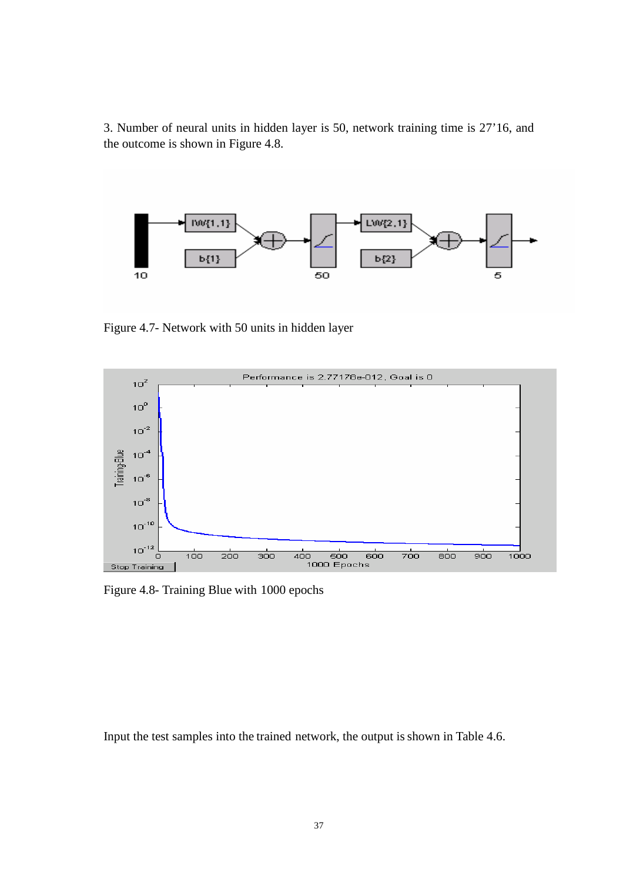3. Number of neural units in hidden layer is 50, network training time is 27'16, and the outcome is shown in Figure 4.8.

IW{1,1}
b{1}
10
50
LW{2,1}
b{2}
5

Figure 4.7- Network with 50 units in hidden layer

Performance is 2.77178e-012, Goal is 0

Training-Blue

$10^{2}$
$10^{0}$
$10^{-2}$
$10^{-4}$
$10^{-6}$
$10^{-8}$
$10^{-10}$
$10^{-12}$

0 100 200 300 400 500 600 700 800 900 1000

1000 Epochs

Stop Training

Figure 4.8- Training Blue with 1000 epochs

Input the test samples into the trained network, the output is shown in Table 4.6.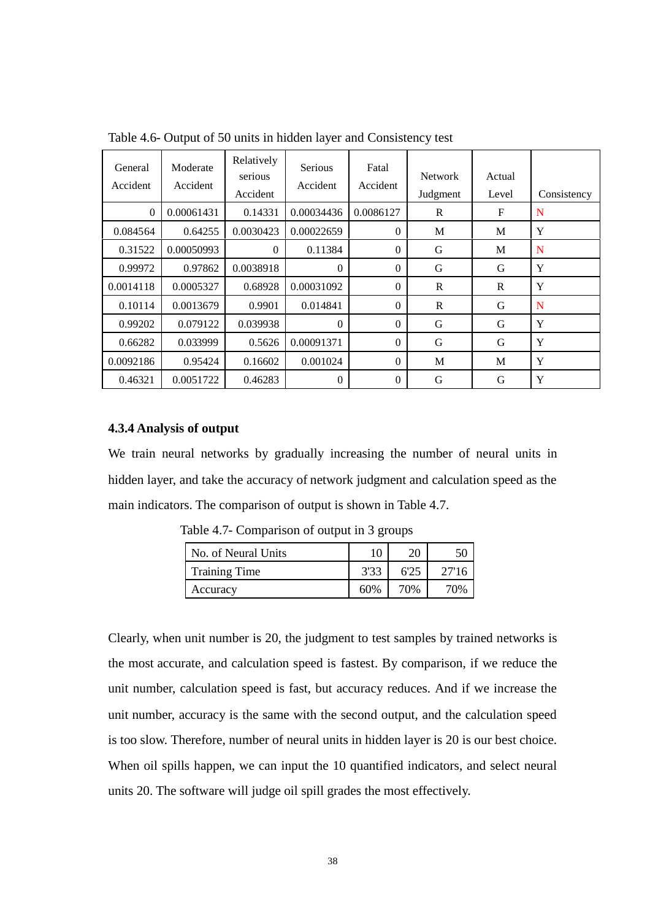Table 4.6- Output of 50 units in hidden layer and Consistency test

| General Accident | Moderate Accident | Relatively serious Accident | Serious Accident | Fatal Accident | Network Judgment | Actual Level | Consistency |
|---|---|---|---|---|---|---|---|
| 0 | 0.00061431 | 0.14331 | 0.00034436 | 0.0086127 | R | F | N |
| 0.084564 | 0.64255 | 0.0030423 | 0.00022659 | 0 | M | M | Y |
| 0.31522 | 0.00050993 | 0 | 0.11384 | 0 | G | M | N |
| 0.99972 | 0.97862 | 0.0038918 | 0 | 0 | G | G | Y |
| 0.0014118 | 0.0005327 | 0.68928 | 0.00031092 | 0 | R | R | Y |
| 0.10114 | 0.0013679 | 0.9901 | 0.014841 | 0 | R | G | N |
| 0.99202 | 0.079122 | 0.039938 | 0 | 0 | G | G | Y |
| 0.66282 | 0.033999 | 0.5626 | 0.00091371 | 0 | G | G | Y |
| 0.0092186 | 0.95424 | 0.16602 | 0.001024 | 0 | M | M | Y |
| 0.46321 | 0.0051722 | 0.46283 | 0 | 0 | G | G | Y |

### 4.3.4 Analysis of output

We train neural networks by gradually increasing the number of neural units in hidden layer, and take the accuracy of network judgment and calculation speed as the main indicators. The comparison of output is shown in Table 4.7.

Table 4.7- Comparison of output in 3 groups

| No. of Neural Units | 10 | 20 | 50 |
|---|---|---|---|
| Training Time | 3'33 | 6'25 | 27'16 |
| Accuracy | 60% | 70% | 70% |

Clearly, when unit number is 20, the judgment to test samples by trained networks is the most accurate, and calculation speed is fastest. By comparison, if we reduce the unit number, calculation speed is fast, but accuracy reduces. And if we increase the unit number, accuracy is the same with the second output, and the calculation speed is too slow. Therefore, number of neural units in hidden layer is 20 is our best choice. When oil spills happen, we can input the 10 quantified indicators, and select neural units 20. The software will judge oil spill grades the most effectively.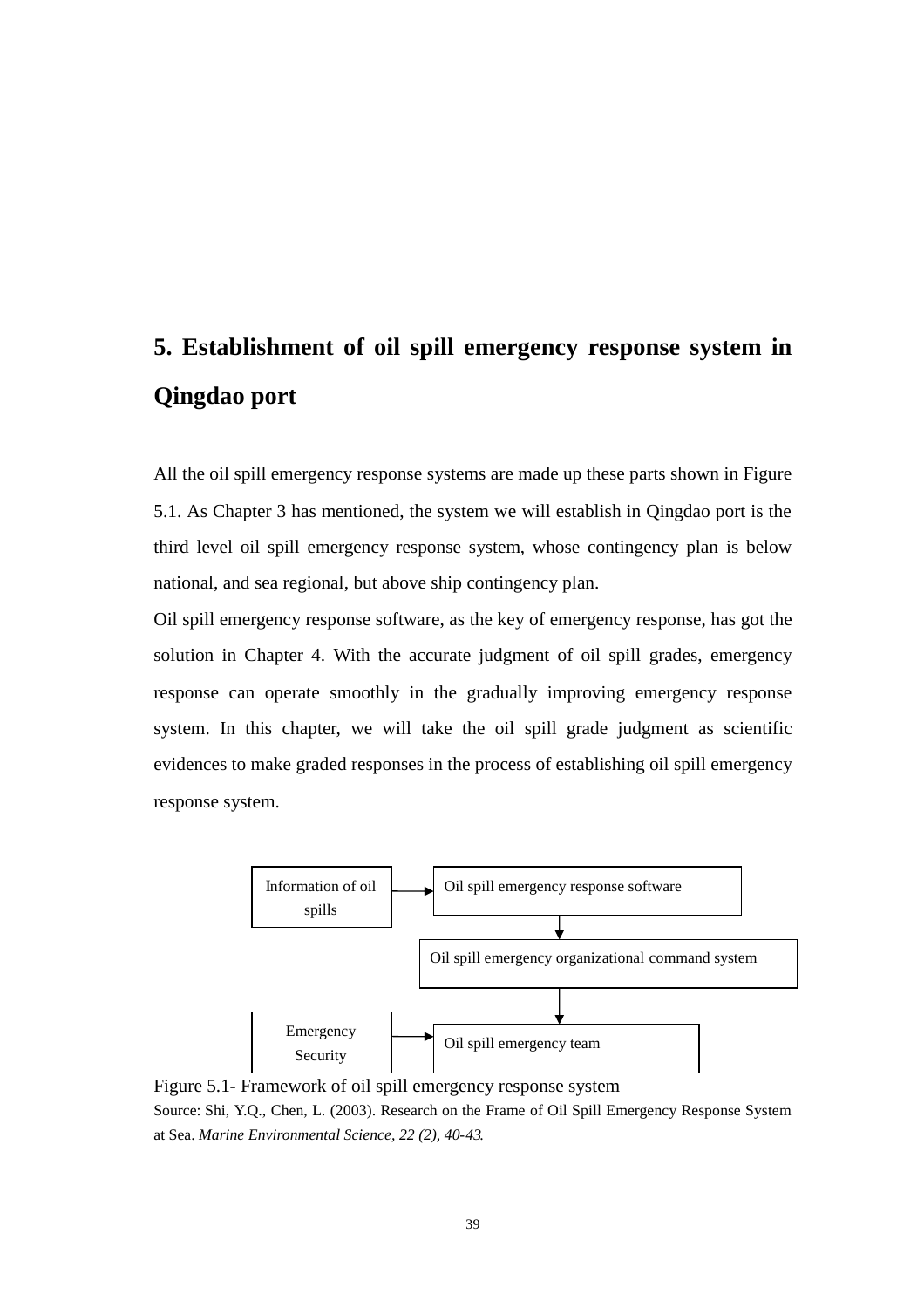# 5. Establishment of oil spill emergency response system in Qingdao port

All the oil spill emergency response systems are made up these parts shown in Figure 5.1. As Chapter 3 has mentioned, the system we will establish in Qingdao port is the third level oil spill emergency response system, whose contingency plan is below national, and sea regional, but above ship contingency plan.

Oil spill emergency response software, as the key of emergency response, has got the solution in Chapter 4. With the accurate judgment of oil spill grades, emergency response can operate smoothly in the gradually improving emergency response system. In this chapter, we will take the oil spill grade judgment as scientific evidences to make graded responses in the process of establishing oil spill emergency response system.

Information of oil spills

Oil spill emergency response software

Oil spill emergency organizational command system

Emergency Security

Oil spill emergency team

Figure 5.1- Framework of oil spill emergency response system

Source: Shi, Y.Q., Chen, L. (2003). Research on the Frame of Oil Spill Emergency Response System at Sea. *Marine Environmental Science, 22 (2), 40-43*.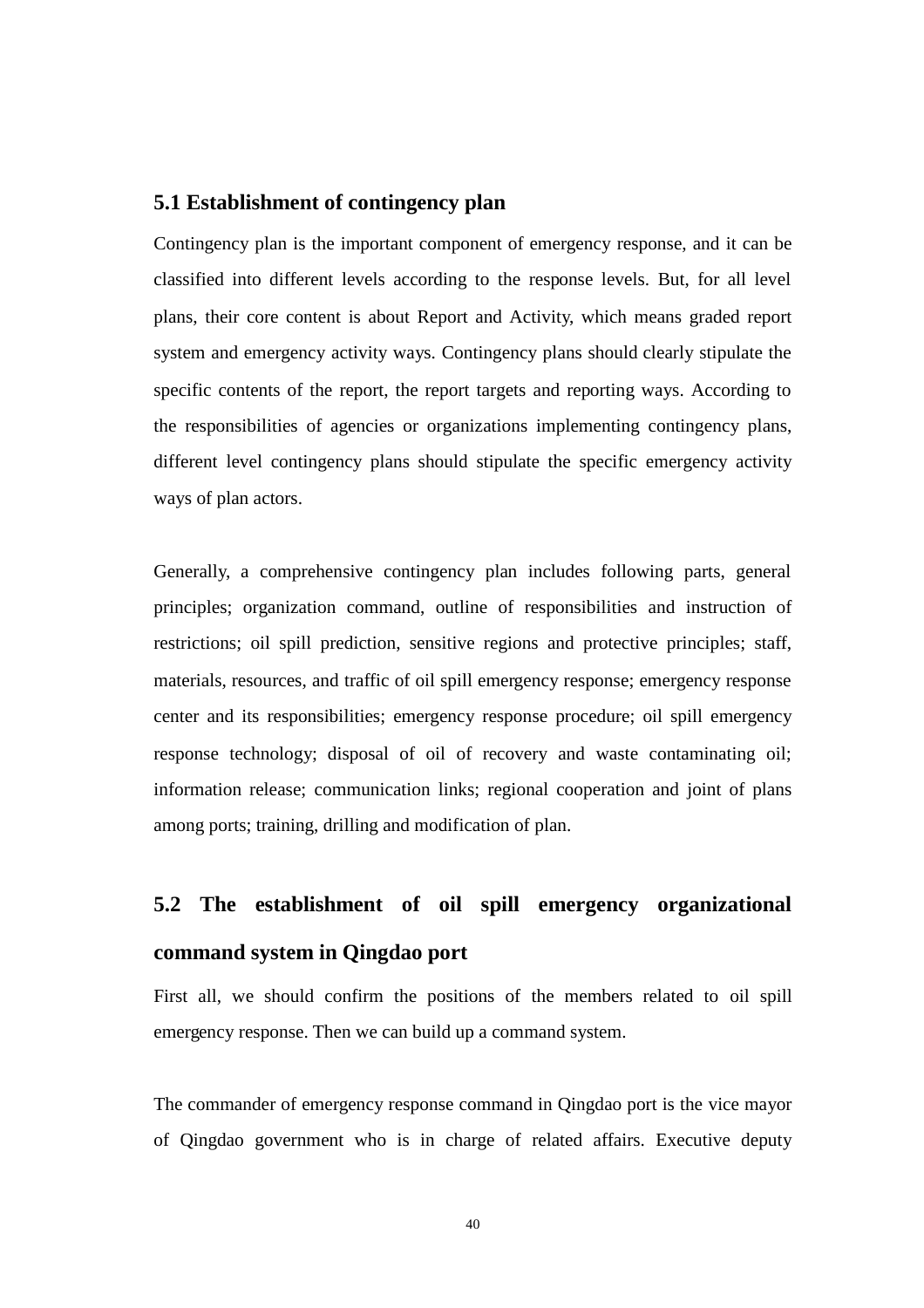## 5.1 Establishment of contingency plan

Contingency plan is the important component of emergency response, and it can be classified into different levels according to the response levels. But, for all level plans, their core content is about Report and Activity, which means graded report system and emergency activity ways. Contingency plans should clearly stipulate the specific contents of the report, the report targets and reporting ways. According to the responsibilities of agencies or organizations implementing contingency plans, different level contingency plans should stipulate the specific emergency activity ways of plan actors.

Generally, a comprehensive contingency plan includes following parts, general principles; organization command, outline of responsibilities and instruction of restrictions; oil spill prediction, sensitive regions and protective principles; staff, materials, resources, and traffic of oil spill emergency response; emergency response center and its responsibilities; emergency response procedure; oil spill emergency response technology; disposal of oil of recovery and waste contaminating oil; information release; communication links; regional cooperation and joint of plans among ports; training, drilling and modification of plan.

## 5.2 The establishment of oil spill emergency organizational command system in Qingdao port

First all, we should confirm the positions of the members related to oil spill emergency response. Then we can build up a command system.

The commander of emergency response command in Qingdao port is the vice mayor of Qingdao government who is in charge of related affairs. Executive deputy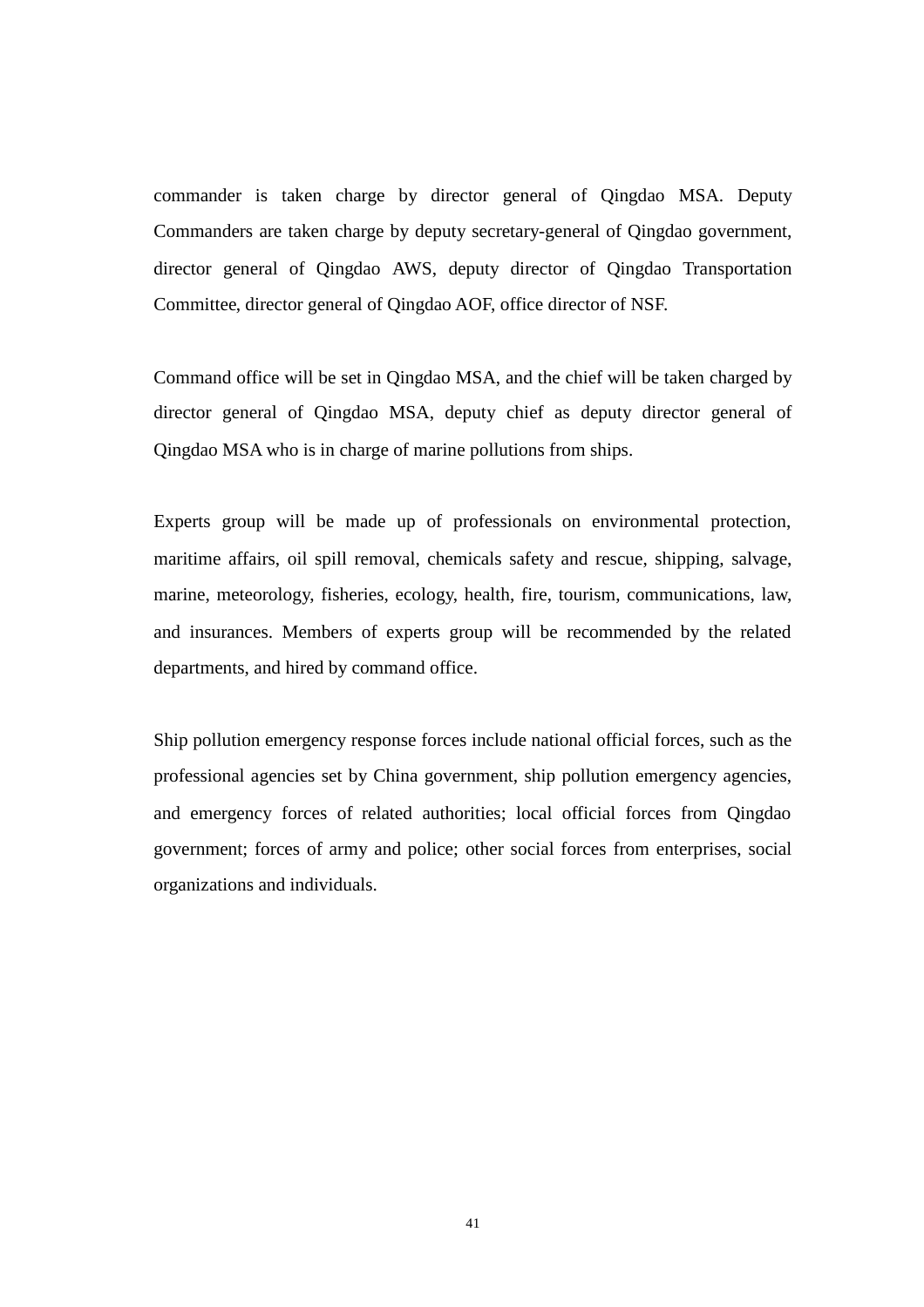commander is taken charge by director general of Qingdao MSA. Deputy Commanders are taken charge by deputy secretary-general of Qingdao government, director general of Qingdao AWS, deputy director of Qingdao Transportation Committee, director general of Qingdao AOF, office director of NSF.

Command office will be set in Qingdao MSA, and the chief will be taken charged by director general of Qingdao MSA, deputy chief as deputy director general of Qingdao MSA who is in charge of marine pollutions from ships.

Experts group will be made up of professionals on environmental protection, maritime affairs, oil spill removal, chemicals safety and rescue, shipping, salvage, marine, meteorology, fisheries, ecology, health, fire, tourism, communications, law, and insurances. Members of experts group will be recommended by the related departments, and hired by command office.

Ship pollution emergency response forces include national official forces, such as the professional agencies set by China government, ship pollution emergency agencies, and emergency forces of related authorities; local official forces from Qingdao government; forces of army and police; other social forces from enterprises, social organizations and individuals.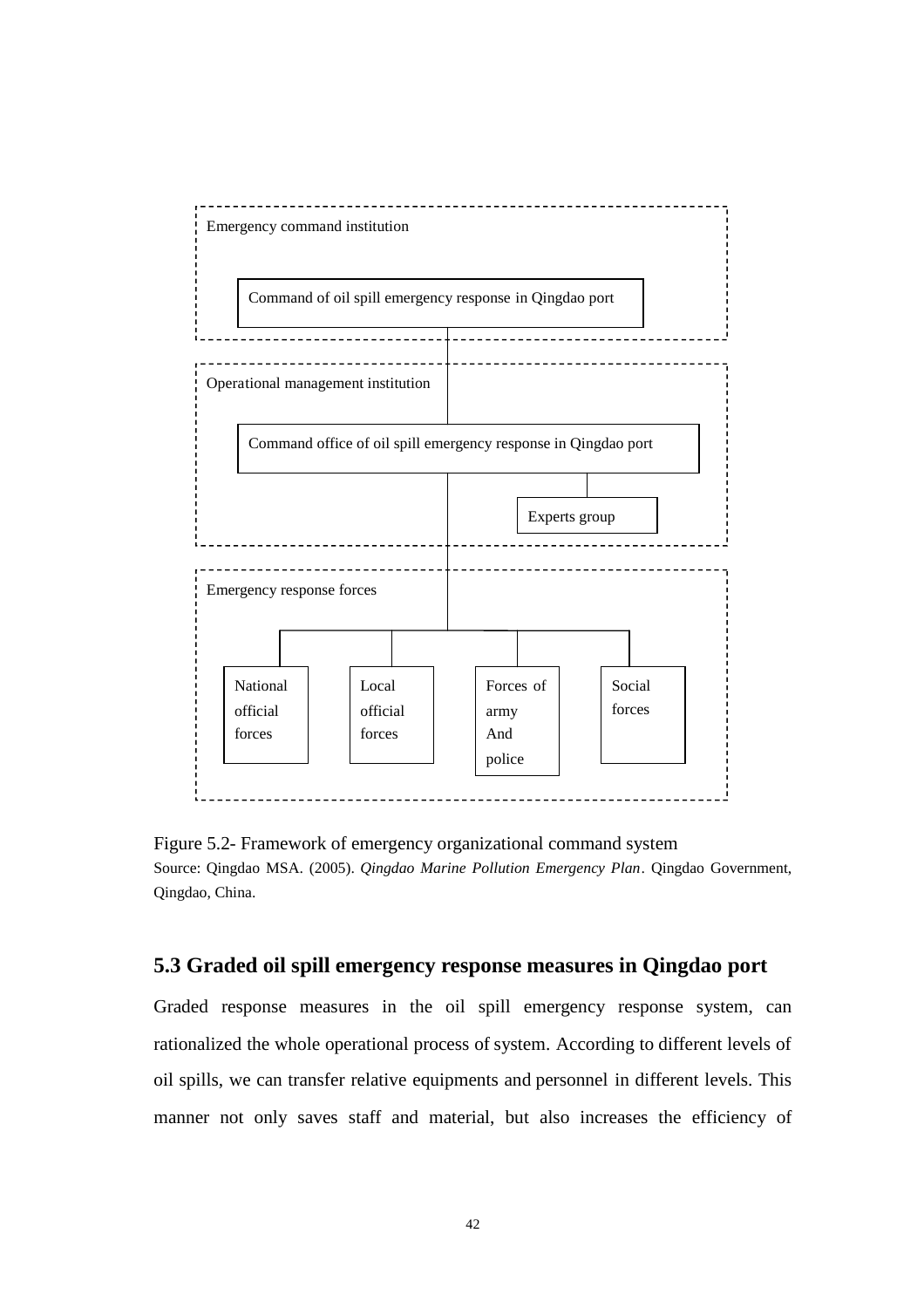Emergency command institution

Command of oil spill emergency response in Qingdao port

Operational management institution

Command office of oil spill emergency response in Qingdao port

Experts group

Emergency response forces

National official forces

Local official forces

Forces of army And police

Social forces

Figure 5.2- Framework of emergency organizational command system

Source: Qingdao MSA. (2005). *Qingdao Marine Pollution Emergency Plan*. Qingdao Government, Qingdao, China.

## 5.3 Graded oil spill emergency response measures in Qingdao port

Graded response measures in the oil spill emergency response system, can rationalized the whole operational process of system. According to different levels of oil spills, we can transfer relative equipments and personnel in different levels. This manner not only saves staff and material, but also increases the efficiency of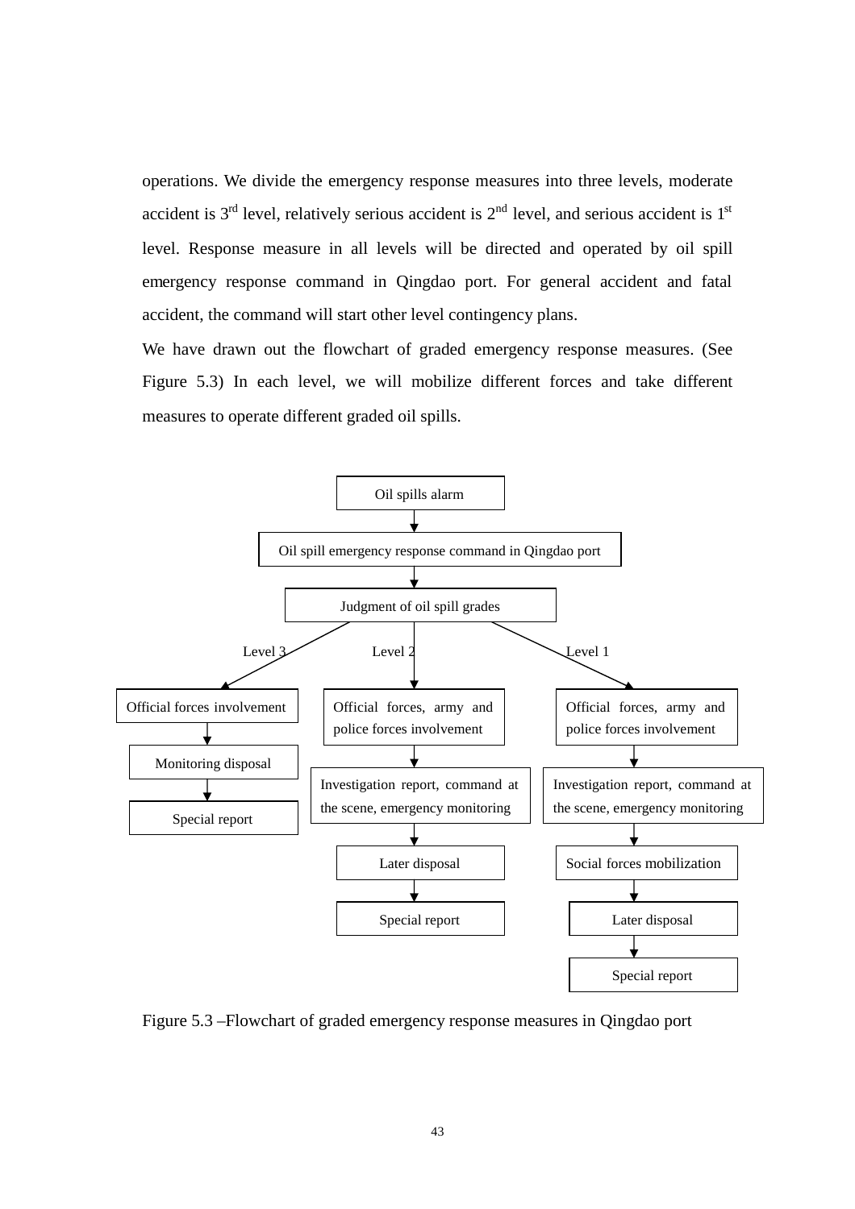operations. We divide the emergency response measures into three levels, moderate accident is 3rd level, relatively serious accident is 2nd level, and serious accident is 1st level. Response measure in all levels will be directed and operated by oil spill emergency response command in Qingdao port. For general accident and fatal accident, the command will start other level contingency plans.

We have drawn out the flowchart of graded emergency response measures. (See Figure 5.3) In each level, we will mobilize different forces and take different measures to operate different graded oil spills.

Oil spills alarm

Oil spill emergency response command in Qingdao port

Judgment of oil spill grades

Level 3

Level 2

Level 1

Official forces involvement

Monitoring disposal

Special report

Official forces, army and police forces involvement

Investigation report, command at the scene, emergency monitoring

Later disposal

Special report

Official forces, army and police forces involvement

Investigation report, command at the scene, emergency monitoring

Social forces mobilization

Later disposal

Special report

Figure 5.3 –Flowchart of graded emergency response measures in Qingdao port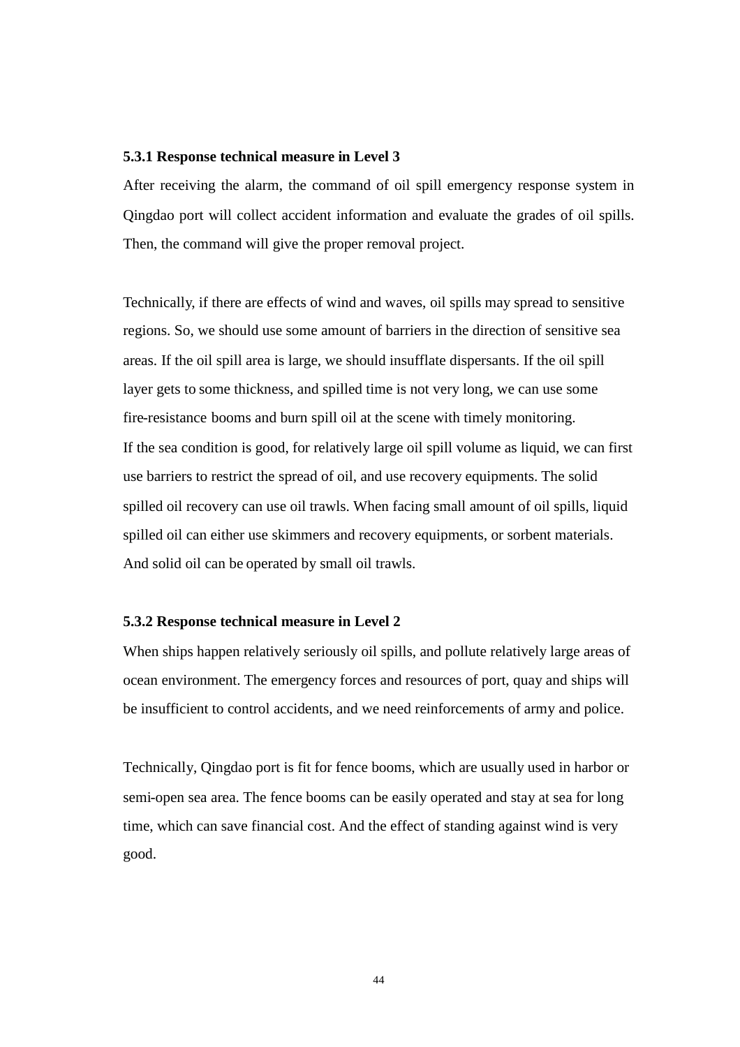### 5.3.1 Response technical measure in Level 3

After receiving the alarm, the command of oil spill emergency response system in Qingdao port will collect accident information and evaluate the grades of oil spills. Then, the command will give the proper removal project.

Technically, if there are effects of wind and waves, oil spills may spread to sensitive regions. So, we should use some amount of barriers in the direction of sensitive sea areas. If the oil spill area is large, we should insufflate dispersants. If the oil spill layer gets to some thickness, and spilled time is not very long, we can use some fire-resistance booms and burn spill oil at the scene with timely monitoring.
If the sea condition is good, for relatively large oil spill volume as liquid, we can first use barriers to restrict the spread of oil, and use recovery equipments. The solid spilled oil recovery can use oil trawls. When facing small amount of oil spills, liquid spilled oil can either use skimmers and recovery equipments, or sorbent materials. And solid oil can be operated by small oil trawls.

### 5.3.2 Response technical measure in Level 2

When ships happen relatively seriously oil spills, and pollute relatively large areas of ocean environment. The emergency forces and resources of port, quay and ships will be insufficient to control accidents, and we need reinforcements of army and police.

Technically, Qingdao port is fit for fence booms, which are usually used in harbor or semi-open sea area. The fence booms can be easily operated and stay at sea for long time, which can save financial cost. And the effect of standing against wind is very good.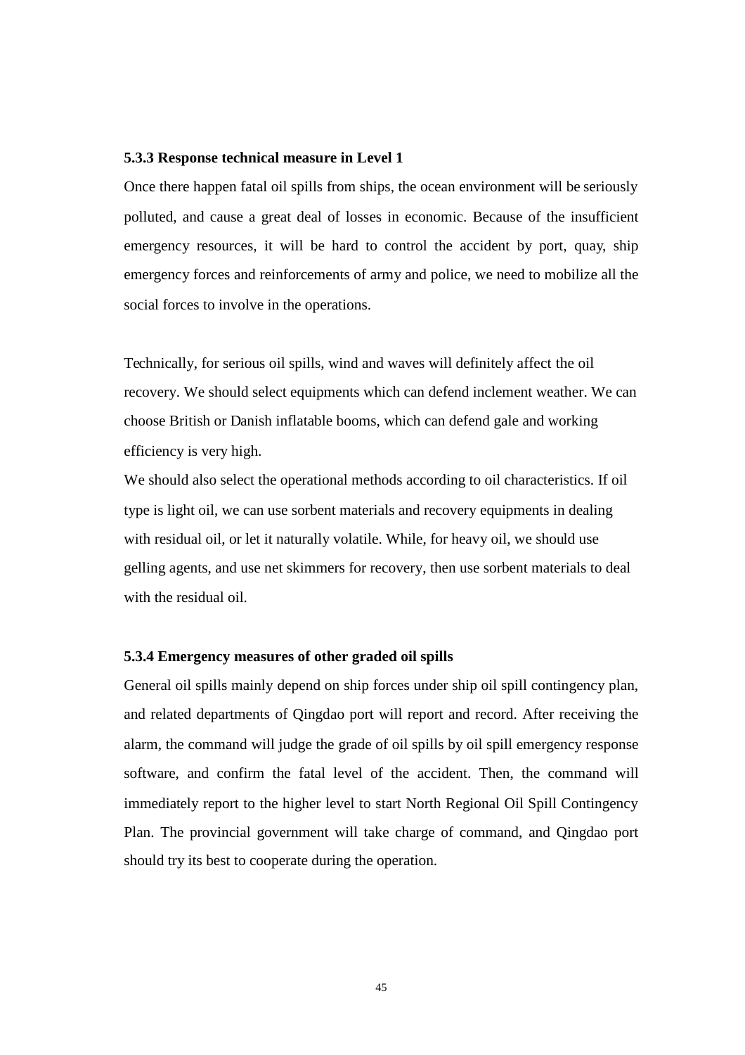### 5.3.3 Response technical measure in Level 1

Once there happen fatal oil spills from ships, the ocean environment will be seriously polluted, and cause a great deal of losses in economic. Because of the insufficient emergency resources, it will be hard to control the accident by port, quay, ship emergency forces and reinforcements of army and police, we need to mobilize all the social forces to involve in the operations.

Technically, for serious oil spills, wind and waves will definitely affect the oil recovery. We should select equipments which can defend inclement weather. We can choose British or Danish inflatable booms, which can defend gale and working efficiency is very high.

We should also select the operational methods according to oil characteristics. If oil type is light oil, we can use sorbent materials and recovery equipments in dealing with residual oil, or let it naturally volatile. While, for heavy oil, we should use gelling agents, and use net skimmers for recovery, then use sorbent materials to deal with the residual oil.

### 5.3.4 Emergency measures of other graded oil spills

General oil spills mainly depend on ship forces under ship oil spill contingency plan, and related departments of Qingdao port will report and record. After receiving the alarm, the command will judge the grade of oil spills by oil spill emergency response software, and confirm the fatal level of the accident. Then, the command will immediately report to the higher level to start North Regional Oil Spill Contingency Plan. The provincial government will take charge of command, and Qingdao port should try its best to cooperate during the operation.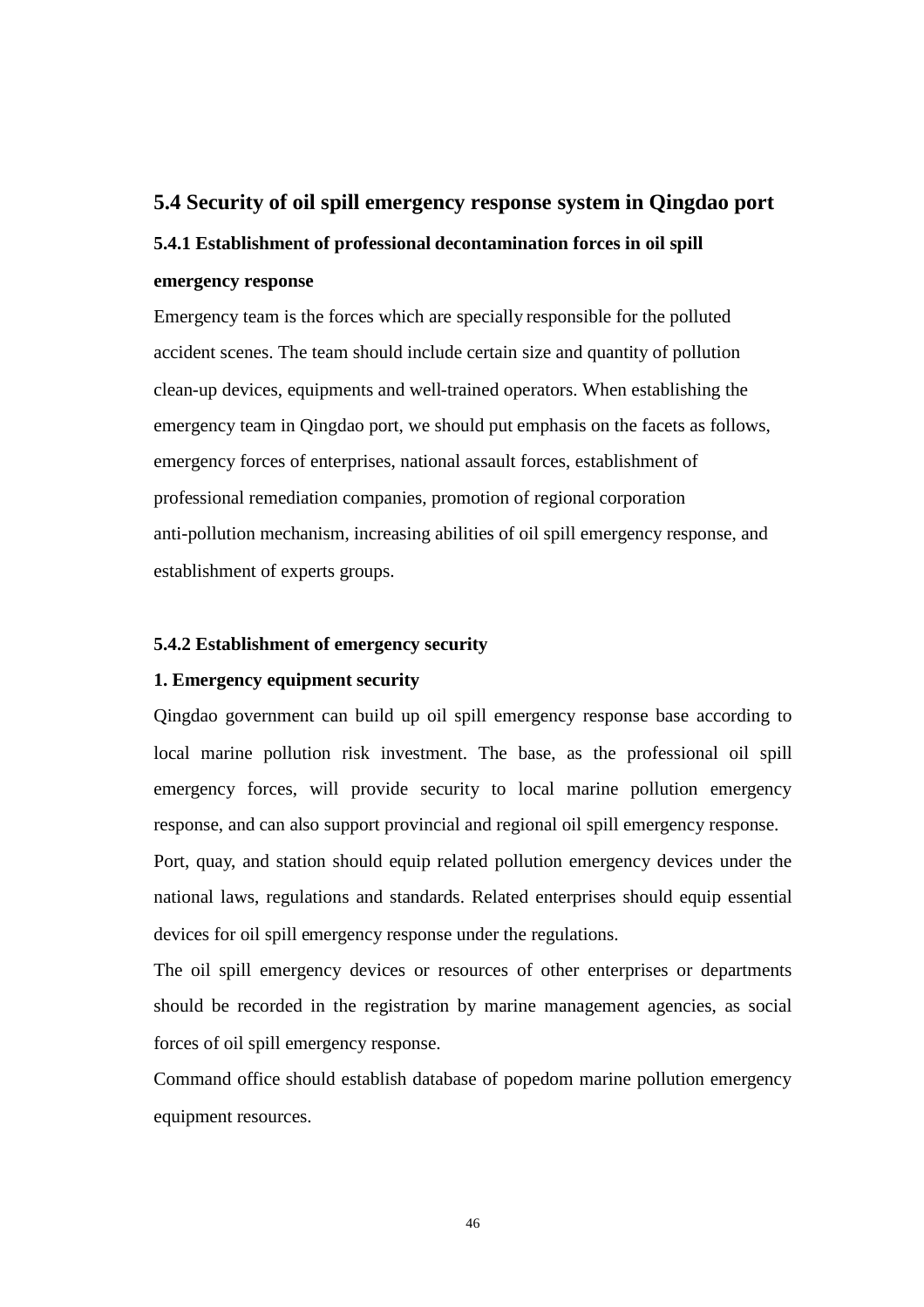## 5.4 Security of oil spill emergency response system in Qingdao port

### 5.4.1 Establishment of professional decontamination forces in oil spill emergency response

Emergency team is the forces which are specially responsible for the polluted accident scenes. The team should include certain size and quantity of pollution clean-up devices, equipments and well-trained operators. When establishing the emergency team in Qingdao port, we should put emphasis on the facets as follows, emergency forces of enterprises, national assault forces, establishment of professional remediation companies, promotion of regional corporation anti-pollution mechanism, increasing abilities of oil spill emergency response, and establishment of experts groups.

### 5.4.2 Establishment of emergency security

**1. Emergency equipment security**

Qingdao government can build up oil spill emergency response base according to local marine pollution risk investment. The base, as the professional oil spill emergency forces, will provide security to local marine pollution emergency response, and can also support provincial and regional oil spill emergency response.

Port, quay, and station should equip related pollution emergency devices under the national laws, regulations and standards. Related enterprises should equip essential devices for oil spill emergency response under the regulations.

The oil spill emergency devices or resources of other enterprises or departments should be recorded in the registration by marine management agencies, as social forces of oil spill emergency response.

Command office should establish database of popedom marine pollution emergency equipment resources.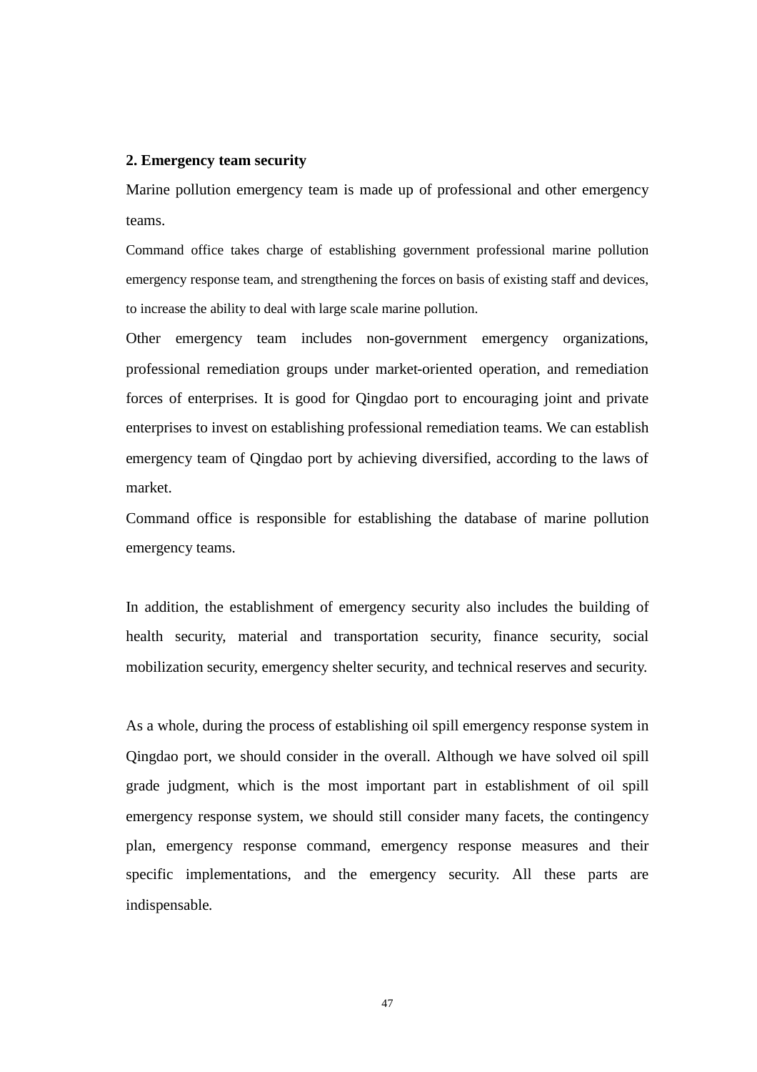**2. Emergency team security**

Marine pollution emergency team is made up of professional and other emergency teams.

Command office takes charge of establishing government professional marine pollution emergency response team, and strengthening the forces on basis of existing staff and devices, to increase the ability to deal with large scale marine pollution.

Other emergency team includes non-government emergency organizations, professional remediation groups under market-oriented operation, and remediation forces of enterprises. It is good for Qingdao port to encouraging joint and private enterprises to invest on establishing professional remediation teams. We can establish emergency team of Qingdao port by achieving diversified, according to the laws of market.

Command office is responsible for establishing the database of marine pollution emergency teams.

In addition, the establishment of emergency security also includes the building of health security, material and transportation security, finance security, social mobilization security, emergency shelter security, and technical reserves and security.

As a whole, during the process of establishing oil spill emergency response system in Qingdao port, we should consider in the overall. Although we have solved oil spill grade judgment, which is the most important part in establishment of oil spill emergency response system, we should still consider many facets, the contingency plan, emergency response command, emergency response measures and their specific implementations, and the emergency security. All these parts are indispensable.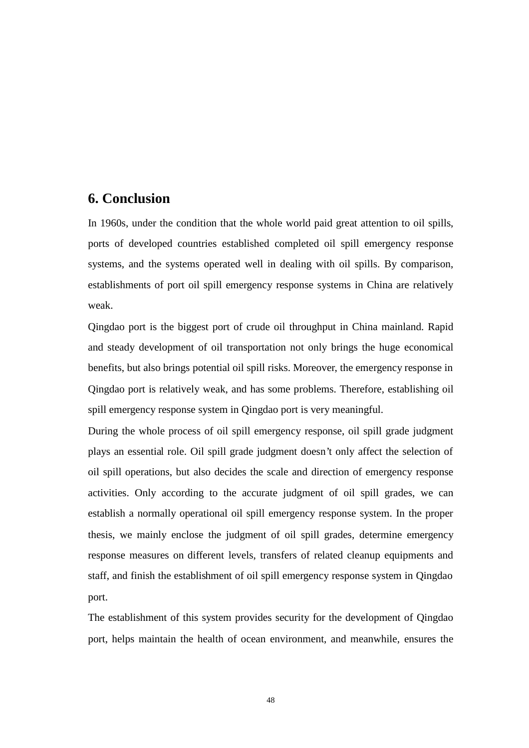# 6. Conclusion

In 1960s, under the condition that the whole world paid great attention to oil spills, ports of developed countries established completed oil spill emergency response systems, and the systems operated well in dealing with oil spills. By comparison, establishments of port oil spill emergency response systems in China are relatively weak.

Qingdao port is the biggest port of crude oil throughput in China mainland. Rapid and steady development of oil transportation not only brings the huge economical benefits, but also brings potential oil spill risks. Moreover, the emergency response in Qingdao port is relatively weak, and has some problems. Therefore, establishing oil spill emergency response system in Qingdao port is very meaningful.

During the whole process of oil spill emergency response, oil spill grade judgment plays an essential role. Oil spill grade judgment doesn't only affect the selection of oil spill operations, but also decides the scale and direction of emergency response activities. Only according to the accurate judgment of oil spill grades, we can establish a normally operational oil spill emergency response system. In the proper thesis, we mainly enclose the judgment of oil spill grades, determine emergency response measures on different levels, transfers of related cleanup equipments and staff, and finish the establishment of oil spill emergency response system in Qingdao port.

The establishment of this system provides security for the development of Qingdao port, helps maintain the health of ocean environment, and meanwhile, ensures the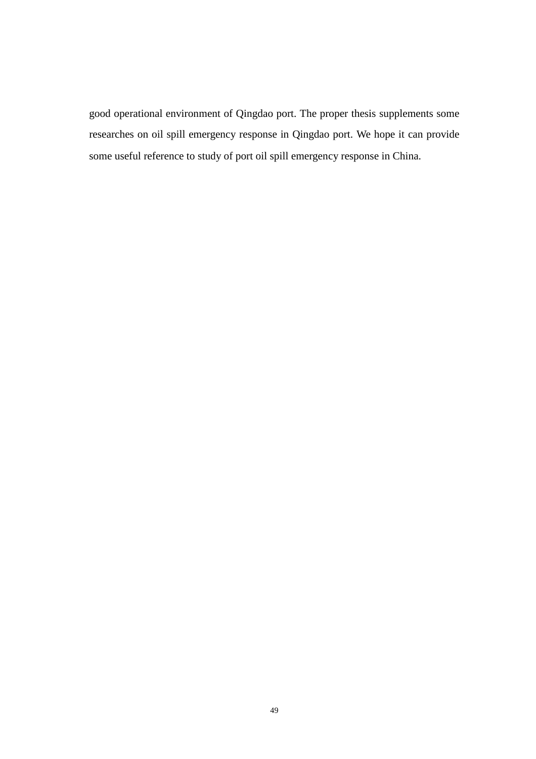good operational environment of Qingdao port. The proper thesis supplements some researches on oil spill emergency response in Qingdao port. We hope it can provide some useful reference to study of port oil spill emergency response in China.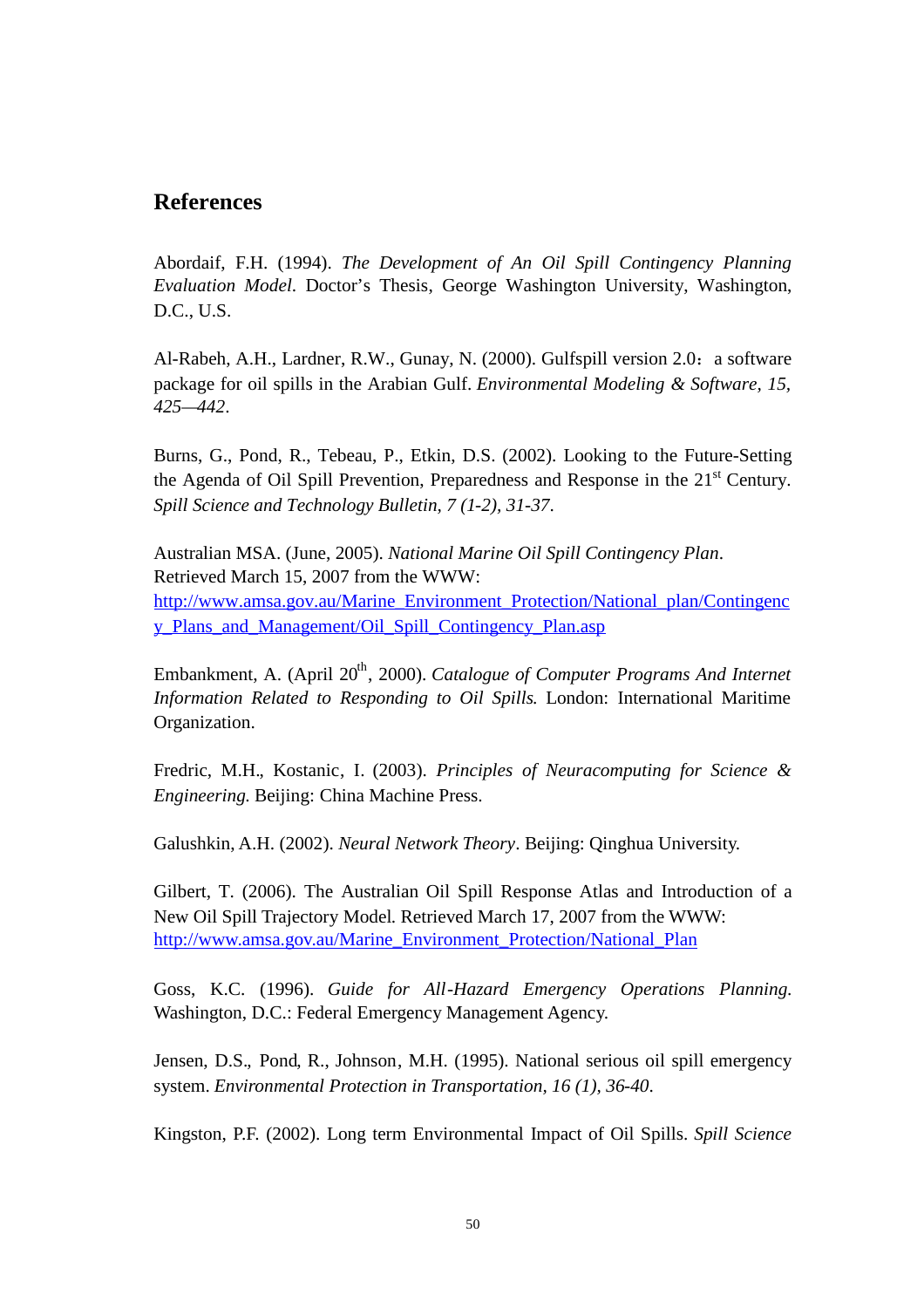## References

Abordaif, F.H. (1994). *The Development of An Oil Spill Contingency Planning Evaluation Model*. Doctor's Thesis, George Washington University, Washington, D.C., U.S.

Al-Rabeh, A.H., Lardner, R.W., Gunay, N. (2000). Gulfspill version 2.0：a software package for oil spills in the Arabian Gulf. *Environmental Modeling & Software, 15, 425—442*.

Burns, G., Pond, R., Tebeau, P., Etkin, D.S. (2002). Looking to the Future-Setting the Agenda of Oil Spill Prevention, Preparedness and Response in the 21st Century. *Spill Science and Technology Bulletin, 7 (1-2), 31-37*.

Australian MSA. (June, 2005). *National Marine Oil Spill Contingency Plan*. Retrieved March 15, 2007 from the WWW: http://www.amsa.gov.au/Marine_Environment_Protection/National_plan/Contingency_Plans_and_Management/Oil_Spill_Contingency_Plan.asp

Embankment, A. (April 20th, 2000). *Catalogue of Computer Programs And Internet Information Related to Responding to Oil Spills.* London: International Maritime Organization.

Fredric, M.H., Kostanic, I. (2003). *Principles of Neuracomputing for Science & Engineering.* Beijing: China Machine Press.

Galushkin, A.H. (2002). *Neural Network Theory*. Beijing: Qinghua University.

Gilbert, T. (2006). The Australian Oil Spill Response Atlas and Introduction of a New Oil Spill Trajectory Model. Retrieved March 17, 2007 from the WWW: http://www.amsa.gov.au/Marine_Environment_Protection/National_Plan

Goss, K.C. (1996). *Guide for All-Hazard Emergency Operations Planning.* Washington, D.C.: Federal Emergency Management Agency.

Jensen, D.S., Pond, R., Johnson, M.H. (1995). National serious oil spill emergency system. *Environmental Protection in Transportation, 16 (1), 36-40*.

Kingston, P.F. (2002). Long term Environmental Impact of Oil Spills. *Spill Science*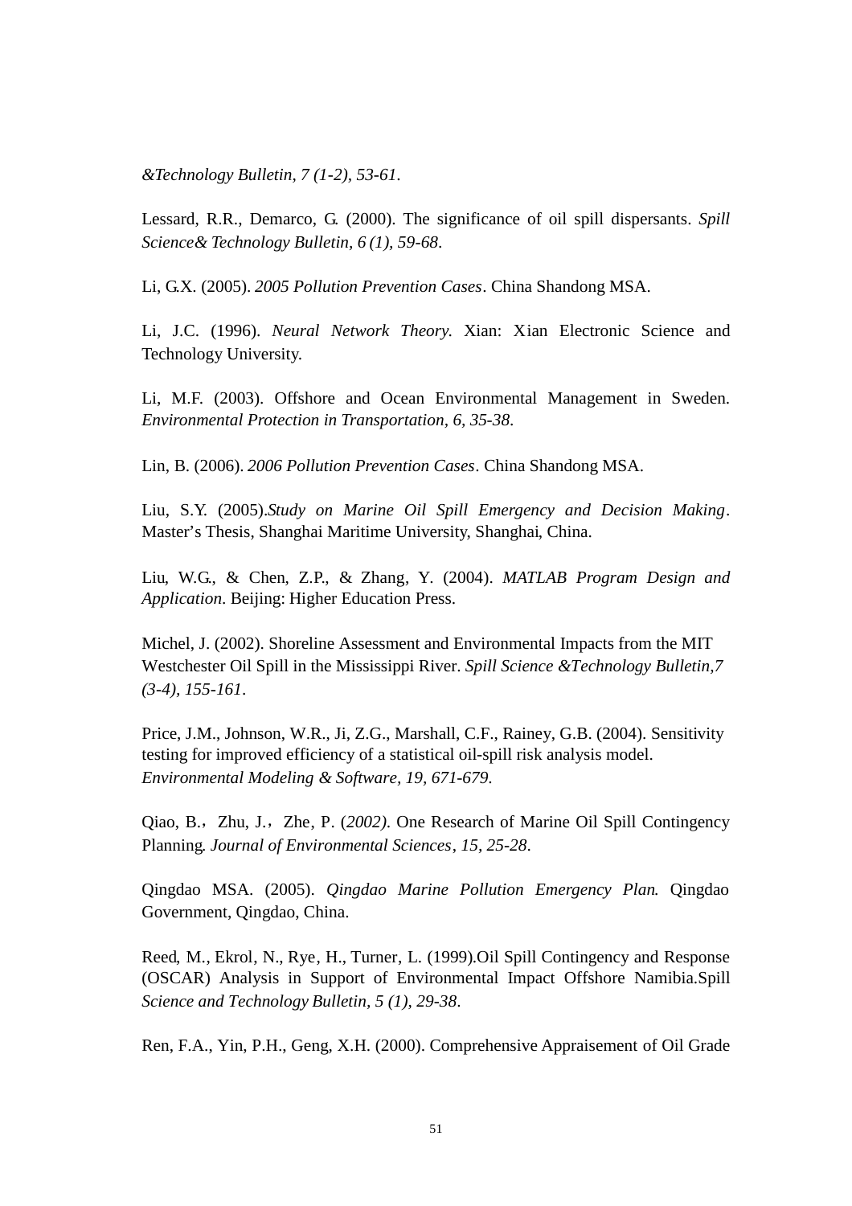*&Technology Bulletin, 7 (1-2), 53-61.*

Lessard, R.R., Demarco, G. (2000). The significance of oil spill dispersants. *Spill Science& Technology Bulletin, 6 (1), 59-68.*

Li, G.X. (2005). *2005 Pollution Prevention Cases*. China Shandong MSA.

Li, J.C. (1996). *Neural Network Theory.* Xian: Xian Electronic Science and Technology University.

Li, M.F. (2003). Offshore and Ocean Environmental Management in Sweden. *Environmental Protection in Transportation, 6, 35-38.*

Lin, B. (2006). *2006 Pollution Prevention Cases*. China Shandong MSA.

Liu, S.Y. (2005).*Study on Marine Oil Spill Emergency and Decision Making*. Master's Thesis, Shanghai Maritime University, Shanghai, China.

Liu, W.G., & Chen, Z.P., & Zhang, Y. (2004). *MATLAB Program Design and Application*. Beijing: Higher Education Press.

Michel, J. (2002). Shoreline Assessment and Environmental Impacts from the MIT Westchester Oil Spill in the Mississippi River. *Spill Science &Technology Bulletin,7 (3-4), 155-161.*

Price, J.M., Johnson, W.R., Ji, Z.G., Marshall, C.F., Rainey, G.B. (2004). Sensitivity testing for improved efficiency of a statistical oil-spill risk analysis model. *Environmental Modeling & Software, 19, 671-679.*

Qiao, B., Zhu, J., Zhe, P. (*2002)*. One Research of Marine Oil Spill Contingency Planning. *Journal of Environmental Sciences*, *15, 25-28*.

Qingdao MSA. (2005). *Qingdao Marine Pollution Emergency Plan.* Qingdao Government, Qingdao, China.

Reed, M., Ekrol, N., Rye, H., Turner, L. (1999).Oil Spill Contingency and Response (OSCAR) Analysis in Support of Environmental Impact Offshore Namibia.Spill *Science and Technology Bulletin, 5 (1), 29-38.*

Ren, F.A., Yin, P.H., Geng, X.H. (2000). Comprehensive Appraisement of Oil Grade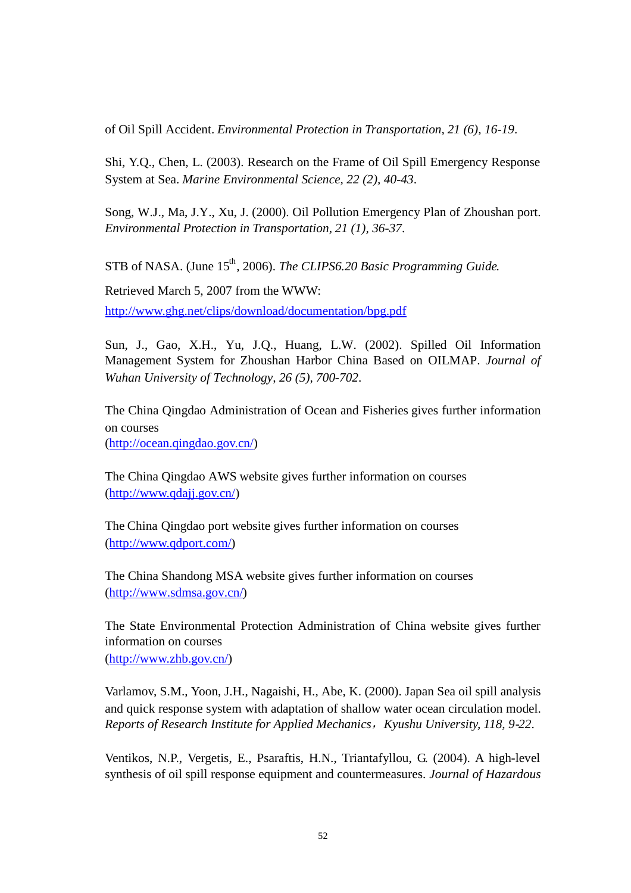of Oil Spill Accident. *Environmental Protection in Transportation, 21 (6), 16-19*.

Shi, Y.Q., Chen, L. (2003). Research on the Frame of Oil Spill Emergency Response System at Sea. *Marine Environmental Science, 22 (2), 40-43*.

Song, W.J., Ma, J.Y., Xu, J. (2000). Oil Pollution Emergency Plan of Zhoushan port. *Environmental Protection in Transportation, 21 (1), 36-37*.

STB of NASA. (June 15th, 2006). *The CLIPS6.20 Basic Programming Guide*.

Retrieved March 5, 2007 from the WWW:

http://www.ghg.net/clips/download/documentation/bpg.pdf

Sun, J., Gao, X.H., Yu, J.Q., Huang, L.W. (2002). Spilled Oil Information Management System for Zhoushan Harbor China Based on OILMAP. *Journal of Wuhan University of Technology, 26 (5), 700-702*.

The China Qingdao Administration of Ocean and Fisheries gives further information on courses
(http://ocean.qingdao.gov.cn/)

The China Qingdao AWS website gives further information on courses
(http://www.qdajj.gov.cn/)

The China Qingdao port website gives further information on courses
(http://www.qdport.com/)

The China Shandong MSA website gives further information on courses
(http://www.sdmsa.gov.cn/)

The State Environmental Protection Administration of China website gives further information on courses
(http://www.zhb.gov.cn/)

Varlamov, S.M., Yoon, J.H., Nagaishi, H., Abe, K. (2000). Japan Sea oil spill analysis and quick response system with adaptation of shallow water ocean circulation model. *Reports of Research Institute for Applied Mechanics，Kyushu University, 118, 9-22*.

Ventikos, N.P., Vergetis, E., Psaraftis, H.N., Triantafyllou, G. (2004). A high-level synthesis of oil spill response equipment and countermeasures. *Journal of Hazardous*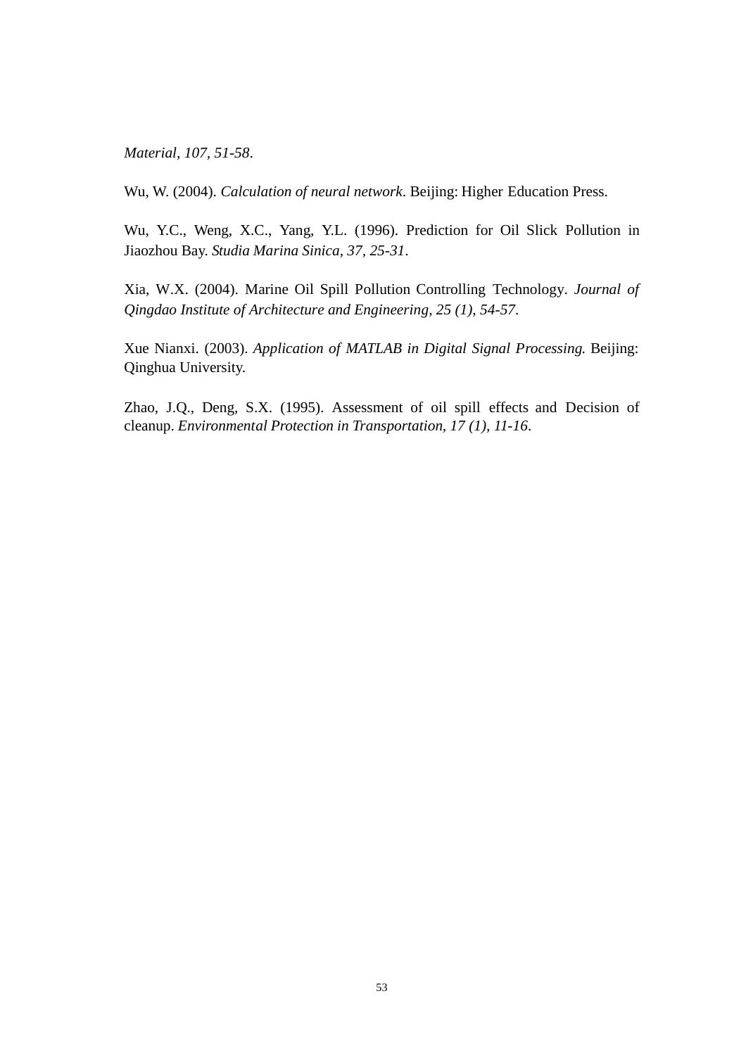*Material, 107, 51-58*.

Wu, W. (2004). *Calculation of neural network*. Beijing: Higher Education Press.

Wu, Y.C., Weng, X.C., Yang, Y.L. (1996). Prediction for Oil Slick Pollution in Jiaozhou Bay. *Studia Marina Sinica, 37, 25-31*.

Xia, W.X. (2004). Marine Oil Spill Pollution Controlling Technology. *Journal of Qingdao Institute of Architecture and Engineering, 25 (1), 54-57*.

Xue Nianxi. (2003). *Application of MATLAB in Digital Signal Processing.* Beijing: Qinghua University.

Zhao, J.Q., Deng, S.X. (1995). Assessment of oil spill effects and Decision of cleanup. *Environmental Protection in Transportation, 17 (1), 11-16*.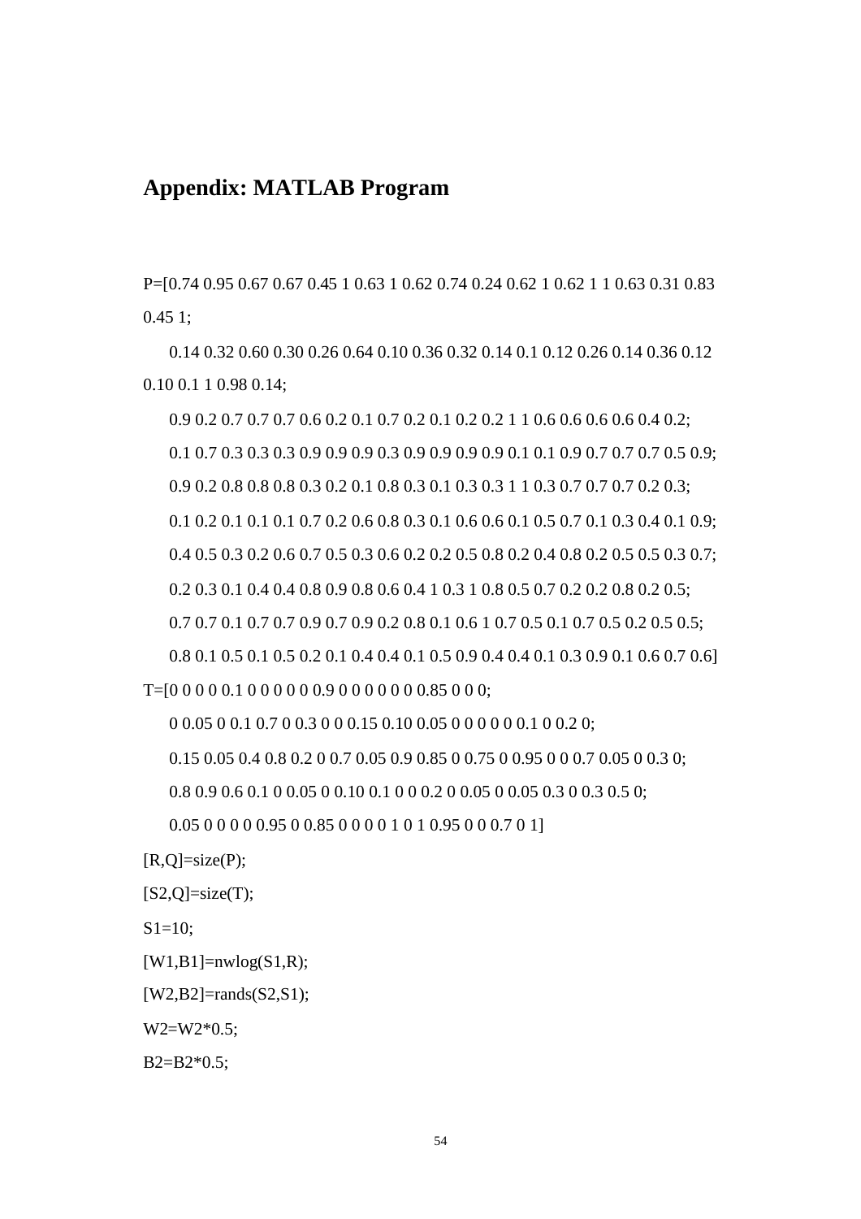## Appendix: MATLAB Program

```
P=[0.74 0.95 0.67 0.67 0.45 1 0.63 1 0.62 0.74 0.24 0.62 1 0.62 1 1 0.63 0.31 0.83
0.45 1;
    0.14 0.32 0.60 0.30 0.26 0.64 0.10 0.36 0.32 0.14 0.1 0.12 0.26 0.14 0.36 0.12
0.10 0.1 1 0.98 0.14;
    0.9 0.2 0.7 0.7 0.7 0.6 0.2 0.1 0.7 0.2 0.1 0.2 0.2 1 1 0.6 0.6 0.6 0.6 0.4 0.2;
    0.1 0.7 0.3 0.3 0.3 0.9 0.9 0.9 0.3 0.9 0.9 0.9 0.9 0.1 0.1 0.9 0.7 0.7 0.7 0.5 0.9;
    0.9 0.2 0.8 0.8 0.8 0.3 0.2 0.1 0.8 0.3 0.1 0.3 0.3 1 1 0.3 0.7 0.7 0.7 0.2 0.3;
    0.1 0.2 0.1 0.1 0.1 0.7 0.2 0.6 0.8 0.3 0.1 0.6 0.6 0.1 0.5 0.7 0.1 0.3 0.4 0.1 0.9;
    0.4 0.5 0.3 0.2 0.6 0.7 0.5 0.3 0.6 0.2 0.2 0.5 0.8 0.2 0.4 0.8 0.2 0.5 0.5 0.3 0.7;
    0.2 0.3 0.1 0.4 0.4 0.8 0.9 0.8 0.6 0.4 1 0.3 1 0.8 0.5 0.7 0.2 0.2 0.8 0.2 0.5;
    0.7 0.7 0.1 0.7 0.7 0.9 0.7 0.9 0.2 0.8 0.1 0.6 1 0.7 0.5 0.1 0.7 0.5 0.2 0.5 0.5;
    0.8 0.1 0.5 0.1 0.5 0.2 0.1 0.4 0.4 0.1 0.5 0.9 0.4 0.4 0.1 0.3 0.9 0.1 0.6 0.7 0.6]
T=[0 0 0 0 0.1 0 0 0 0 0 0.9 0 0 0 0 0 0 0.85 0 0 0;
    0 0.05 0 0.1 0.7 0 0.3 0 0 0.15 0.10 0.05 0 0 0 0 0 0.1 0 0.2 0;
    0.15 0.05 0.4 0.8 0.2 0 0.7 0.05 0.9 0.85 0 0.75 0 0.95 0 0 0.7 0.05 0 0.3 0;
    0.8 0.9 0.6 0.1 0 0.05 0 0.10 0.1 0 0 0.2 0 0.05 0 0.05 0.3 0 0.3 0.5 0;
    0.05 0 0 0 0 0.95 0 0.85 0 0 0 0 1 0 1 0.95 0 0 0.7 0 1]
[R,Q]=size(P);
[S2,Q]=size(T);
S1=10;
[W1,B1]=nwlog(S1,R);
[W2,B2]=rands(S2,S1);
W2=W2*0.5;
B2=B2*0.5;
```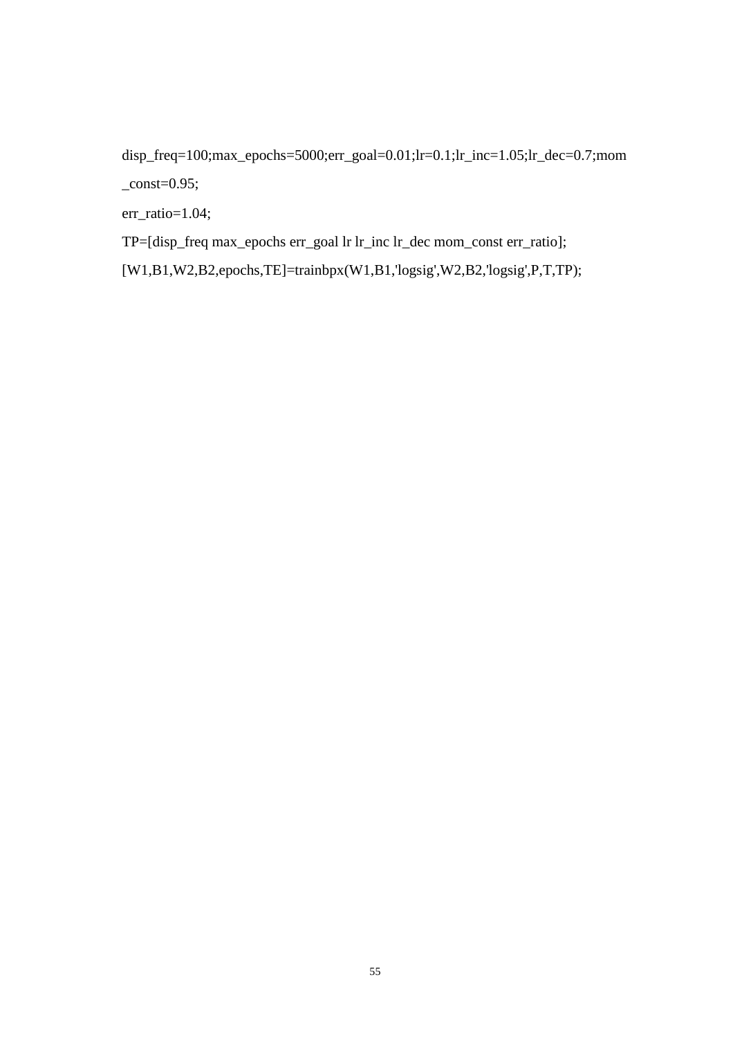```
disp_freq=100;max_epochs=5000;err_goal=0.01;lr=0.1;lr_inc=1.05;lr_dec=0.7;mom
_const=0.95;
err_ratio=1.04;
TP=[disp_freq max_epochs err_goal lr lr_inc lr_dec mom_const err_ratio];
[W1,B1,W2,B2,epochs,TE]=trainbpx(W1,B1,'logsig',W2,B2,'logsig',P,T,TP);
```